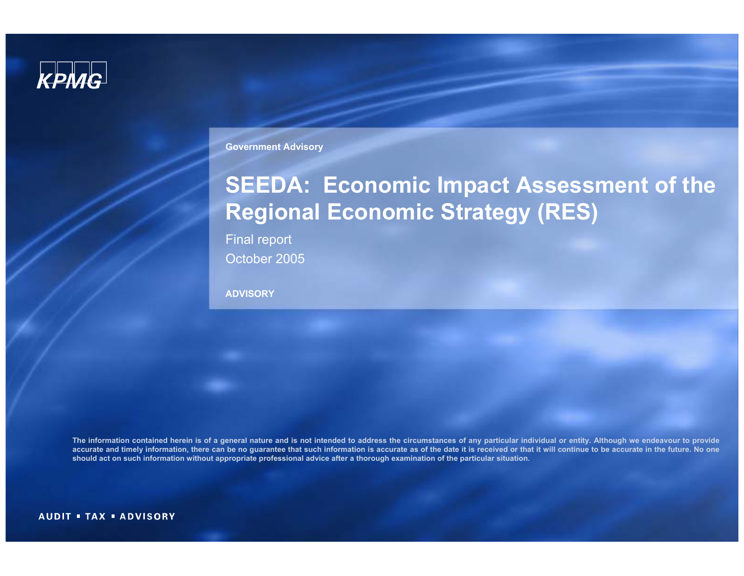KPMG

Government Advisory

# SEEDA: Economic Impact Assessment of the Regional Economic Strategy (RES)

Final report

October 2005

**ADVISORY**

The information contained herein is of a general nature and is not intended to address the circumstances of any particular individual or entity. Although we endeavour to provide accurate and timely information, there can be no guarantee that such information is accurate as of the date it is received or that it will continue to be accurate in the future. No one should act on such information without appropriate professional advice after a thorough examination of the particular situation.

AUDIT ▪ TAX ▪ ADVISORY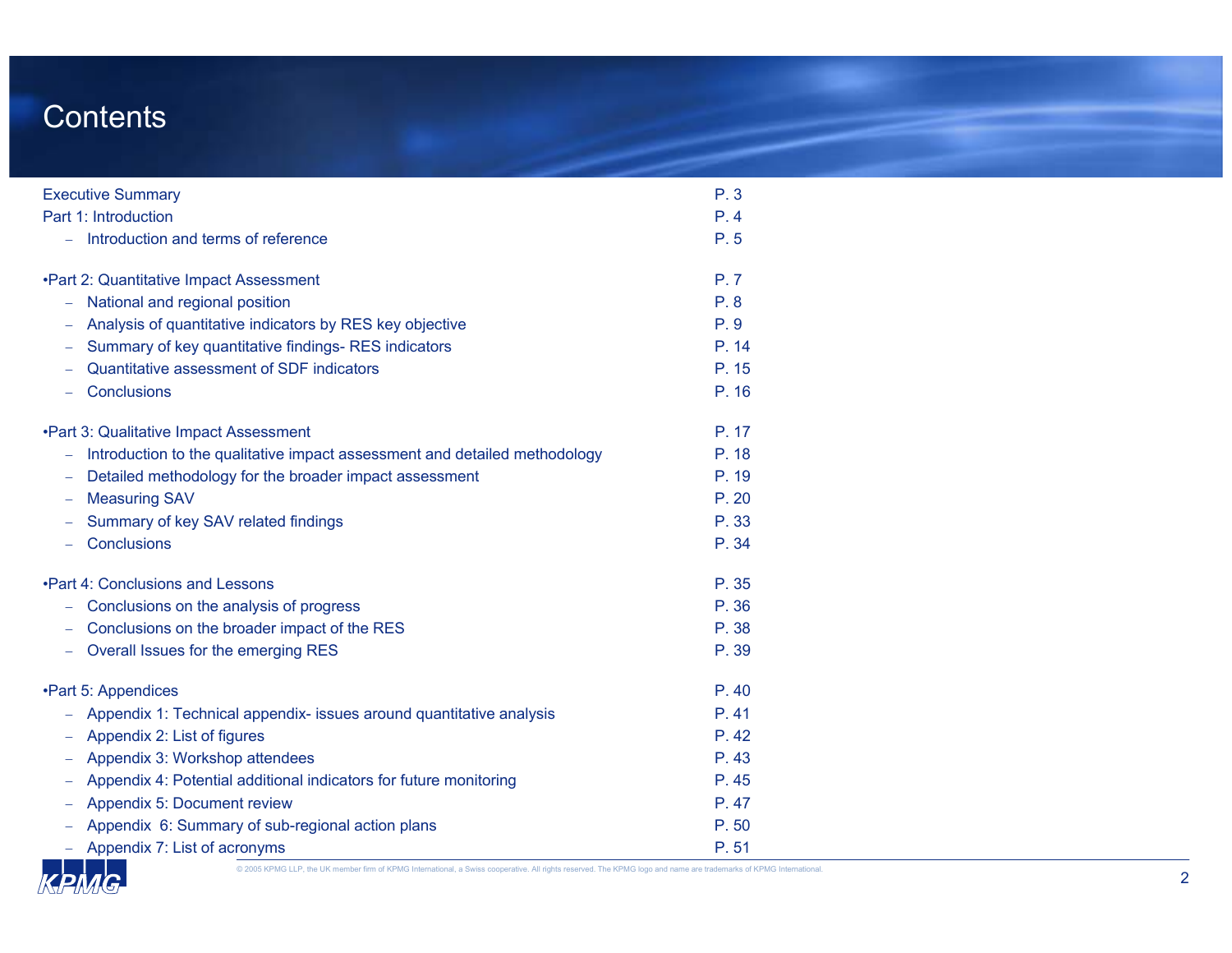# Contents

| | |
|---|---|
| Executive Summary | P. 3 |
| Part 1: Introduction | P. 4 |
| – Introduction and terms of reference | P. 5 |
| •Part 2: Quantitative Impact Assessment | P. 7 |
| – National and regional position | P. 8 |
| – Analysis of quantitative indicators by RES key objective | P. 9 |
| – Summary of key quantitative findings- RES indicators | P. 14 |
| – Quantitative assessment of SDF indicators | P. 15 |
| – Conclusions | P. 16 |
| •Part 3: Qualitative Impact Assessment | P. 17 |
| – Introduction to the qualitative impact assessment and detailed methodology | P. 18 |
| – Detailed methodology for the broader impact assessment | P. 19 |
| – Measuring SAV | P. 20 |
| – Summary of key SAV related findings | P. 33 |
| – Conclusions | P. 34 |
| •Part 4: Conclusions and Lessons | P. 35 |
| – Conclusions on the analysis of progress | P. 36 |
| – Conclusions on the broader impact of the RES | P. 38 |
| – Overall Issues for the emerging RES | P. 39 |
| •Part 5: Appendices | P. 40 |
| – Appendix 1: Technical appendix- issues around quantitative analysis | P. 41 |
| – Appendix 2: List of figures | P. 42 |
| – Appendix 3: Workshop attendees | P. 43 |
| – Appendix 4: Potential additional indicators for future monitoring | P. 45 |
| – Appendix 5: Document review | P. 47 |
| – Appendix 6: Summary of sub-regional action plans | P. 50 |
| – Appendix 7: List of acronyms | P. 51 |

© 2005 KPMG LLP, the UK member firm of KPMG International, a Swiss cooperative. All rights reserved. The KPMG logo and name are trademarks of KPMG International.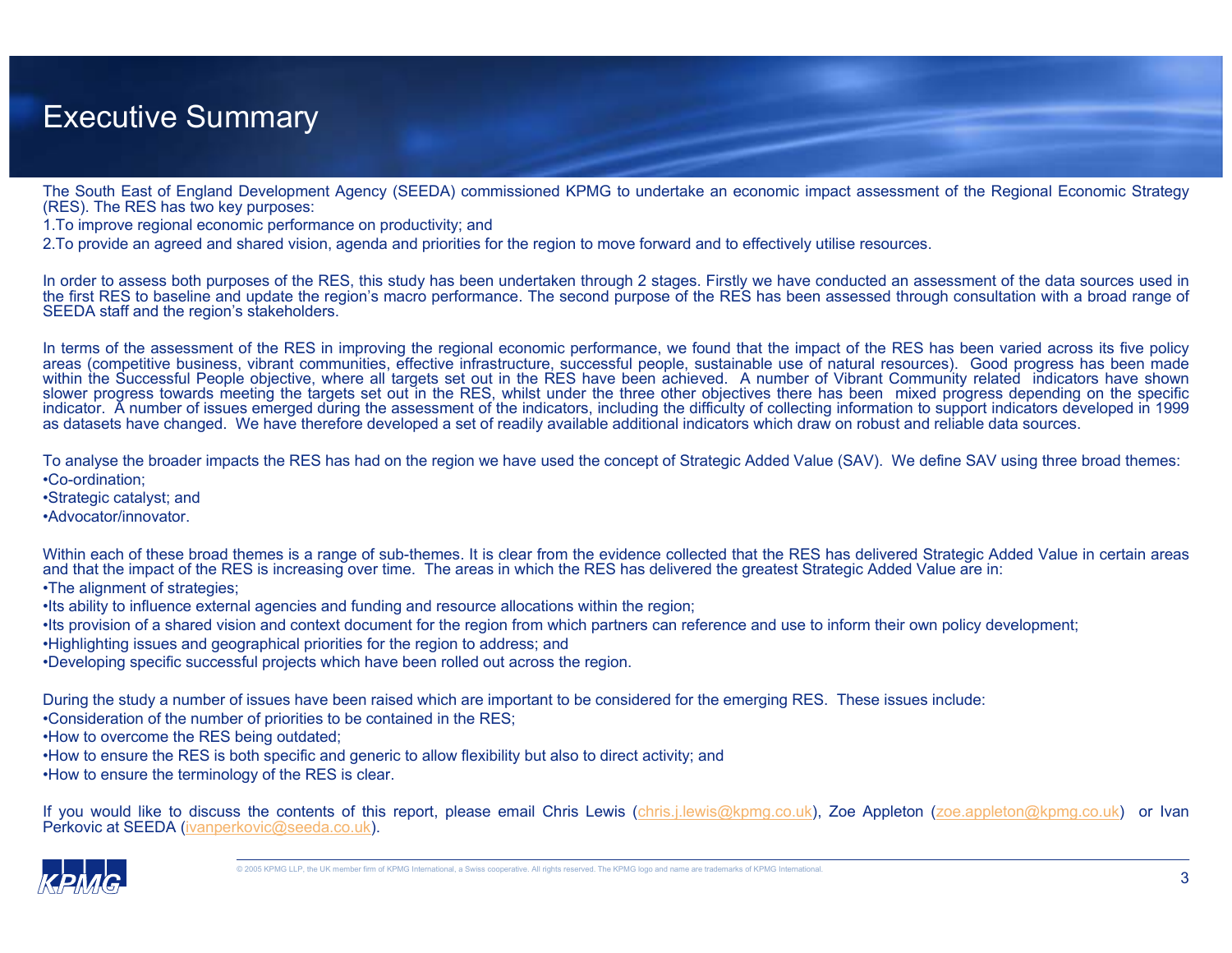# Executive Summary

The South East of England Development Agency (SEEDA) commissioned KPMG to undertake an economic impact assessment of the Regional Economic Strategy (RES). The RES has two key purposes:

1. To improve regional economic performance on productivity; and
2. To provide an agreed and shared vision, agenda and priorities for the region to move forward and to effectively utilise resources.

In order to assess both purposes of the RES, this study has been undertaken through 2 stages. Firstly we have conducted an assessment of the data sources used in the first RES to baseline and update the region's macro performance. The second purpose of the RES has been assessed through consultation with a broad range of SEEDA staff and the region's stakeholders.

In terms of the assessment of the RES in improving the regional economic performance, we found that the impact of the RES has been varied across its five policy areas (competitive business, vibrant communities, effective infrastructure, successful people, sustainable use of natural resources). Good progress has been made within the Successful People objective, where all targets set out in the RES have been achieved. A number of Vibrant Community related indicators have shown slower progress towards meeting the targets set out in the RES, whilst under the three other objectives there has been mixed progress depending on the specific indicator. A number of issues emerged during the assessment of the indicators, including the difficulty of collecting information to support indicators developed in 1999 as datasets have changed. We have therefore developed a set of readily available additional indicators which draw on robust and reliable data sources.

To analyse the broader impacts the RES has had on the region we have used the concept of Strategic Added Value (SAV). We define SAV using three broad themes:

- Co-ordination;
- Strategic catalyst; and
- Advocator/innovator.

Within each of these broad themes is a range of sub-themes. It is clear from the evidence collected that the RES has delivered Strategic Added Value in certain areas and that the impact of the RES is increasing over time. The areas in which the RES has delivered the greatest Strategic Added Value are in:

- The alignment of strategies;
- Its ability to influence external agencies and funding and resource allocations within the region;
- Its provision of a shared vision and context document for the region from which partners can reference and use to inform their own policy development;
- Highlighting issues and geographical priorities for the region to address; and
- Developing specific successful projects which have been rolled out across the region.

During the study a number of issues have been raised which are important to be considered for the emerging RES. These issues include:

- Consideration of the number of priorities to be contained in the RES;
- How to overcome the RES being outdated;
- How to ensure the RES is both specific and generic to allow flexibility but also to direct activity; and
- How to ensure the terminology of the RES is clear.

If you would like to discuss the contents of this report, please email Chris Lewis (chris.j.lewis@kpmg.co.uk), Zoe Appleton (zoe.appleton@kpmg.co.uk) or Ivan Perkovic at SEEDA (ivanperkovic@seeda.co.uk).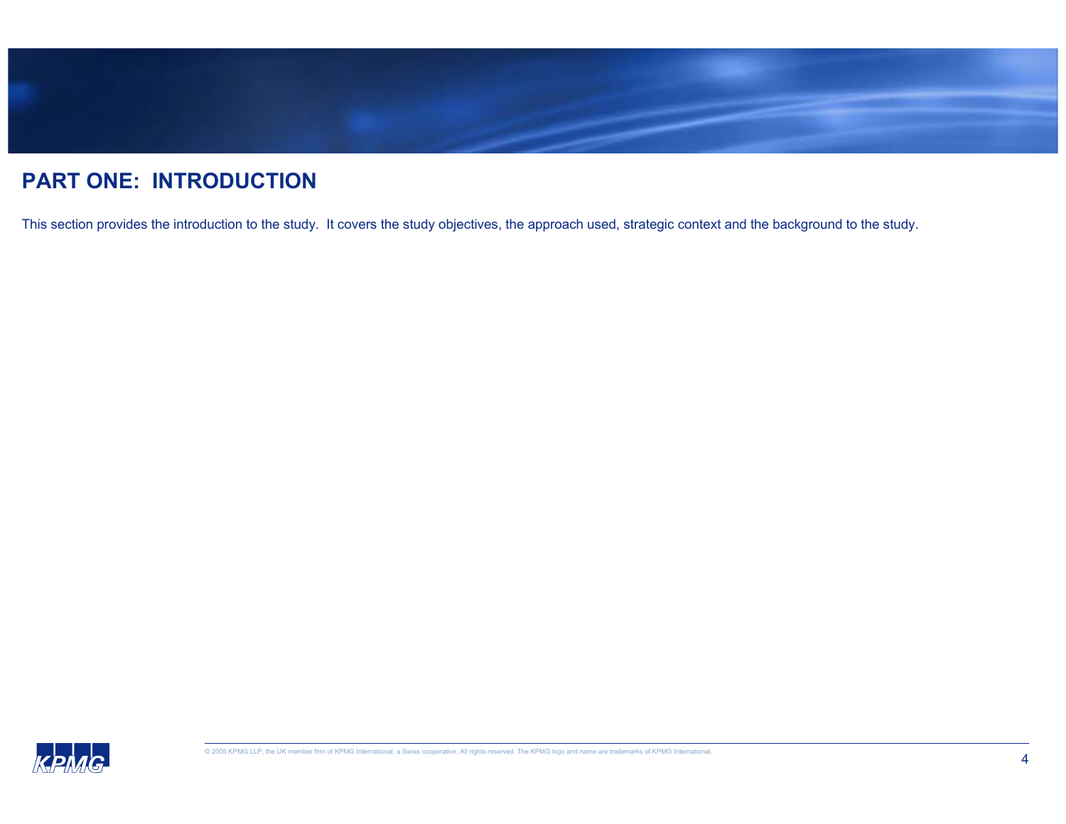# PART ONE: INTRODUCTION

This section provides the introduction to the study. It covers the study objectives, the approach used, strategic context and the background to the study.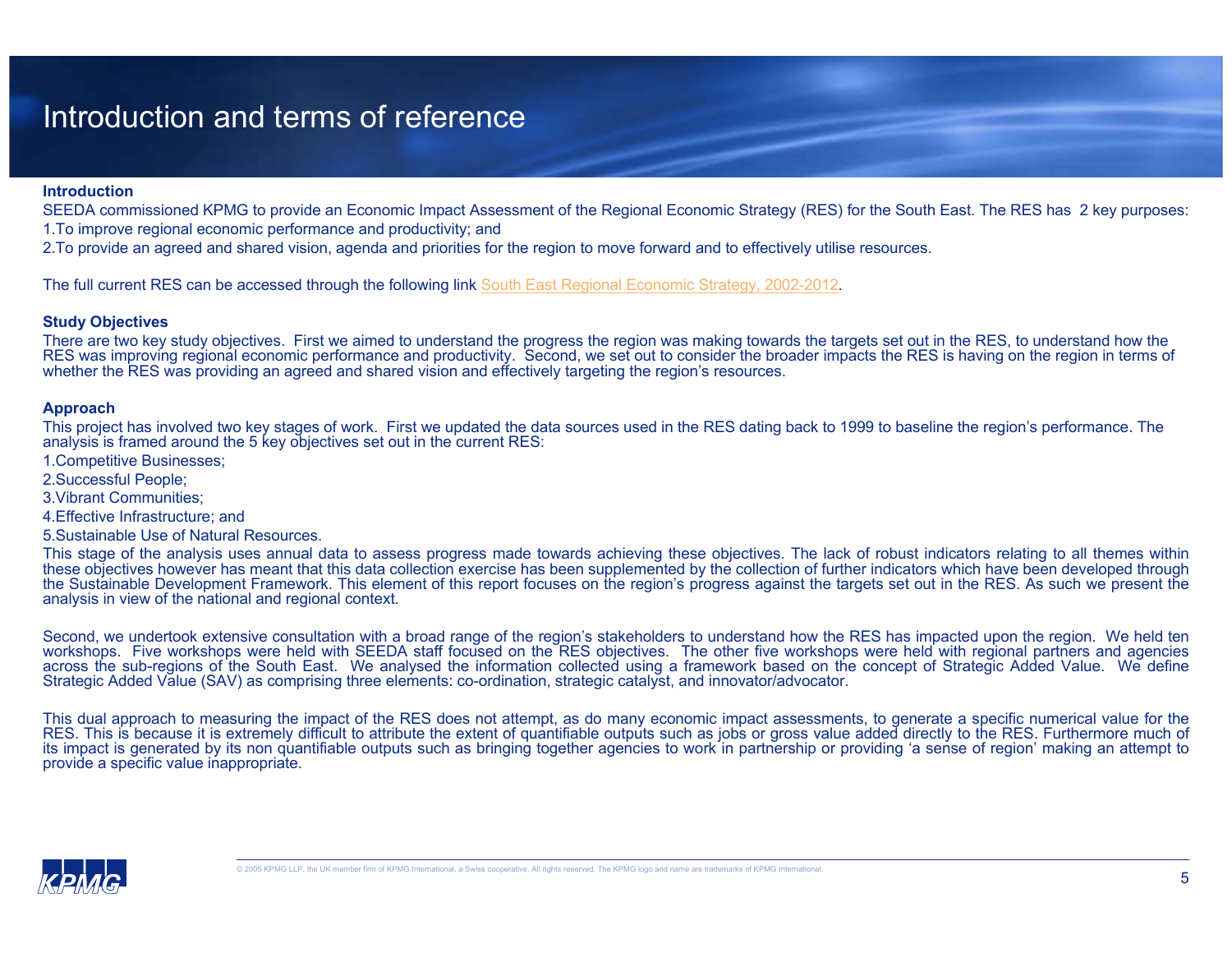# Introduction and terms of reference

**Introduction**

SEEDA commissioned KPMG to provide an Economic Impact Assessment of the Regional Economic Strategy (RES) for the South East. The RES has 2 key purposes:

1. To improve regional economic performance and productivity; and
2. To provide an agreed and shared vision, agenda and priorities for the region to move forward and to effectively utilise resources.

The full current RES can be accessed through the following link South East Regional Economic Strategy, 2002-2012.

**Study Objectives**

There are two key study objectives. First we aimed to understand the progress the region was making towards the targets set out in the RES, to understand how the RES was improving regional economic performance and productivity. Second, we set out to consider the broader impacts the RES is having on the region in terms of whether the RES was providing an agreed and shared vision and effectively targeting the region's resources.

**Approach**

This project has involved two key stages of work. First we updated the data sources used in the RES dating back to 1999 to baseline the region's performance. The analysis is framed around the 5 key objectives set out in the current RES:

1. Competitive Businesses;
2. Successful People;
3. Vibrant Communities;
4. Effective Infrastructure; and
5. Sustainable Use of Natural Resources.

This stage of the analysis uses annual data to assess progress made towards achieving these objectives. The lack of robust indicators relating to all themes within these objectives however has meant that this data collection exercise has been supplemented by the collection of further indicators which have been developed through the Sustainable Development Framework. This element of this report focuses on the region's progress against the targets set out in the RES. As such we present the analysis in view of the national and regional context.

Second, we undertook extensive consultation with a broad range of the region's stakeholders to understand how the RES has impacted upon the region. We held ten workshops. Five workshops were held with SEEDA staff focused on the RES objectives. The other five workshops were held with regional partners and agencies across the sub-regions of the South East. We analysed the information collected using a framework based on the concept of Strategic Added Value. We define Strategic Added Value (SAV) as comprising three elements: co-ordination, strategic catalyst, and innovator/advocator.

This dual approach to measuring the impact of the RES does not attempt, as do many economic impact assessments, to generate a specific numerical value for the RES. This is because it is extremely difficult to attribute the extent of quantifiable outputs such as jobs or gross value added directly to the RES. Furthermore much of its impact is generated by its non quantifiable outputs such as bringing together agencies to work in partnership or providing 'a sense of region' making an attempt to provide a specific value inappropriate.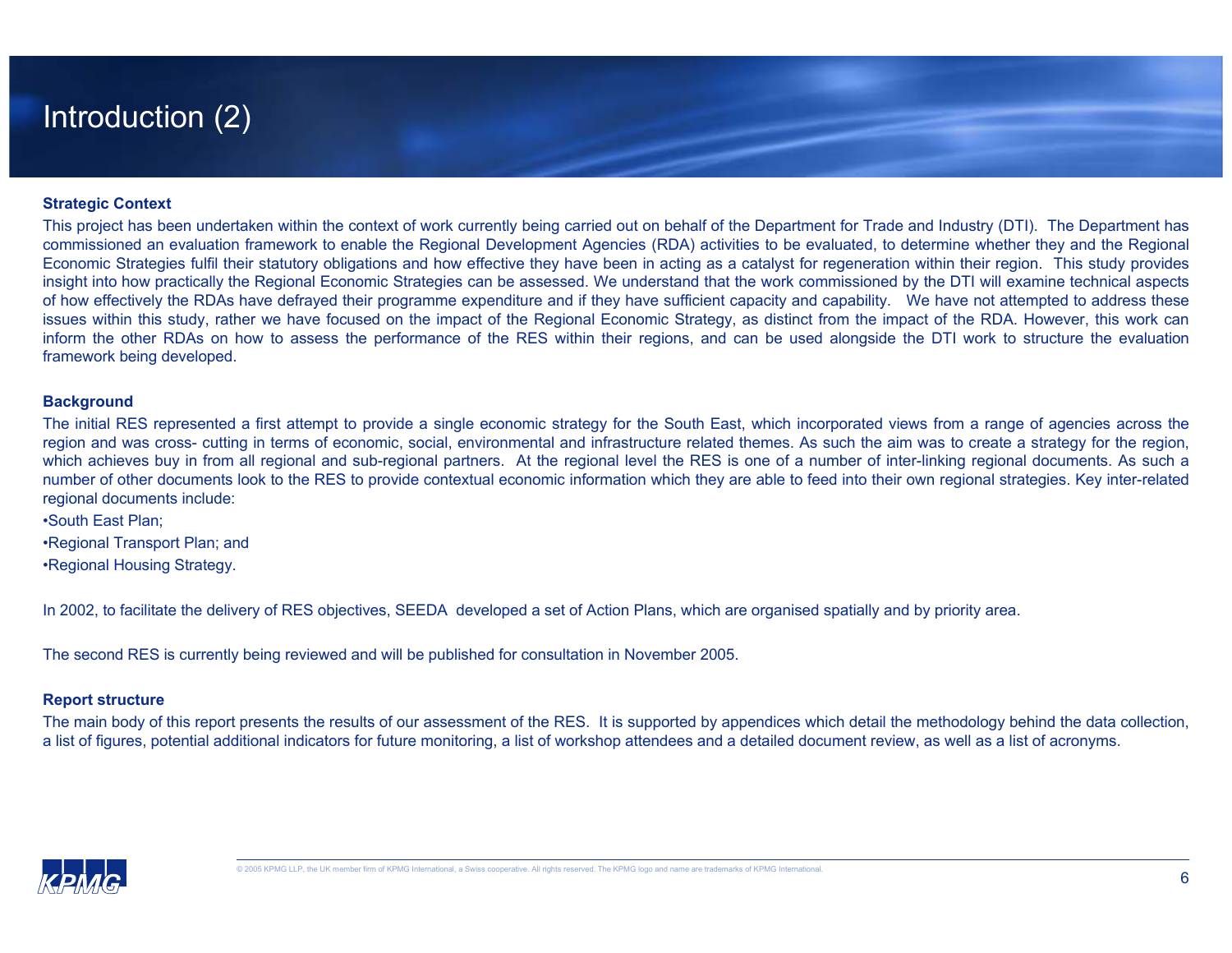# Introduction (2)

**Strategic Context**

This project has been undertaken within the context of work currently being carried out on behalf of the Department for Trade and Industry (DTI). The Department has commissioned an evaluation framework to enable the Regional Development Agencies (RDA) activities to be evaluated, to determine whether they and the Regional Economic Strategies fulfil their statutory obligations and how effective they have been in acting as a catalyst for regeneration within their region. This study provides insight into how practically the Regional Economic Strategies can be assessed. We understand that the work commissioned by the DTI will examine technical aspects of how effectively the RDAs have defrayed their programme expenditure and if they have sufficient capacity and capability. We have not attempted to address these issues within this study, rather we have focused on the impact of the Regional Economic Strategy, as distinct from the impact of the RDA. However, this work can inform the other RDAs on how to assess the performance of the RES within their regions, and can be used alongside the DTI work to structure the evaluation framework being developed.

**Background**

The initial RES represented a first attempt to provide a single economic strategy for the South East, which incorporated views from a range of agencies across the region and was cross- cutting in terms of economic, social, environmental and infrastructure related themes. As such the aim was to create a strategy for the region, which achieves buy in from all regional and sub-regional partners. At the regional level the RES is one of a number of inter-linking regional documents. As such a number of other documents look to the RES to provide contextual economic information which they are able to feed into their own regional strategies. Key inter-related regional documents include:

- South East Plan;
- Regional Transport Plan; and
- Regional Housing Strategy.

In 2002, to facilitate the delivery of RES objectives, SEEDA developed a set of Action Plans, which are organised spatially and by priority area.

The second RES is currently being reviewed and will be published for consultation in November 2005.

**Report structure**

The main body of this report presents the results of our assessment of the RES. It is supported by appendices which detail the methodology behind the data collection, a list of figures, potential additional indicators for future monitoring, a list of workshop attendees and a detailed document review, as well as a list of acronyms.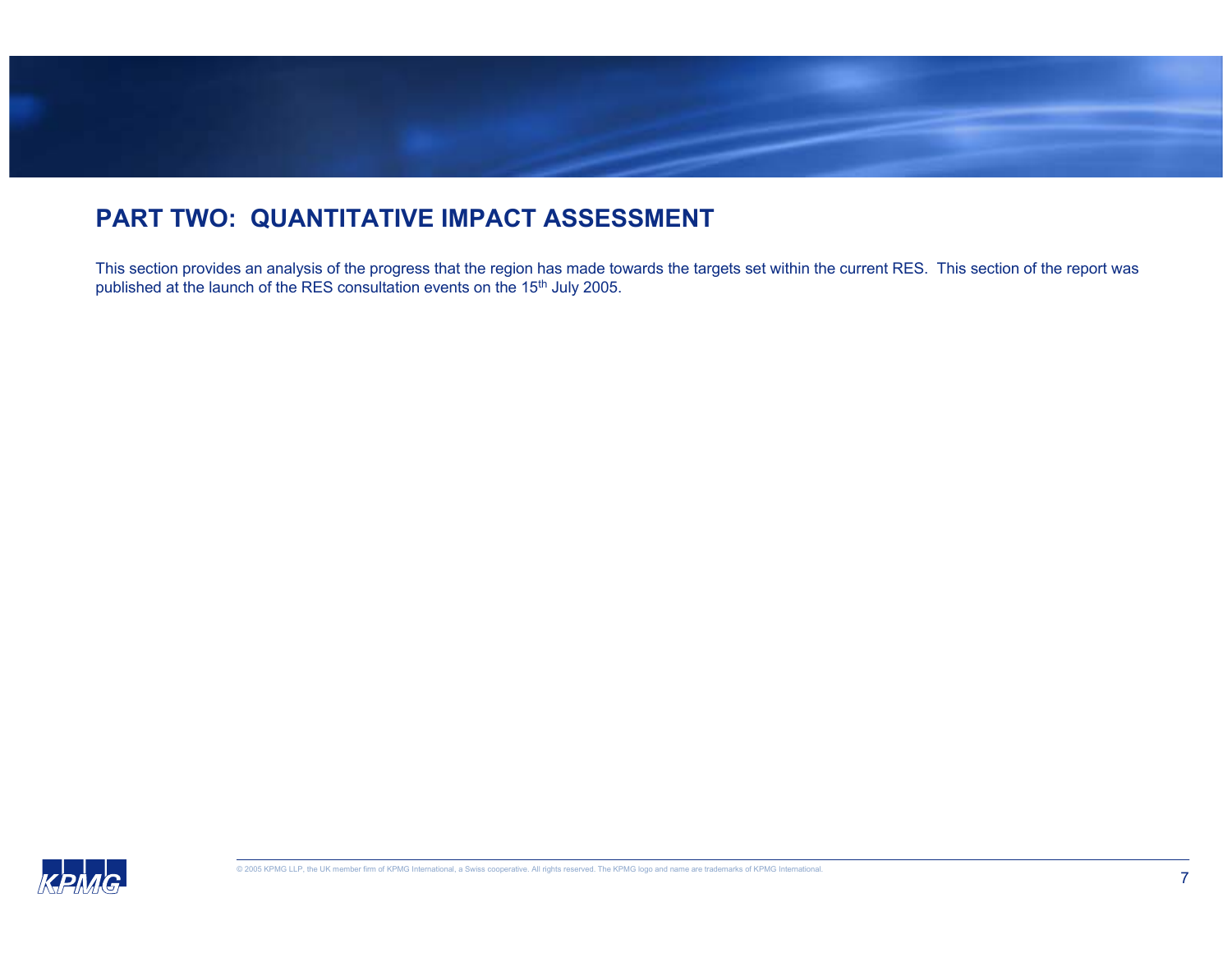## PART TWO: QUANTITATIVE IMPACT ASSESSMENT

This section provides an analysis of the progress that the region has made towards the targets set within the current RES. This section of the report was published at the launch of the RES consultation events on the 15th July 2005.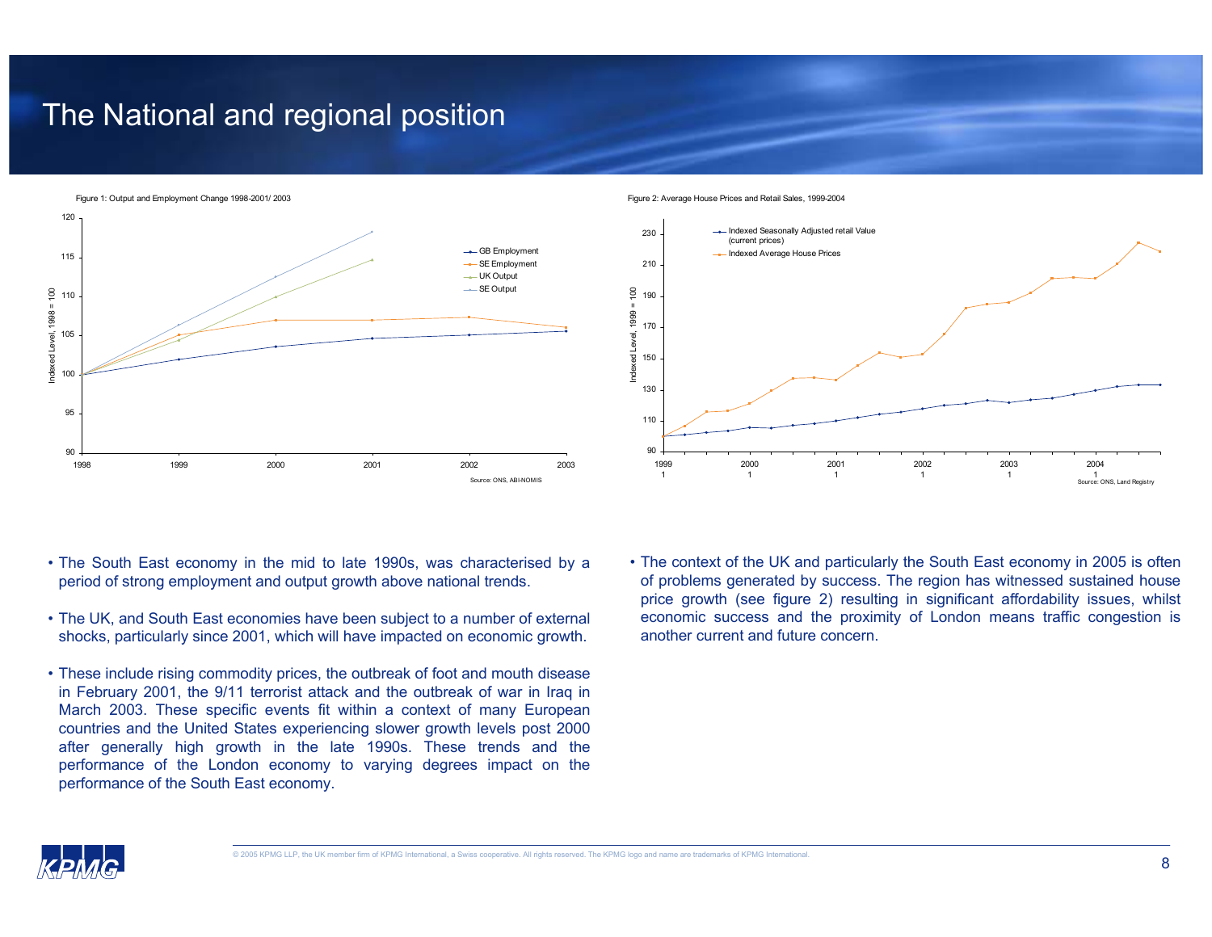# The National and regional position

Figure 1: Output and Employment Change 1998-2001/ 2003

Source: ONS, ABI-NOMIS

Figure 2: Average House Prices and Retail Sales, 1999-2004

Source: ONS, Land Registry

- The South East economy in the mid to late 1990s, was characterised by a period of strong employment and output growth above national trends.

- The UK, and South East economies have been subject to a number of external shocks, particularly since 2001, which will have impacted on economic growth.

- These include rising commodity prices, the outbreak of foot and mouth disease in February 2001, the 9/11 terrorist attack and the outbreak of war in Iraq in March 2003. These specific events fit within a context of many European countries and the United States experiencing slower growth levels post 2000 after generally high growth in the late 1990s. These trends and the performance of the London economy to varying degrees impact on the performance of the South East economy.

- The context of the UK and particularly the South East economy in 2005 is often of problems generated by success. The region has witnessed sustained house price growth (see figure 2) resulting in significant affordability issues, whilst economic success and the proximity of London means traffic congestion is another current and future concern.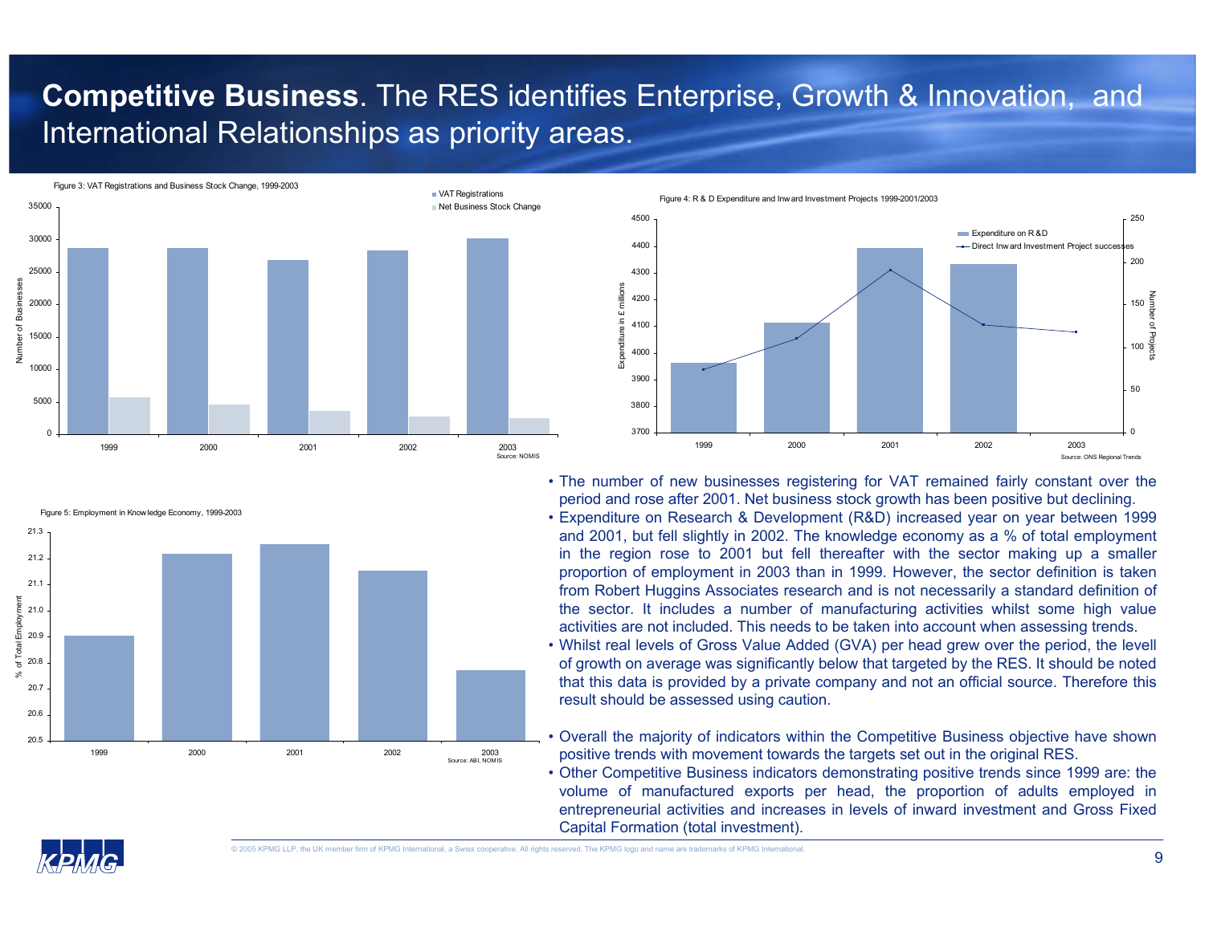# **Competitive Business**. The RES identifies Enterprise, Growth & Innovation, and International Relationships as priority areas.

Figure 3: VAT Registrations and Business Stock Change, 1999-2003

Source: NOMIS

Figure 4: R & D Expenditure and Inward Investment Projects 1999-2001/2003

Source: ONS Regional Trends

Figure 5: Employment in Knowledge Economy, 1999-2003

Source: ABI, NOMIS

- The number of new businesses registering for VAT remained fairly constant over the period and rose after 2001. Net business stock growth has been positive but declining.
- Expenditure on Research & Development (R&D) increased year on year between 1999 and 2001, but fell slightly in 2002. The knowledge economy as a % of total employment in the region rose to 2001 but fell thereafter with the sector making up a smaller proportion of employment in 2003 than in 1999. However, the sector definition is taken from Robert Huggins Associates research and is not necessarily a standard definition of the sector. It includes a number of manufacturing activities whilst some high value activities are not included. This needs to be taken into account when assessing trends.
- Whilst real levels of Gross Value Added (GVA) per head grew over the period, the levell of growth on average was significantly below that targeted by the RES. It should be noted that this data is provided by a private company and not an official source. Therefore this result should be assessed using caution.
- Overall the majority of indicators within the Competitive Business objective have shown positive trends with movement towards the targets set out in the original RES.
- Other Competitive Business indicators demonstrating positive trends since 1999 are: the volume of manufactured exports per head, the proportion of adults employed in entrepreneurial activities and increases in levels of inward investment and Gross Fixed Capital Formation (total investment).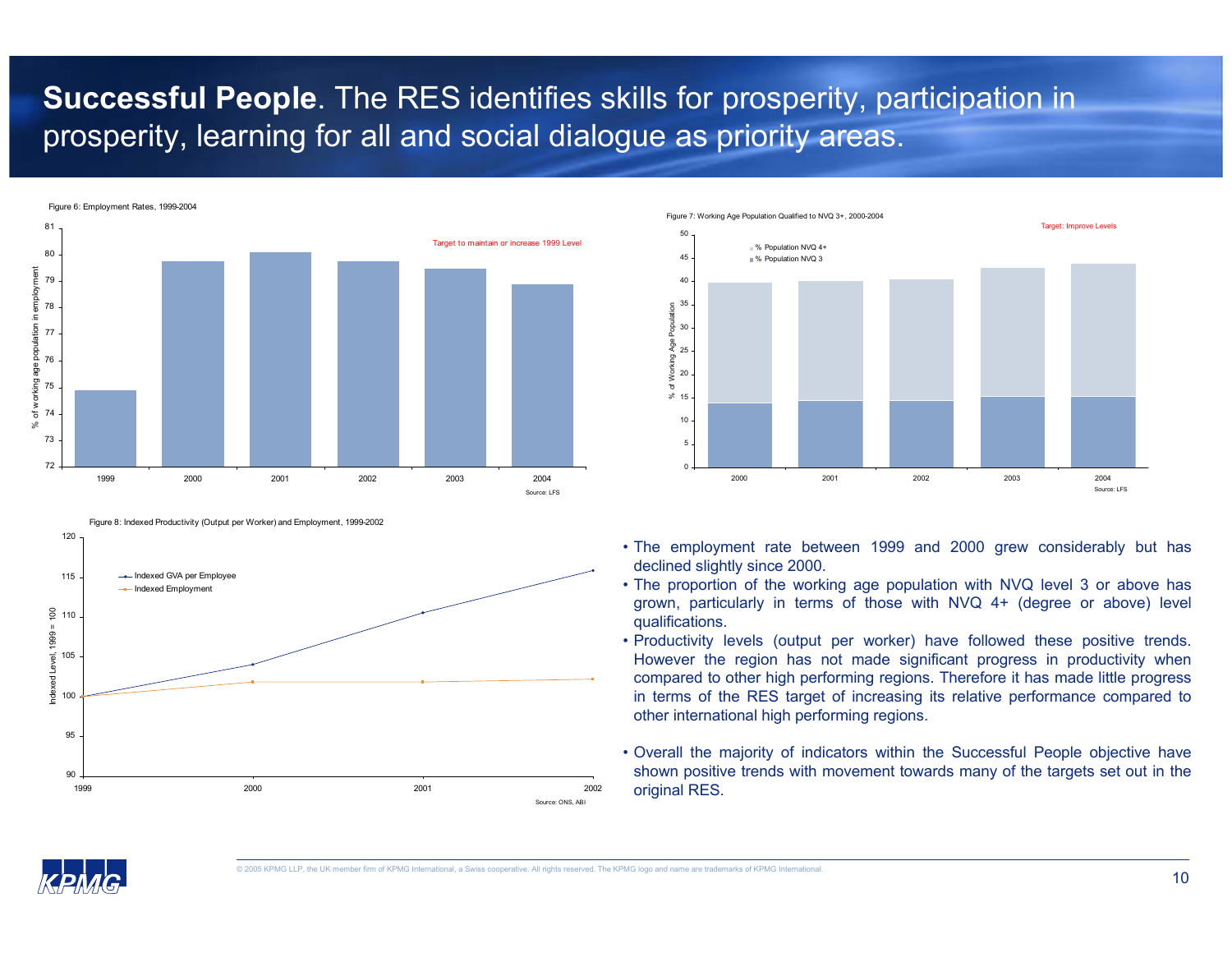# **Successful People**. The RES identifies skills for prosperity, participation in prosperity, learning for all and social dialogue as priority areas.

Figure 6: Employment Rates, 1999-2004

Target to maintain or increase 1999 Level

Source: LFS

Figure 7: Working Age Population Qualified to NVQ 3+, 2000-2004

Target: Improve Levels

Source: LFS

Figure 8: Indexed Productivity (Output per Worker) and Employment, 1999-2002

Source: ONS, ABI

- The employment rate between 1999 and 2000 grew considerably but has declined slightly since 2000.
- The proportion of the working age population with NVQ level 3 or above has grown, particularly in terms of those with NVQ 4+ (degree or above) level qualifications.
- Productivity levels (output per worker) have followed these positive trends. However the region has not made significant progress in productivity when compared to other high performing regions. Therefore it has made little progress in terms of the RES target of increasing its relative performance compared to other international high performing regions.

- Overall the majority of indicators within the Successful People objective have shown positive trends with movement towards many of the targets set out in the original RES.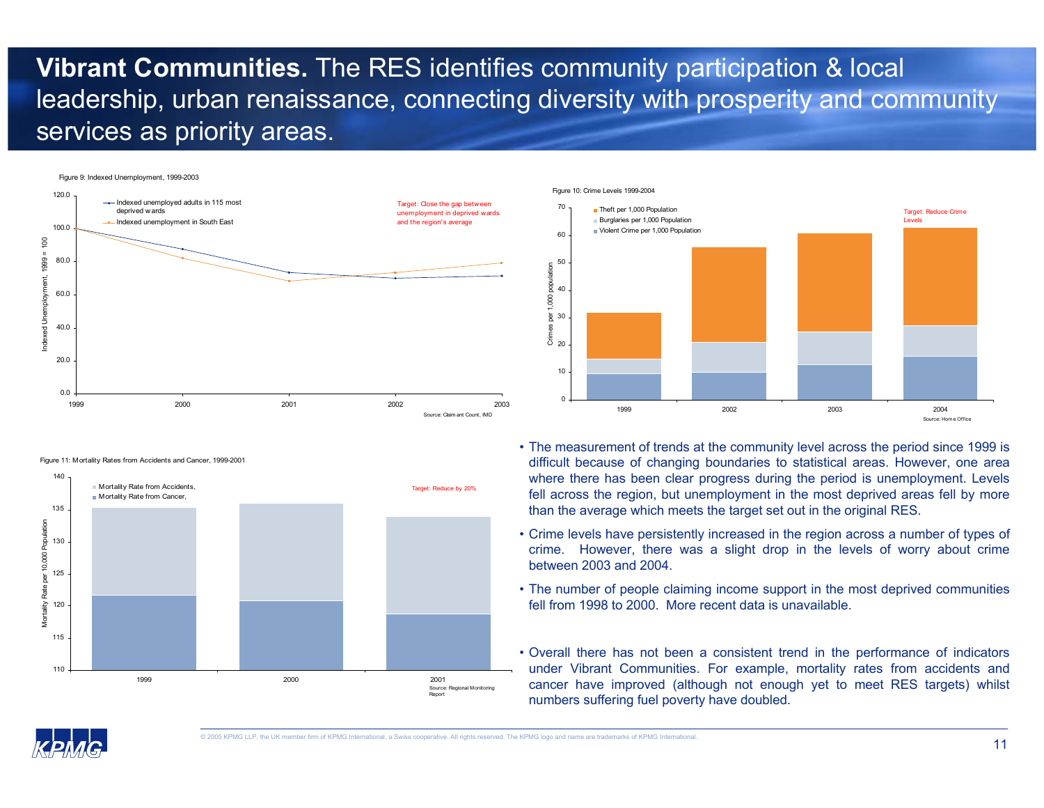# **Vibrant Communities.** The RES identifies community participation & local leadership, urban renaissance, connecting diversity with prosperity and community services as priority areas.

Figure 9: Indexed Unemployment, 1999-2003

Target: Close the gap between unemployment in deprived wards and the region's average

Source: Claimant Count, IMD

Figure 10: Crime Levels 1999-2004

Target: Reduce Crime Levels

Source: Home Office

Figure 11: Mortality Rates from Accidents and Cancer, 1999-2001

Target: Reduce by 20%

Source: Regional Monitoring Report

- The measurement of trends at the community level across the period since 1999 is difficult because of changing boundaries to statistical areas. However, one area where there has been clear progress during the period is unemployment. Levels fell across the region, but unemployment in the most deprived areas fell by more than the average which meets the target set out in the original RES.
- Crime levels have persistently increased in the region across a number of types of crime. However, there was a slight drop in the levels of worry about crime between 2003 and 2004.
- The number of people claiming income support in the most deprived communities fell from 1998 to 2000. More recent data is unavailable.
- Overall there has not been a consistent trend in the performance of indicators under Vibrant Communities. For example, mortality rates from accidents and cancer have improved (although not enough yet to meet RES targets) whilst numbers suffering fuel poverty have doubled.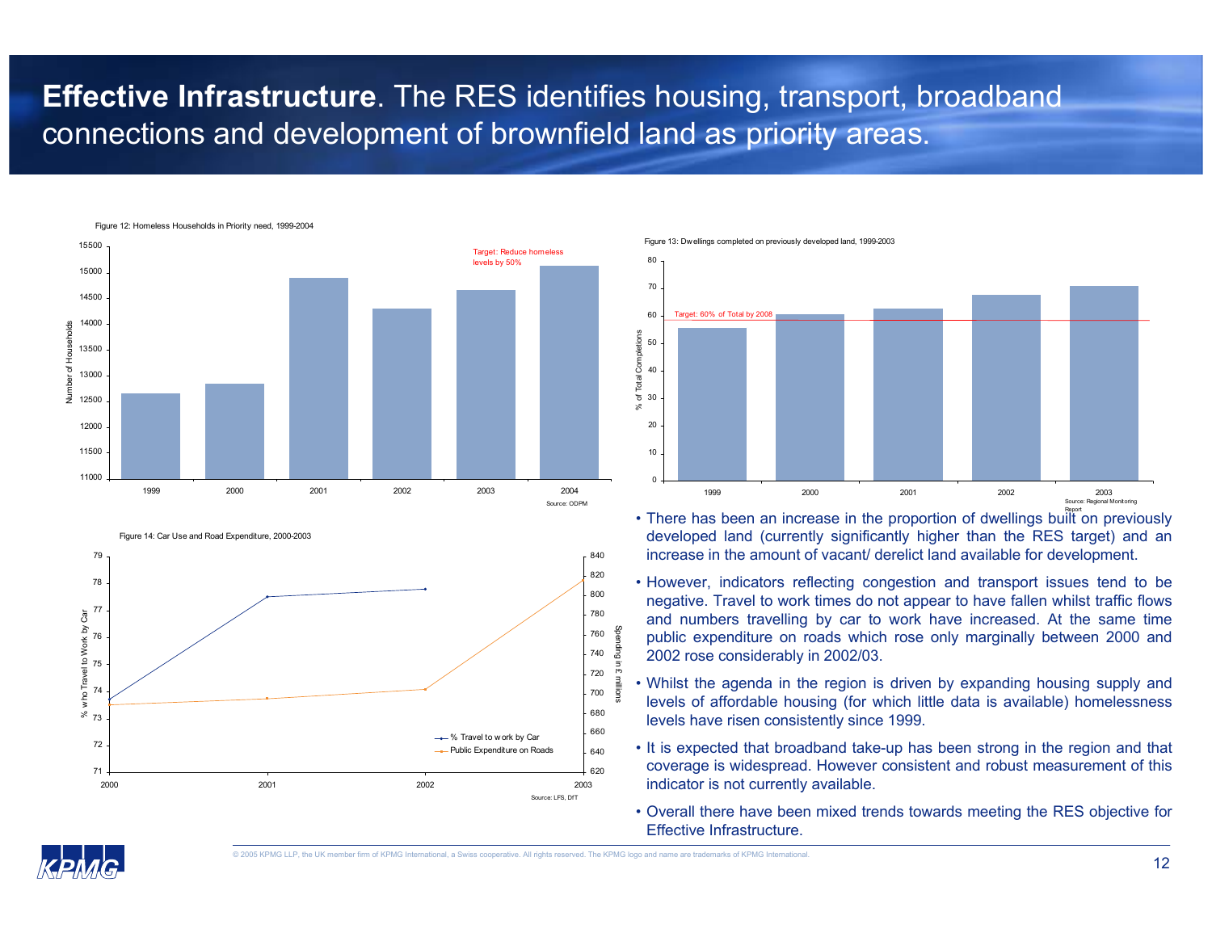# **Effective Infrastructure**. The RES identifies housing, transport, broadband connections and development of brownfield land as priority areas.

Figure 12: Homeless Households in Priority need, 1999-2004

Source: ODPM

Figure 13: Dwellings completed on previously developed land, 1999-2003

Source: Regional Monitoring Report

Figure 14: Car Use and Road Expenditure, 2000-2003

Source: LFS, DfT

- There has been an increase in the proportion of dwellings built on previously developed land (currently significantly higher than the RES target) and an increase in the amount of vacant/ derelict land available for development.
- However, indicators reflecting congestion and transport issues tend to be negative. Travel to work times do not appear to have fallen whilst traffic flows and numbers travelling by car to work have increased. At the same time public expenditure on roads which rose only marginally between 2000 and 2002 rose considerably in 2002/03.
- Whilst the agenda in the region is driven by expanding housing supply and levels of affordable housing (for which little data is available) homelessness levels have risen consistently since 1999.
- It is expected that broadband take-up has been strong in the region and that coverage is widespread. However consistent and robust measurement of this indicator is not currently available.
- Overall there have been mixed trends towards meeting the RES objective for Effective Infrastructure.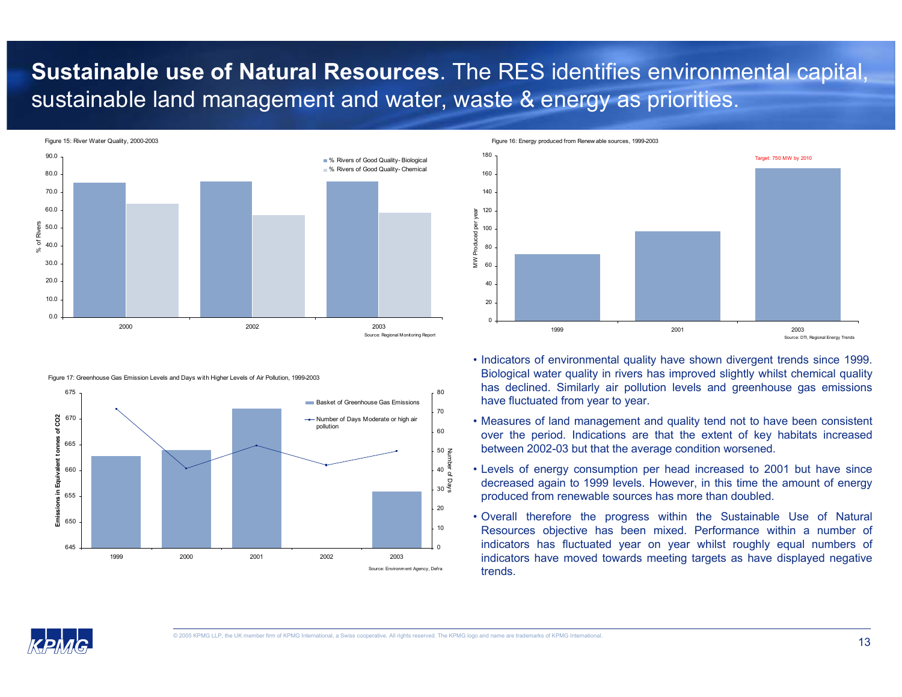# **Sustainable use of Natural Resources**. The RES identifies environmental capital, sustainable land management and water, waste & energy as priorities.

Figure 15: River Water Quality, 2000-2003

Source: Regional Monitoring Report

Figure 16: Energy produced from Renewable sources, 1999-2003

Target: 750 MW by 2010

Source: DTI, Regional Energy Trends

Figure 17: Greenhouse Gas Emission Levels and Days with Higher Levels of Air Pollution, 1999-2003

Source: Environment Agency, Defra

- Indicators of environmental quality have shown divergent trends since 1999. Biological water quality in rivers has improved slightly whilst chemical quality has declined. Similarly air pollution levels and greenhouse gas emissions have fluctuated from year to year.
- Measures of land management and quality tend not to have been consistent over the period. Indications are that the extent of key habitats increased between 2002-03 but that the average condition worsened.
- Levels of energy consumption per head increased to 2001 but have since decreased again to 1999 levels. However, in this time the amount of energy produced from renewable sources has more than doubled.
- Overall therefore the progress within the Sustainable Use of Natural Resources objective has been mixed. Performance within a number of indicators has fluctuated year on year whilst roughly equal numbers of indicators have moved towards meeting targets as have displayed negative trends.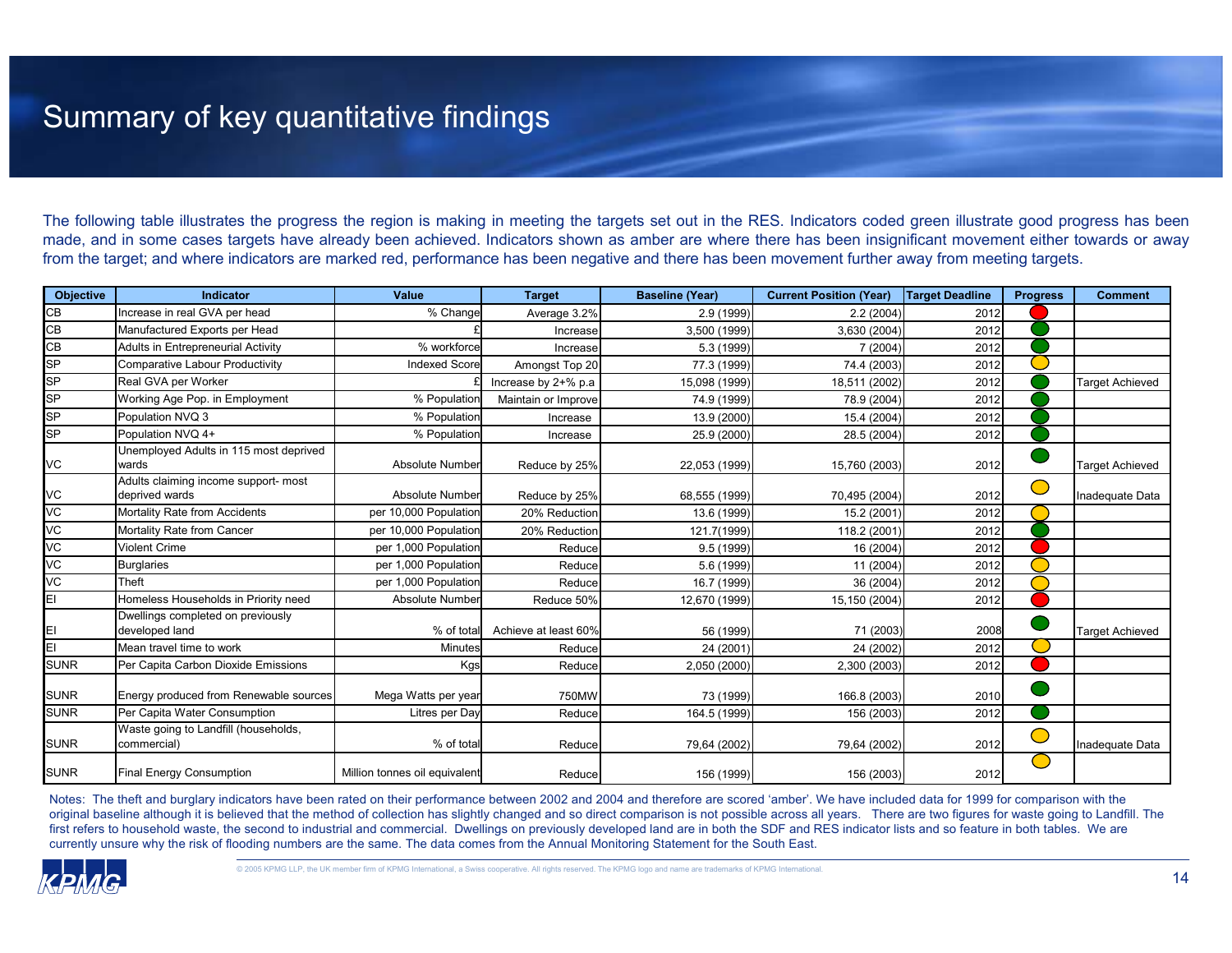# Summary of key quantitative findings

The following table illustrates the progress the region is making in meeting the targets set out in the RES. Indicators coded green illustrate good progress has been made, and in some cases targets have already been achieved. Indicators shown as amber are where there has been insignificant movement either towards or away from the target; and where indicators are marked red, performance has been negative and there has been movement further away from meeting targets.

| Objective | Indicator | Value | Target | Baseline (Year) | Current Position (Year) | Target Deadline | Progress | Comment |
|---|---|---|---|---|---|---|---|---|
| CB | Increase in real GVA per head | % Change | Average 3.2% | 2.9 (1999) | 2.2 (2004) | 2012 | Red | |
| CB | Manufactured Exports per Head | £ | Increase | 3,500 (1999) | 3,630 (2004) | 2012 | Green | |
| CB | Adults in Entrepreneurial Activity | % workforce | Increase | 5.3 (1999) | 7 (2004) | 2012 | Green | |
| SP | Comparative Labour Productivity | Indexed Score | Amongst Top 20 | 77.3 (1999) | 74.4 (2003) | 2012 | Amber | |
| SP | Real GVA per Worker | £ | Increase by 2+% p.a | 15,098 (1999) | 18,511 (2002) | 2012 | Green | Target Achieved |
| SP | Working Age Pop. in Employment | % Population | Maintain or Improve | 74.9 (1999) | 78.9 (2004) | 2012 | Green | |
| SP | Population NVQ 3 | % Population | Increase | 13.9 (2000) | 15.4 (2004) | 2012 | Green | |
| SP | Population NVQ 4+ | % Population | Increase | 25.9 (2000) | 28.5 (2004) | 2012 | Green | |
| VC | Unemployed Adults in 115 most deprived wards | Absolute Number | Reduce by 25% | 22,053 (1999) | 15,760 (2003) | 2012 | Green | Target Achieved |
| VC | Adults claiming income support- most deprived wards | Absolute Number | Reduce by 25% | 68,555 (1999) | 70,495 (2004) | 2012 | Amber | Inadequate Data |
| VC | Mortality Rate from Accidents | per 10,000 Population | 20% Reduction | 13.6 (1999) | 15.2 (2001) | 2012 | Amber | |
| VC | Mortality Rate from Cancer | per 10,000 Population | 20% Reduction | 121.7(1999) | 118.2 (2001) | 2012 | Green | |
| VC | Violent Crime | per 1,000 Population | Reduce | 9.5 (1999) | 16 (2004) | 2012 | Red | |
| VC | Burglaries | per 1,000 Population | Reduce | 5.6 (1999) | 11 (2004) | 2012 | Amber | |
| VC | Theft | per 1,000 Population | Reduce | 16.7 (1999) | 36 (2004) | 2012 | Amber | |
| EI | Homeless Households in Priority need | Absolute Number | Reduce 50% | 12,670 (1999) | 15,150 (2004) | 2012 | Red | |
| EI | Dwellings completed on previously developed land | % of total | Achieve at least 60% | 56 (1999) | 71 (2003) | 2008 | Green | Target Achieved |
| EI | Mean travel time to work | Minutes | Reduce | 24 (2001) | 24 (2002) | 2012 | Amber | |
| SUNR | Per Capita Carbon Dioxide Emissions | Kgs | Reduce | 2,050 (2000) | 2,300 (2003) | 2012 | Red | |
| SUNR | Energy produced from Renewable sources | Mega Watts per year | 750MW | 73 (1999) | 166.8 (2003) | 2010 | Green | |
| SUNR | Per Capita Water Consumption | Litres per Day | Reduce | 164.5 (1999) | 156 (2003) | 2012 | Green | |
| SUNR | Waste going to Landfill (households, commercial) | % of total | Reduce | 79,64 (2002) | 79,64 (2002) | 2012 | Amber | Inadequate Data |
| SUNR | Final Energy Consumption | Million tonnes oil equivalent | Reduce | 156 (1999) | 156 (2003) | 2012 | Amber | |

Notes: The theft and burglary indicators have been rated on their performance between 2002 and 2004 and therefore are scored 'amber'. We have included data for 1999 for comparison with the original baseline although it is believed that the method of collection has slightly changed and so direct comparison is not possible across all years. There are two figures for waste going to Landfill. The first refers to household waste, the second to industrial and commercial. Dwellings on previously developed land are in both the SDF and RES indicator lists and so feature in both tables. We are currently unsure why the risk of flooding numbers are the same. The data comes from the Annual Monitoring Statement for the South East.

© 2005 KPMG LLP, the UK member firm of KPMG International, a Swiss cooperative. All rights reserved. The KPMG logo and name are trademarks of KPMG International.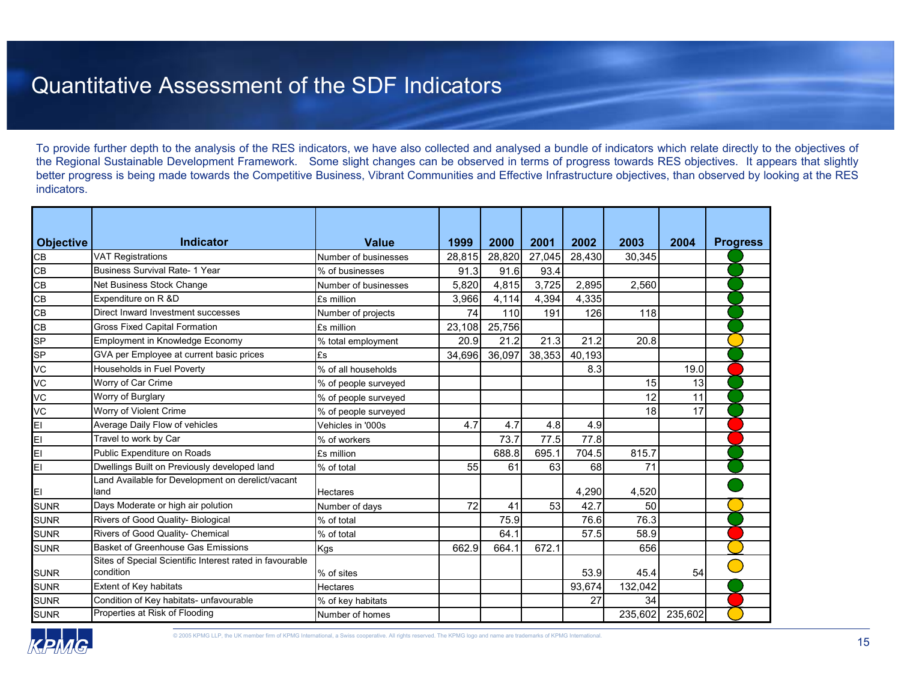# Quantitative Assessment of the SDF Indicators

To provide further depth to the analysis of the RES indicators, we have also collected and analysed a bundle of indicators which relate directly to the objectives of the Regional Sustainable Development Framework. Some slight changes can be observed in terms of progress towards RES objectives. It appears that slightly better progress is being made towards the Competitive Business, Vibrant Communities and Effective Infrastructure objectives, than observed by looking at the RES indicators.

| Objective | Indicator | Value | 1999 | 2000 | 2001 | 2002 | 2003 | 2004 | Progress |
|---|---|---|---|---|---|---|---|---|---|
| CB | VAT Registrations | Number of businesses | 28,815 | 28,820 | 27,045 | 28,430 | 30,345 | | Green |
| CB | Business Survival Rate- 1 Year | % of businesses | 91.3 | 91.6 | 93.4 | | | | Green |
| CB | Net Business Stock Change | Number of businesses | 5,820 | 4,815 | 3,725 | 2,895 | 2,560 | | Green |
| CB | Expenditure on R &D | £s million | 3,966 | 4,114 | 4,394 | 4,335 | | | Green |
| CB | Direct Inward Investment successes | Number of projects | 74 | 110 | 191 | 126 | 118 | | Green |
| CB | Gross Fixed Capital Formation | £s million | 23,108 | 25,756 | | | | | Green |
| SP | Employment in Knowledge Economy | % total employment | 20.9 | 21.2 | 21.3 | 21.2 | 20.8 | | Amber |
| SP | GVA per Employee at current basic prices | £s | 34,696 | 36,097 | 38,353 | 40,193 | | | Green |
| VC | Households in Fuel Poverty | % of all households | | | | 8.3 | | 19.0 | Red |
| VC | Worry of Car Crime | % of people surveyed | | | | | 15 | 13 | Green |
| VC | Worry of Burglary | % of people surveyed | | | | | 12 | 11 | Green |
| VC | Worry of Violent Crime | % of people surveyed | | | | | 18 | 17 | Green |
| EI | Average Daily Flow of vehicles | Vehicles in '000s | 4.7 | 4.7 | 4.8 | 4.9 | | | Red |
| EI | Travel to work by Car | % of workers | | 73.7 | 77.5 | 77.8 | | | Red |
| EI | Public Expenditure on Roads | £s million | | 688.8 | 695.1 | 704.5 | 815.7 | | Green |
| EI | Dwellings Built on Previously developed land | % of total | 55 | 61 | 63 | 68 | 71 | | Green |
| EI | Land Available for Development on derelict/vacant land | Hectares | | | | 4,290 | 4,520 | | Green |
| SUNR | Days Moderate or high air polution | Number of days | 72 | 41 | 53 | 42.7 | 50 | | Amber |
| SUNR | Rivers of Good Quality- Biological | % of total | | 75.9 | | 76.6 | 76.3 | | Green |
| SUNR | Rivers of Good Quality- Chemical | % of total | | 64.1 | | 57.5 | 58.9 | | Red |
| SUNR | Basket of Greenhouse Gas Emissions | Kgs | 662.9 | 664.1 | 672.1 | | 656 | | Amber |
| SUNR | Sites of Special Scientific Interest rated in favourable condition | % of sites | | | | 53.9 | 45.4 | 54 | Amber |
| SUNR | Extent of Key habitats | Hectares | | | | 93,674 | 132,042 | | Green |
| SUNR | Condition of Key habitats- unfavourable | % of key habitats | | | | 27 | 34 | | Red |
| SUNR | Properties at Risk of Flooding | Number of homes | | | | | 235,602 | 235,602 | Amber |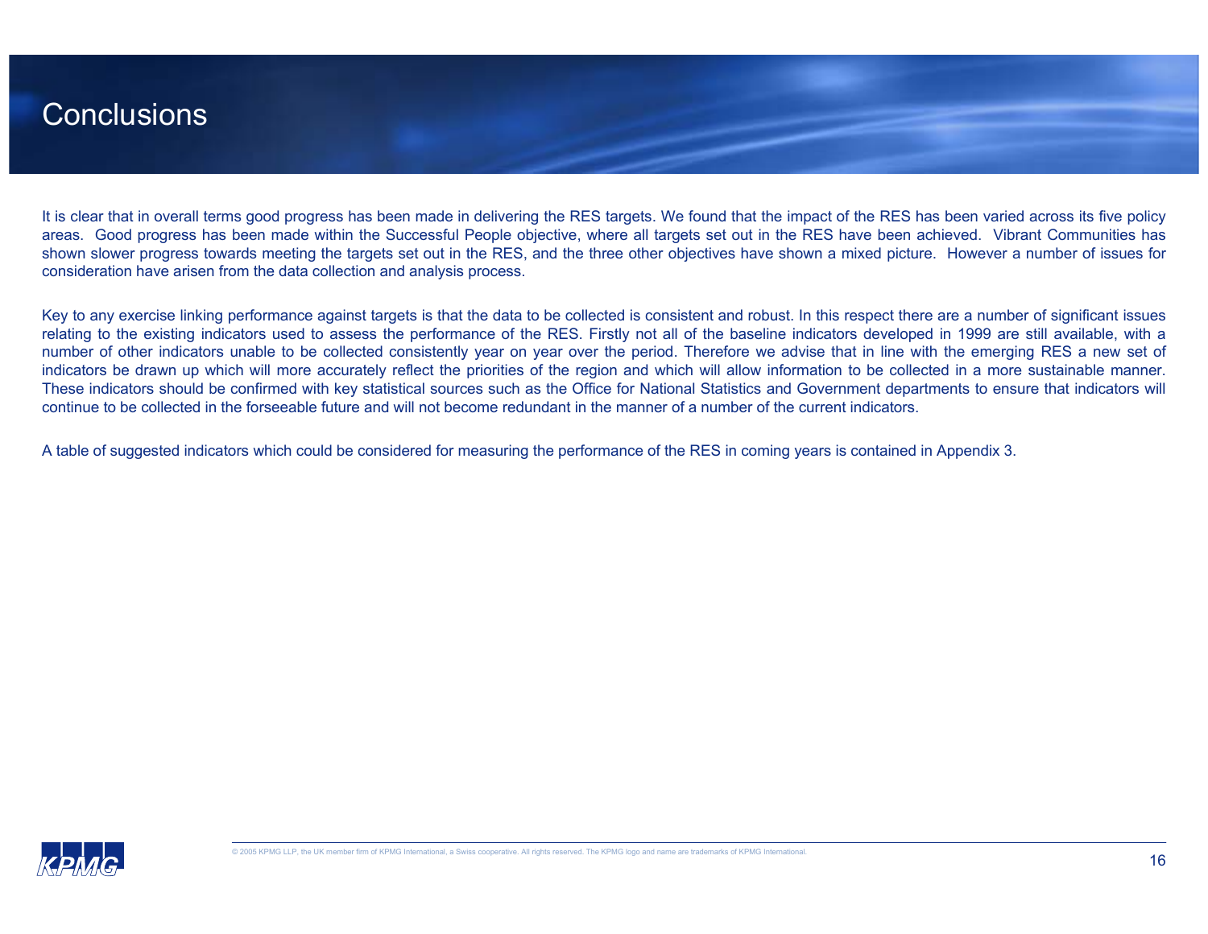# Conclusions

It is clear that in overall terms good progress has been made in delivering the RES targets. We found that the impact of the RES has been varied across its five policy areas. Good progress has been made within the Successful People objective, where all targets set out in the RES have been achieved. Vibrant Communities has shown slower progress towards meeting the targets set out in the RES, and the three other objectives have shown a mixed picture. However a number of issues for consideration have arisen from the data collection and analysis process.

Key to any exercise linking performance against targets is that the data to be collected is consistent and robust. In this respect there are a number of significant issues relating to the existing indicators used to assess the performance of the RES. Firstly not all of the baseline indicators developed in 1999 are still available, with a number of other indicators unable to be collected consistently year on year over the period. Therefore we advise that in line with the emerging RES a new set of indicators be drawn up which will more accurately reflect the priorities of the region and which will allow information to be collected in a more sustainable manner. These indicators should be confirmed with key statistical sources such as the Office for National Statistics and Government departments to ensure that indicators will continue to be collected in the forseeable future and will not become redundant in the manner of a number of the current indicators.

A table of suggested indicators which could be considered for measuring the performance of the RES in coming years is contained in Appendix 3.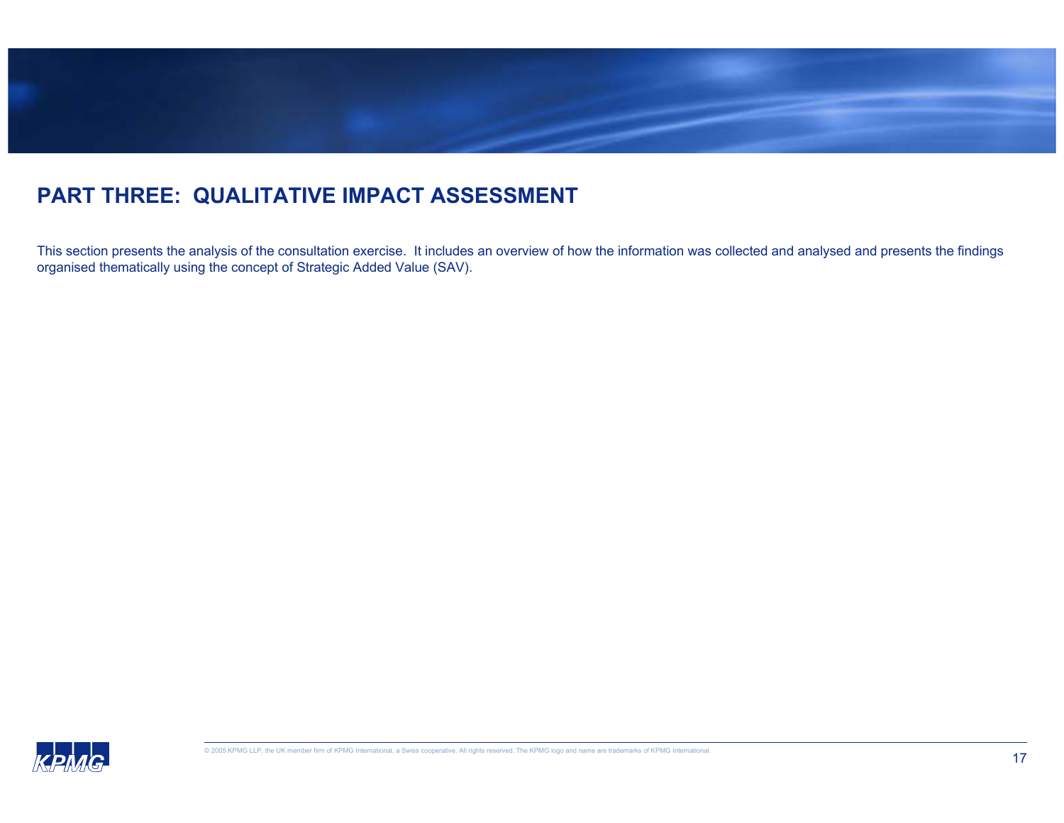## PART THREE: QUALITATIVE IMPACT ASSESSMENT

This section presents the analysis of the consultation exercise. It includes an overview of how the information was collected and analysed and presents the findings organised thematically using the concept of Strategic Added Value (SAV).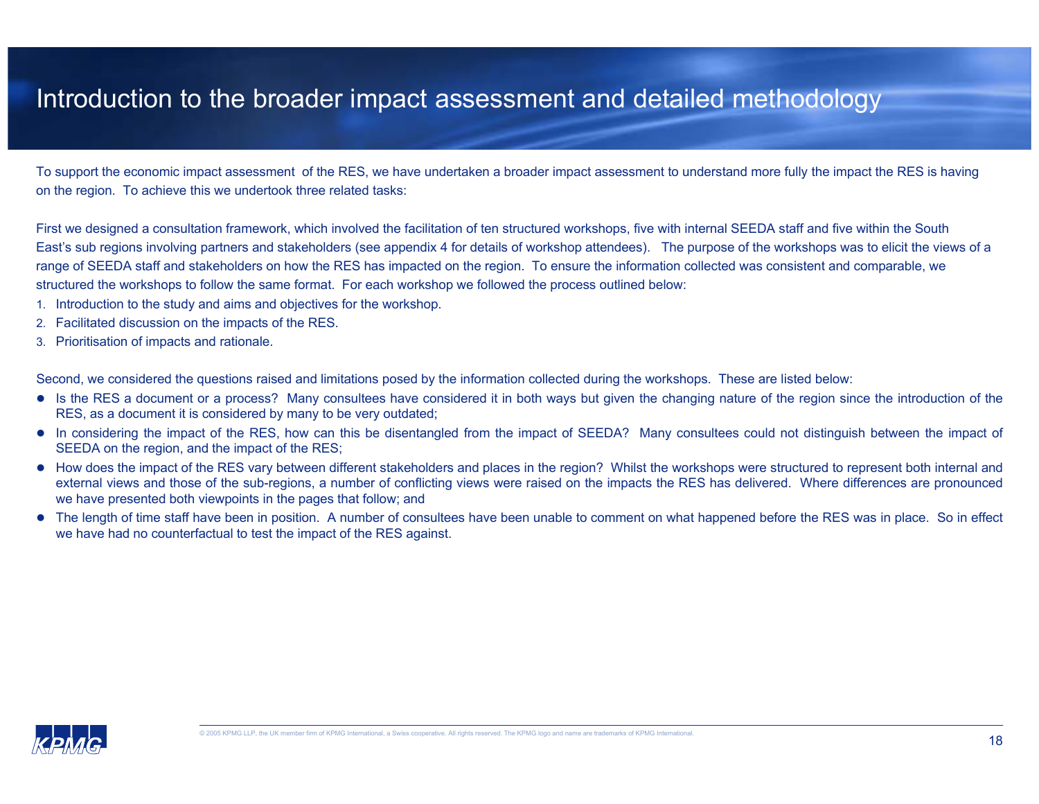# Introduction to the broader impact assessment and detailed methodology

To support the economic impact assessment of the RES, we have undertaken a broader impact assessment to understand more fully the impact the RES is having on the region. To achieve this we undertook three related tasks:

First we designed a consultation framework, which involved the facilitation of ten structured workshops, five with internal SEEDA staff and five within the South East's sub regions involving partners and stakeholders (see appendix 4 for details of workshop attendees). The purpose of the workshops was to elicit the views of a range of SEEDA staff and stakeholders on how the RES has impacted on the region. To ensure the information collected was consistent and comparable, we structured the workshops to follow the same format. For each workshop we followed the process outlined below:

1. Introduction to the study and aims and objectives for the workshop.
2. Facilitated discussion on the impacts of the RES.
3. Prioritisation of impacts and rationale.

Second, we considered the questions raised and limitations posed by the information collected during the workshops. These are listed below:

- Is the RES a document or a process? Many consultees have considered it in both ways but given the changing nature of the region since the introduction of the RES, as a document it is considered by many to be very outdated;
- In considering the impact of the RES, how can this be disentangled from the impact of SEEDA? Many consultees could not distinguish between the impact of SEEDA on the region, and the impact of the RES;
- How does the impact of the RES vary between different stakeholders and places in the region? Whilst the workshops were structured to represent both internal and external views and those of the sub-regions, a number of conflicting views were raised on the impacts the RES has delivered. Where differences are pronounced we have presented both viewpoints in the pages that follow; and
- The length of time staff have been in position. A number of consultees have been unable to comment on what happened before the RES was in place. So in effect we have had no counterfactual to test the impact of the RES against.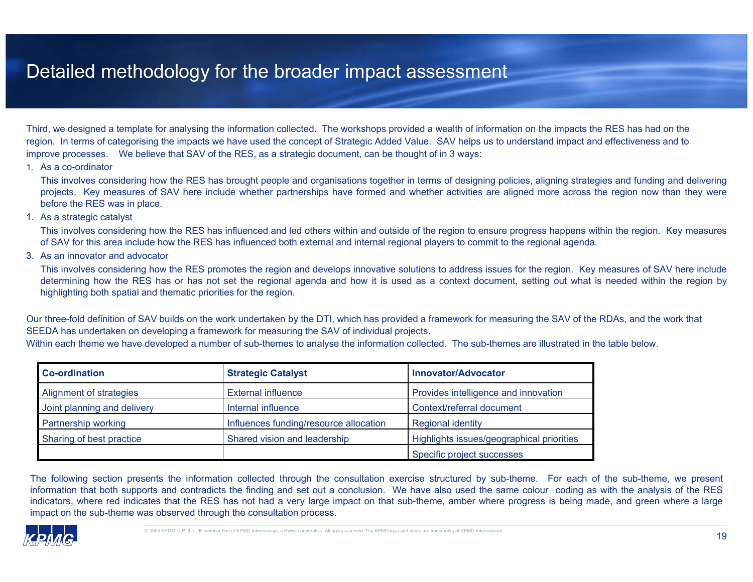# Detailed methodology for the broader impact assessment

Third, we designed a template for analysing the information collected. The workshops provided a wealth of information on the impacts the RES has had on the region. In terms of categorising the impacts we have used the concept of Strategic Added Value. SAV helps us to understand impact and effectiveness and to improve processes. We believe that SAV of the RES, as a strategic document, can be thought of in 3 ways:

1. As a co-ordinator

   This involves considering how the RES has brought people and organisations together in terms of designing policies, aligning strategies and funding and delivering projects. Key measures of SAV here include whether partnerships have formed and whether activities are aligned more across the region now than they were before the RES was in place.

1. As a strategic catalyst

   This involves considering how the RES has influenced and led others within and outside of the region to ensure progress happens within the region. Key measures of SAV for this area include how the RES has influenced both external and internal regional players to commit to the regional agenda.

3. As an innovator and advocator

   This involves considering how the RES promotes the region and develops innovative solutions to address issues for the region. Key measures of SAV here include determining how the RES has or has not set the regional agenda and how it is used as a context document, setting out what is needed within the region by highlighting both spatial and thematic priorities for the region.

Our three-fold definition of SAV builds on the work undertaken by the DTI, which has provided a framework for measuring the SAV of the RDAs, and the work that SEEDA has undertaken on developing a framework for measuring the SAV of individual projects.

Within each theme we have developed a number of sub-themes to analyse the information collected. The sub-themes are illustrated in the table below.

| **Co-ordination** | **Strategic Catalyst** | **Innovator/Advocator** |
|---|---|---|
| Alignment of strategies | External influence | Provides intelligence and innovation |
| Joint planning and delivery | Internal influence | Context/referral document |
| Partnership working | Influences funding/resource allocation | Regional identity |
| Sharing of best practice | Shared vision and leadership | Highlights issues/geographical priorities |
| | | Specific project successes |

The following section presents the information collected through the consultation exercise structured by sub-theme. For each of the sub-theme, we present information that both supports and contradicts the finding and set out a conclusion. We have also used the same colour coding as with the analysis of the RES indicators, where red indicates that the RES has not had a very large impact on that sub-theme, amber where progress is being made, and green where a large impact on the sub-theme was observed through the consultation process.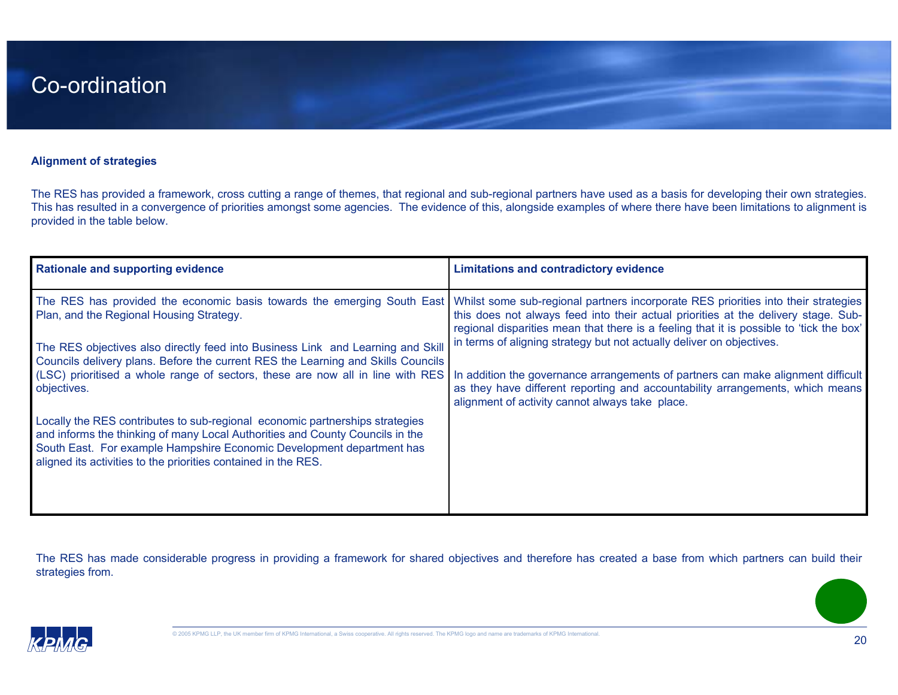# Co-ordination

**Alignment of strategies**

The RES has provided a framework, cross cutting a range of themes, that regional and sub-regional partners have used as a basis for developing their own strategies. This has resulted in a convergence of priorities amongst some agencies. The evidence of this, alongside examples of where there have been limitations to alignment is provided in the table below.

| Rationale and supporting evidence | Limitations and contradictory evidence |
| --- | --- |
| The RES has provided the economic basis towards the emerging South East Plan, and the Regional Housing Strategy.<br><br>The RES objectives also directly feed into Business Link and Learning and Skill Councils delivery plans. Before the current RES the Learning and Skills Councils (LSC) prioritised a whole range of sectors, these are now all in line with RES objectives.<br><br>Locally the RES contributes to sub-regional economic partnerships strategies and informs the thinking of many Local Authorities and County Councils in the South East. For example Hampshire Economic Development department has aligned its activities to the priorities contained in the RES. | Whilst some sub-regional partners incorporate RES priorities into their strategies this does not always feed into their actual priorities at the delivery stage. Sub-regional disparities mean that there is a feeling that it is possible to 'tick the box' in terms of aligning strategy but not actually deliver on objectives.<br><br>In addition the governance arrangements of partners can make alignment difficult as they have different reporting and accountability arrangements, which means alignment of activity cannot always take place. |

The RES has made considerable progress in providing a framework for shared objectives and therefore has created a base from which partners can build their strategies from.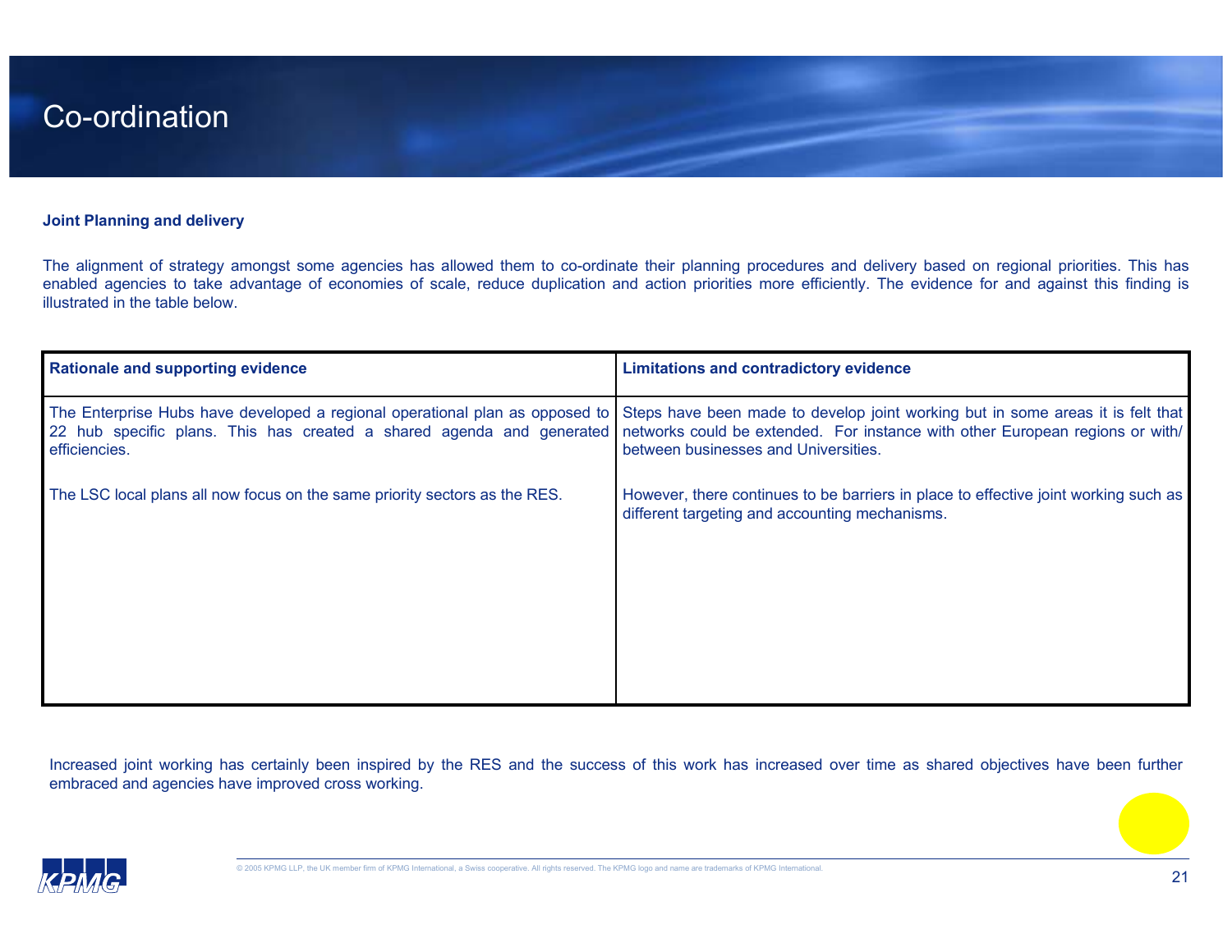# Co-ordination

**Joint Planning and delivery**

The alignment of strategy amongst some agencies has allowed them to co-ordinate their planning procedures and delivery based on regional priorities. This has enabled agencies to take advantage of economies of scale, reduce duplication and action priorities more efficiently. The evidence for and against this finding is illustrated in the table below.

| Rationale and supporting evidence | Limitations and contradictory evidence |
| --- | --- |
| The Enterprise Hubs have developed a regional operational plan as opposed to 22 hub specific plans. This has created a shared agenda and generated efficiencies.<br><br>The LSC local plans all now focus on the same priority sectors as the RES. | Steps have been made to develop joint working but in some areas it is felt that networks could be extended. For instance with other European regions or with/ between businesses and Universities.<br><br>However, there continues to be barriers in place to effective joint working such as different targeting and accounting mechanisms. |

Increased joint working has certainly been inspired by the RES and the success of this work has increased over time as shared objectives have been further embraced and agencies have improved cross working.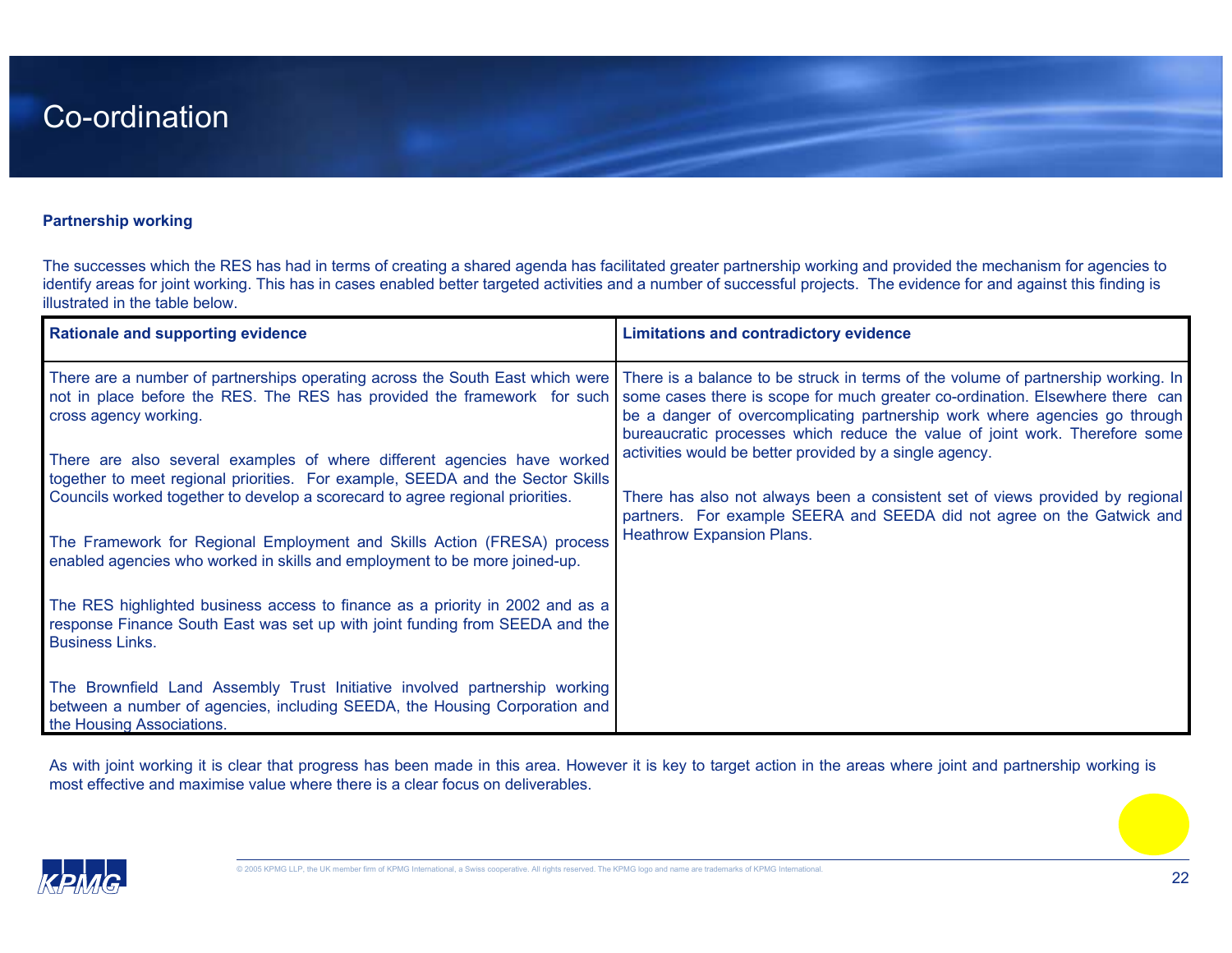# Co-ordination

**Partnership working**

The successes which the RES has had in terms of creating a shared agenda has facilitated greater partnership working and provided the mechanism for agencies to identify areas for joint working. This has in cases enabled better targeted activities and a number of successful projects. The evidence for and against this finding is illustrated in the table below.

| Rationale and supporting evidence | Limitations and contradictory evidence |
|---|---|
| There are a number of partnerships operating across the South East which were not in place before the RES. The RES has provided the framework for such cross agency working.<br><br>There are also several examples of where different agencies have worked together to meet regional priorities. For example, SEEDA and the Sector Skills Councils worked together to develop a scorecard to agree regional priorities.<br><br>The Framework for Regional Employment and Skills Action (FRESA) process enabled agencies who worked in skills and employment to be more joined-up.<br><br>The RES highlighted business access to finance as a priority in 2002 and as a response Finance South East was set up with joint funding from SEEDA and the Business Links.<br><br>The Brownfield Land Assembly Trust Initiative involved partnership working between a number of agencies, including SEEDA, the Housing Corporation and the Housing Associations. | There is a balance to be struck in terms of the volume of partnership working. In some cases there is scope for much greater co-ordination. Elsewhere there can be a danger of overcomplicating partnership work where agencies go through bureaucratic processes which reduce the value of joint work. Therefore some activities would be better provided by a single agency.<br><br>There has also not always been a consistent set of views provided by regional partners. For example SEERA and SEEDA did not agree on the Gatwick and Heathrow Expansion Plans. |

As with joint working it is clear that progress has been made in this area. However it is key to target action in the areas where joint and partnership working is most effective and maximise value where there is a clear focus on deliverables.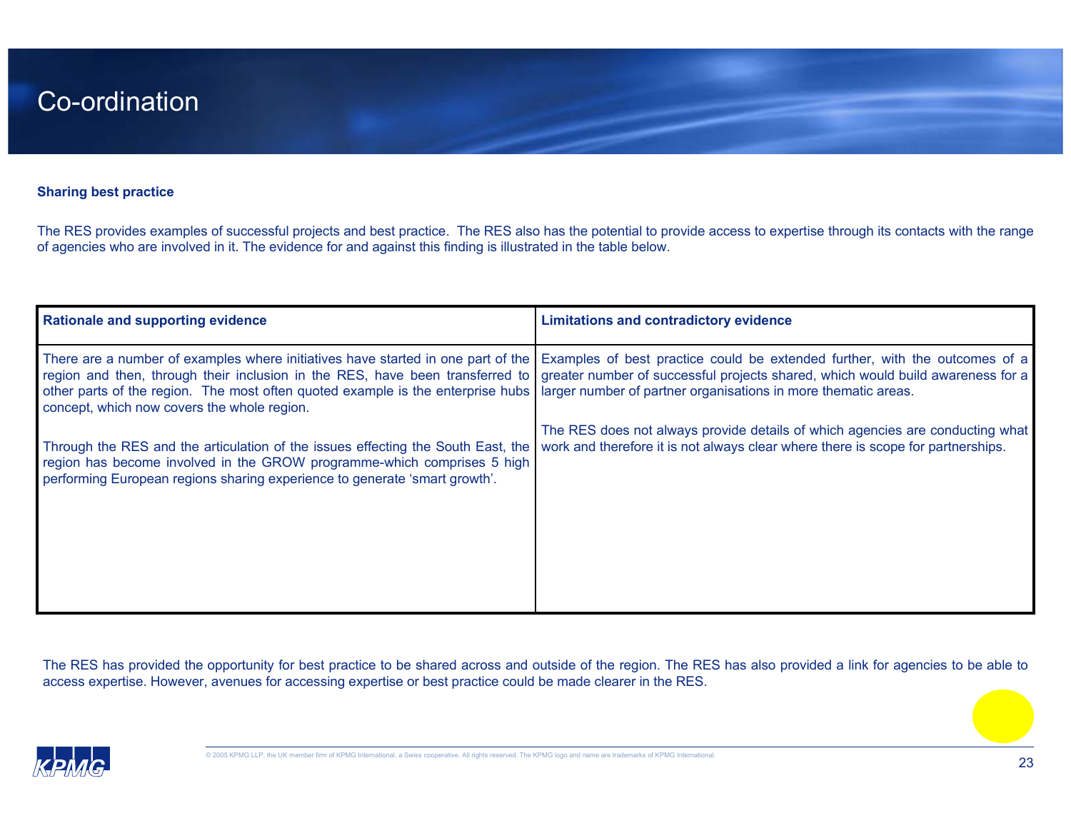# Co-ordination

**Sharing best practice**

The RES provides examples of successful projects and best practice. The RES also has the potential to provide access to expertise through its contacts with the range of agencies who are involved in it. The evidence for and against this finding is illustrated in the table below.

| Rationale and supporting evidence | Limitations and contradictory evidence |
|---|---|
| There are a number of examples where initiatives have started in one part of the region and then, through their inclusion in the RES, have been transferred to other parts of the region. The most often quoted example is the enterprise hubs concept, which now covers the whole region.<br><br>Through the RES and the articulation of the issues effecting the South East, the region has become involved in the GROW programme-which comprises 5 high performing European regions sharing experience to generate 'smart growth'. | Examples of best practice could be extended further, with the outcomes of a greater number of successful projects shared, which would build awareness for a larger number of partner organisations in more thematic areas.<br><br>The RES does not always provide details of which agencies are conducting what work and therefore it is not always clear where there is scope for partnerships. |

The RES has provided the opportunity for best practice to be shared across and outside of the region. The RES has also provided a link for agencies to be able to access expertise. However, avenues for accessing expertise or best practice could be made clearer in the RES.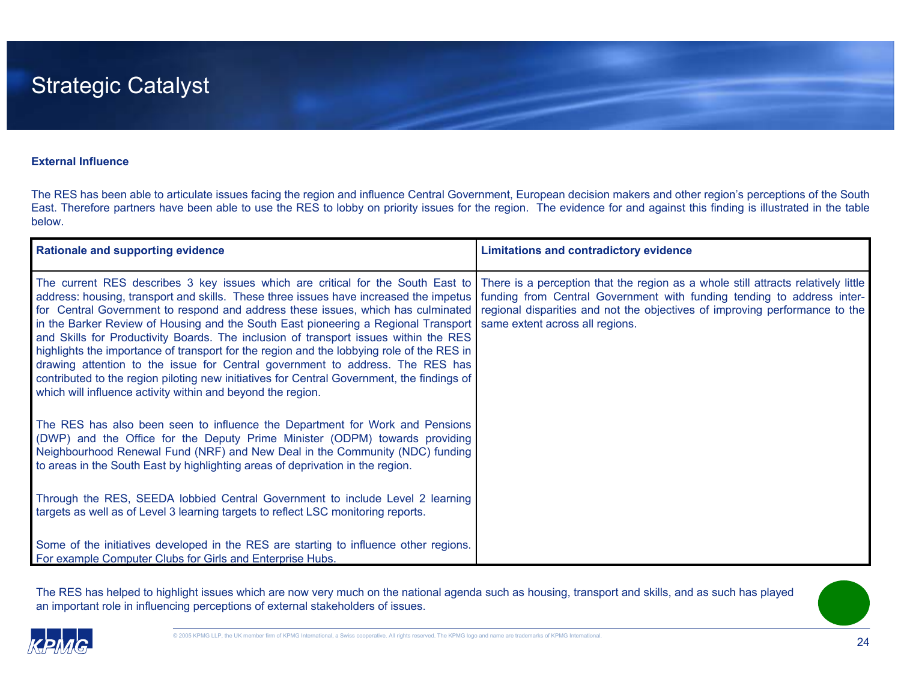# Strategic Catalyst

**External Influence**

The RES has been able to articulate issues facing the region and influence Central Government, European decision makers and other region's perceptions of the South East. Therefore partners have been able to use the RES to lobby on priority issues for the region. The evidence for and against this finding is illustrated in the table below.

| Rationale and supporting evidence | Limitations and contradictory evidence |
| --- | --- |
| The current RES describes 3 key issues which are critical for the South East to address: housing, transport and skills. These three issues have increased the impetus for Central Government to respond and address these issues, which has culminated in the Barker Review of Housing and the South East pioneering a Regional Transport and Skills for Productivity Boards. The inclusion of transport issues within the RES highlights the importance of transport for the region and the lobbying role of the RES in drawing attention to the issue for Central government to address. The RES has contributed to the region piloting new initiatives for Central Government, the findings of which will influence activity within and beyond the region.<br><br>The RES has also been seen to influence the Department for Work and Pensions (DWP) and the Office for the Deputy Prime Minister (ODPM) towards providing Neighbourhood Renewal Fund (NRF) and New Deal in the Community (NDC) funding to areas in the South East by highlighting areas of deprivation in the region.<br><br>Through the RES, SEEDA lobbied Central Government to include Level 2 learning targets as well as of Level 3 learning targets to reflect LSC monitoring reports.<br><br>Some of the initiatives developed in the RES are starting to influence other regions. For example Computer Clubs for Girls and Enterprise Hubs. | There is a perception that the region as a whole still attracts relatively little funding from Central Government with funding tending to address inter-regional disparities and not the objectives of improving performance to the same extent across all regions. |

The RES has helped to highlight issues which are now very much on the national agenda such as housing, transport and skills, and as such has played an important role in influencing perceptions of external stakeholders of issues.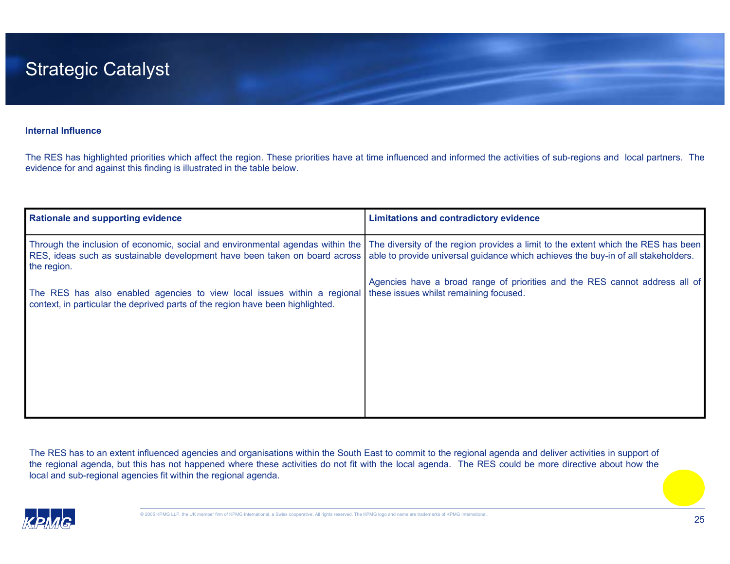# Strategic Catalyst

**Internal Influence**

The RES has highlighted priorities which affect the region. These priorities have at time influenced and informed the activities of sub-regions and local partners. The evidence for and against this finding is illustrated in the table below.

| Rationale and supporting evidence | Limitations and contradictory evidence |
|---|---|
| Through the inclusion of economic, social and environmental agendas within the RES, ideas such as sustainable development have been taken on board across the region.<br><br>The RES has also enabled agencies to view local issues within a regional context, in particular the deprived parts of the region have been highlighted. | The diversity of the region provides a limit to the extent which the RES has been able to provide universal guidance which achieves the buy-in of all stakeholders.<br><br>Agencies have a broad range of priorities and the RES cannot address all of these issues whilst remaining focused. |

The RES has to an extent influenced agencies and organisations within the South East to commit to the regional agenda and deliver activities in support of the regional agenda, but this has not happened where these activities do not fit with the local agenda. The RES could be more directive about how the local and sub-regional agencies fit within the regional agenda.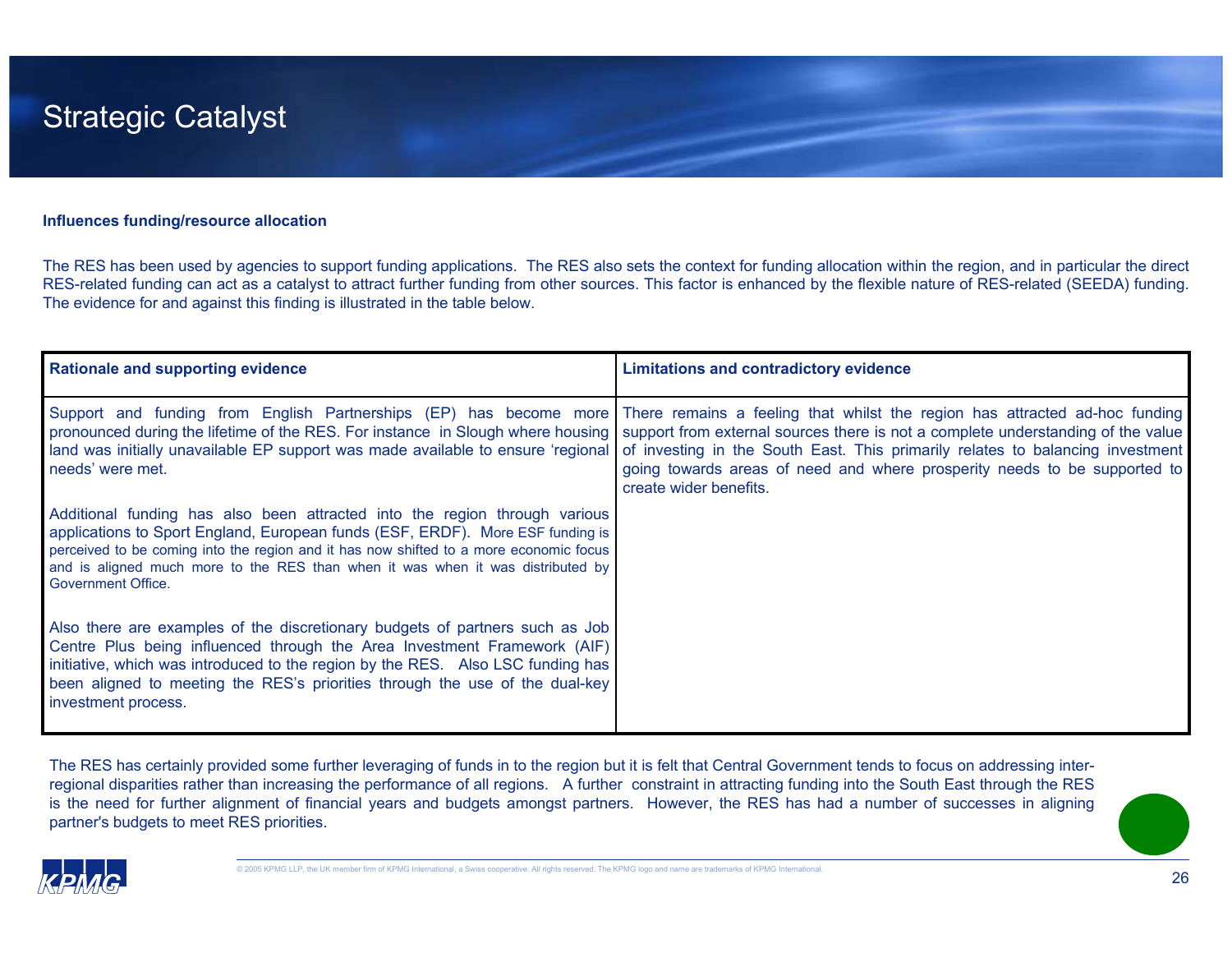# Strategic Catalyst

**Influences funding/resource allocation**

The RES has been used by agencies to support funding applications. The RES also sets the context for funding allocation within the region, and in particular the direct RES-related funding can act as a catalyst to attract further funding from other sources. This factor is enhanced by the flexible nature of RES-related (SEEDA) funding. The evidence for and against this finding is illustrated in the table below.

| Rationale and supporting evidence | Limitations and contradictory evidence |
|---|---|
| Support and funding from English Partnerships (EP) has become more pronounced during the lifetime of the RES. For instance in Slough where housing land was initially unavailable EP support was made available to ensure 'regional needs' were met.<br><br>Additional funding has also been attracted into the region through various applications to Sport England, European funds (ESF, ERDF). More ESF funding is perceived to be coming into the region and it has now shifted to a more economic focus and is aligned much more to the RES than when it was when it was distributed by Government Office.<br><br>Also there are examples of the discretionary budgets of partners such as Job Centre Plus being influenced through the Area Investment Framework (AIF) initiative, which was introduced to the region by the RES. Also LSC funding has been aligned to meeting the RES's priorities through the use of the dual-key investment process. | There remains a feeling that whilst the region has attracted ad-hoc funding support from external sources there is not a complete understanding of the value of investing in the South East. This primarily relates to balancing investment going towards areas of need and where prosperity needs to be supported to create wider benefits. |

The RES has certainly provided some further leveraging of funds in to the region but it is felt that Central Government tends to focus on addressing inter-regional disparities rather than increasing the performance of all regions. A further constraint in attracting funding into the South East through the RES is the need for further alignment of financial years and budgets amongst partners. However, the RES has had a number of successes in aligning partner's budgets to meet RES priorities.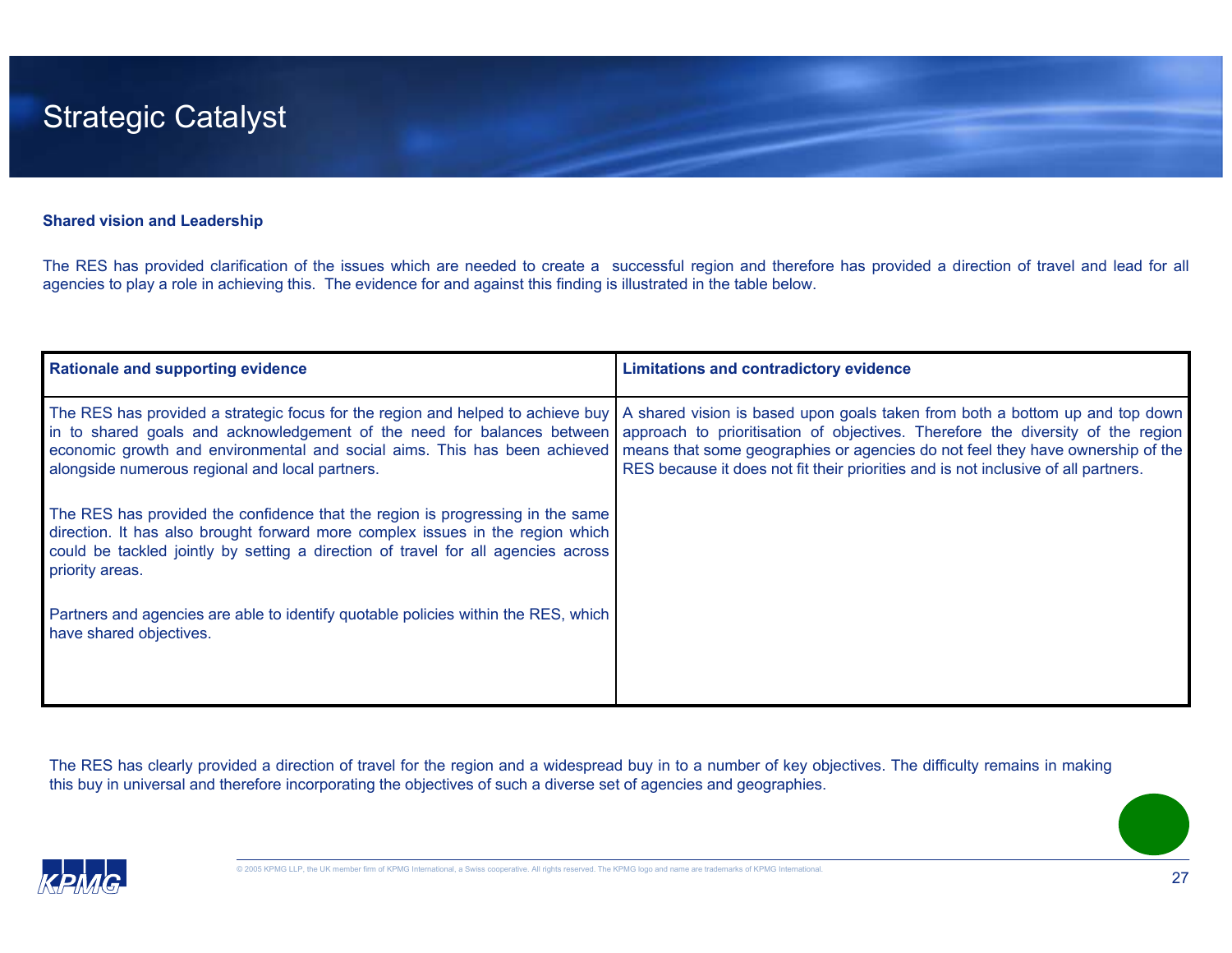# Strategic Catalyst

**Shared vision and Leadership**

The RES has provided clarification of the issues which are needed to create a successful region and therefore has provided a direction of travel and lead for all agencies to play a role in achieving this. The evidence for and against this finding is illustrated in the table below.

| Rationale and supporting evidence | Limitations and contradictory evidence |
| --- | --- |
| The RES has provided a strategic focus for the region and helped to achieve buy in to shared goals and acknowledgement of the need for balances between economic growth and environmental and social aims. This has been achieved alongside numerous regional and local partners.<br><br>The RES has provided the confidence that the region is progressing in the same direction. It has also brought forward more complex issues in the region which could be tackled jointly by setting a direction of travel for all agencies across priority areas.<br><br>Partners and agencies are able to identify quotable policies within the RES, which have shared objectives. | A shared vision is based upon goals taken from both a bottom up and top down approach to prioritisation of objectives. Therefore the diversity of the region means that some geographies or agencies do not feel they have ownership of the RES because it does not fit their priorities and is not inclusive of all partners. |

The RES has clearly provided a direction of travel for the region and a widespread buy in to a number of key objectives. The difficulty remains in making this buy in universal and therefore incorporating the objectives of such a diverse set of agencies and geographies.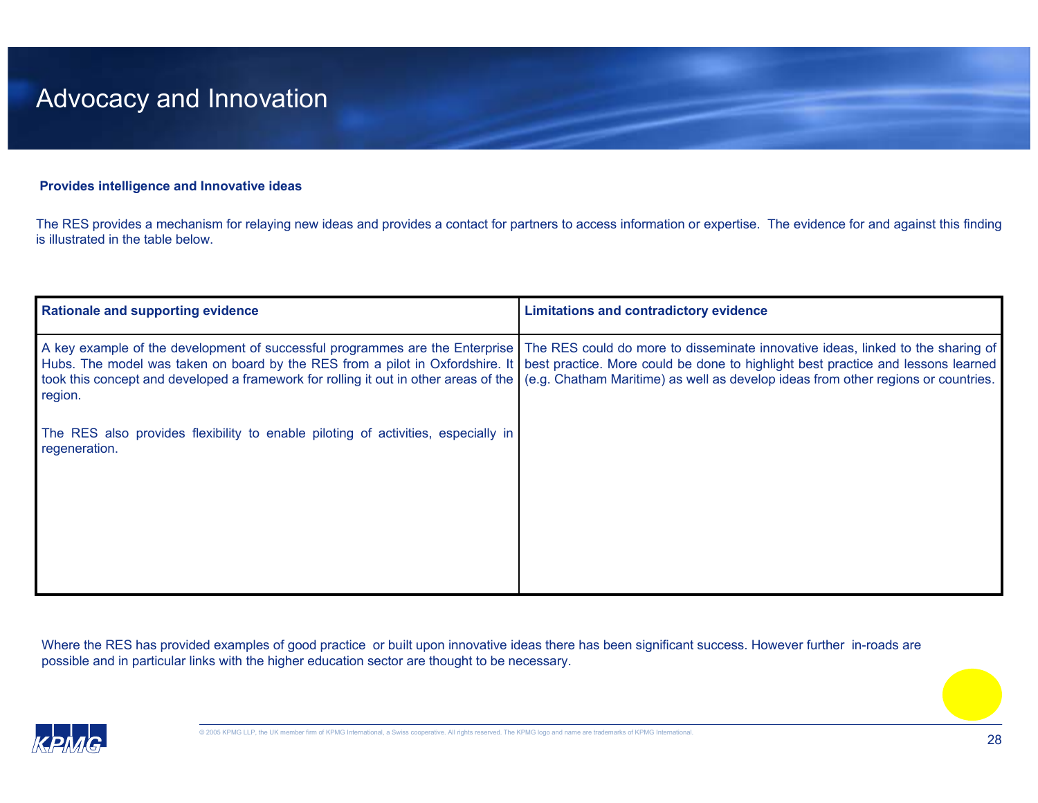# Advocacy and Innovation

**Provides intelligence and Innovative ideas**

The RES provides a mechanism for relaying new ideas and provides a contact for partners to access information or expertise. The evidence for and against this finding is illustrated in the table below.

| Rationale and supporting evidence | Limitations and contradictory evidence |
| --- | --- |
| A key example of the development of successful programmes are the Enterprise Hubs. The model was taken on board by the RES from a pilot in Oxfordshire. It took this concept and developed a framework for rolling it out in other areas of the region.<br><br>The RES also provides flexibility to enable piloting of activities, especially in regeneration. | The RES could do more to disseminate innovative ideas, linked to the sharing of best practice. More could be done to highlight best practice and lessons learned (e.g. Chatham Maritime) as well as develop ideas from other regions or countries. |

Where the RES has provided examples of good practice or built upon innovative ideas there has been significant success. However further in-roads are possible and in particular links with the higher education sector are thought to be necessary.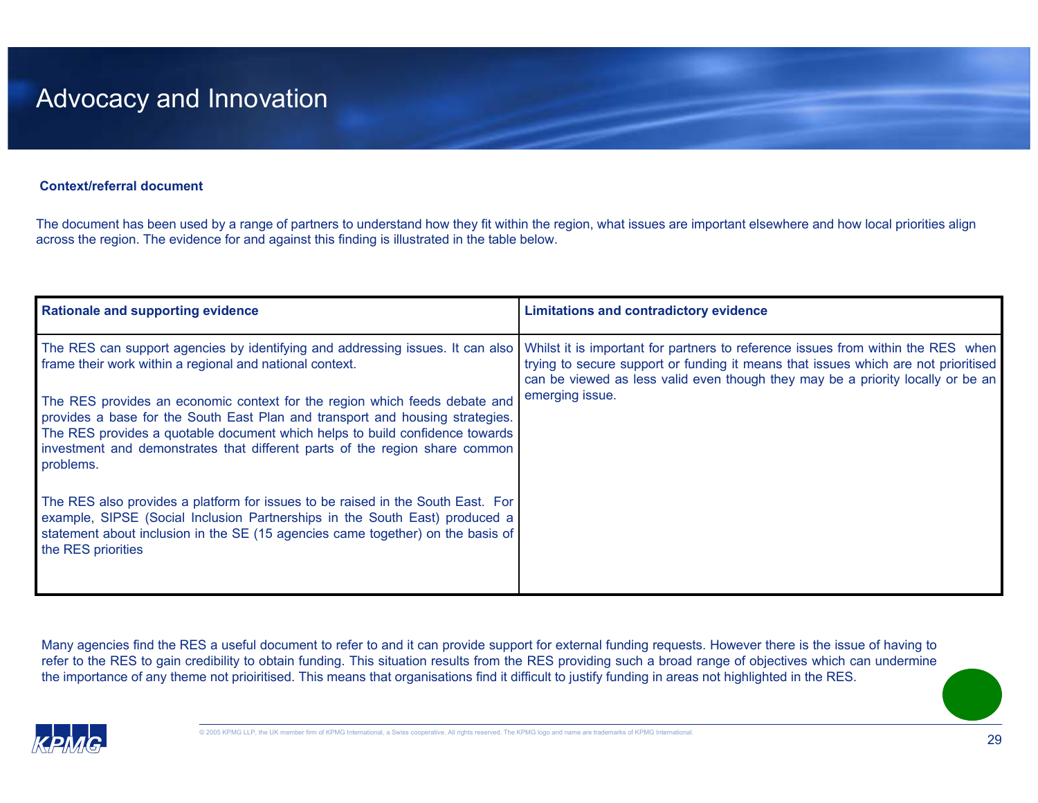# Advocacy and Innovation

**Context/referral document**

The document has been used by a range of partners to understand how they fit within the region, what issues are important elsewhere and how local priorities align across the region. The evidence for and against this finding is illustrated in the table below.

| Rationale and supporting evidence | Limitations and contradictory evidence |
|---|---|
| The RES can support agencies by identifying and addressing issues. It can also frame their work within a regional and national context.<br><br>The RES provides an economic context for the region which feeds debate and provides a base for the South East Plan and transport and housing strategies. The RES provides a quotable document which helps to build confidence towards investment and demonstrates that different parts of the region share common problems.<br><br>The RES also provides a platform for issues to be raised in the South East. For example, SIPSE (Social Inclusion Partnerships in the South East) produced a statement about inclusion in the SE (15 agencies came together) on the basis of the RES priorities | Whilst it is important for partners to reference issues from within the RES when trying to secure support or funding it means that issues which are not prioritised can be viewed as less valid even though they may be a priority locally or be an emerging issue. |

Many agencies find the RES a useful document to refer to and it can provide support for external funding requests. However there is the issue of having to refer to the RES to gain credibility to obtain funding. This situation results from the RES providing such a broad range of objectives which can undermine the importance of any theme not prioiritised. This means that organisations find it difficult to justify funding in areas not highlighted in the RES.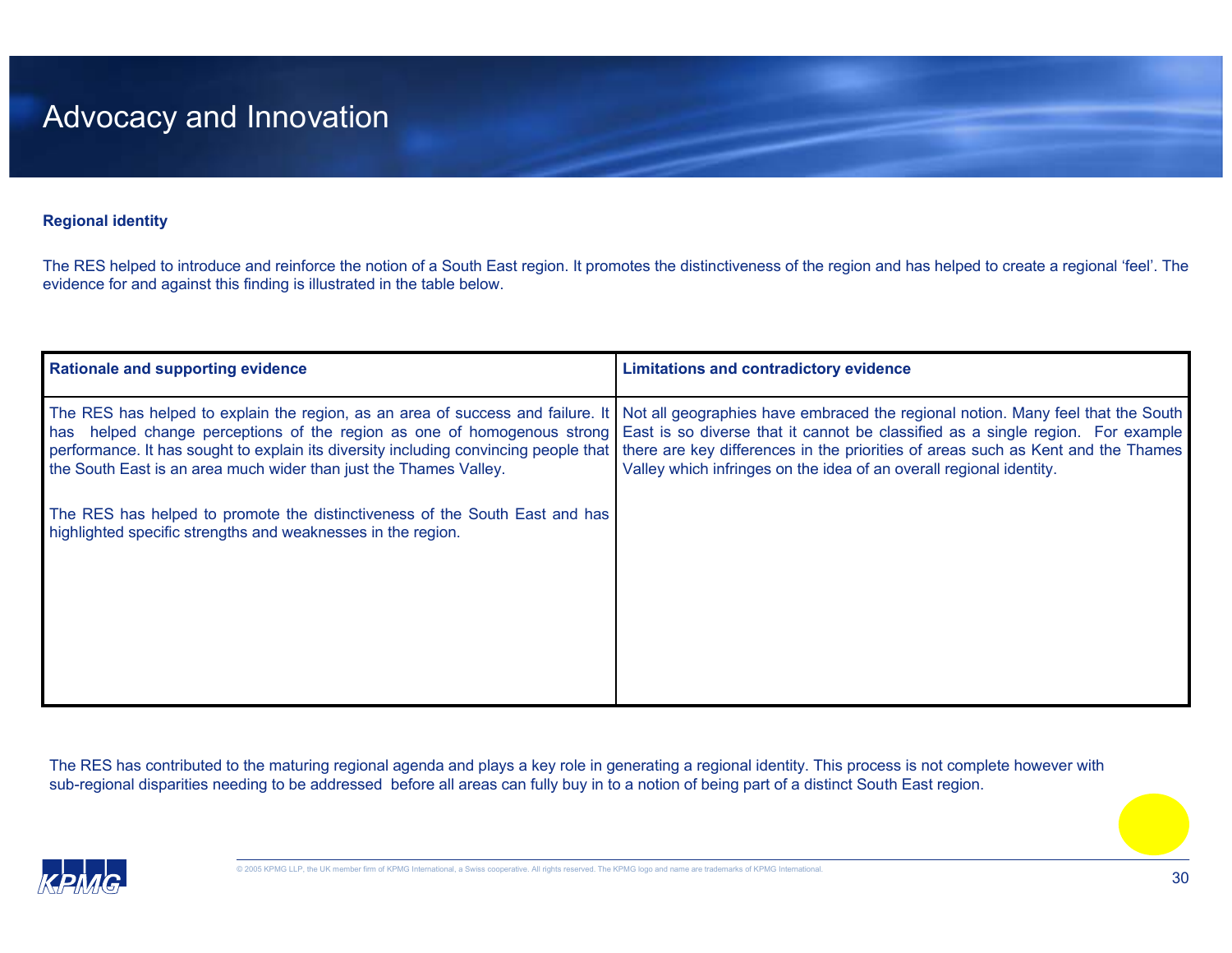# Advocacy and Innovation

**Regional identity**

The RES helped to introduce and reinforce the notion of a South East region. It promotes the distinctiveness of the region and has helped to create a regional 'feel'. The evidence for and against this finding is illustrated in the table below.

| Rationale and supporting evidence | Limitations and contradictory evidence |
|---|---|
| The RES has helped to explain the region, as an area of success and failure. It has helped change perceptions of the region as one of homogenous strong performance. It has sought to explain its diversity including convincing people that the South East is an area much wider than just the Thames Valley.<br><br>The RES has helped to promote the distinctiveness of the South East and has highlighted specific strengths and weaknesses in the region. | Not all geographies have embraced the regional notion. Many feel that the South East is so diverse that it cannot be classified as a single region. For example there are key differences in the priorities of areas such as Kent and the Thames Valley which infringes on the idea of an overall regional identity. |

The RES has contributed to the maturing regional agenda and plays a key role in generating a regional identity. This process is not complete however with sub-regional disparities needing to be addressed before all areas can fully buy in to a notion of being part of a distinct South East region.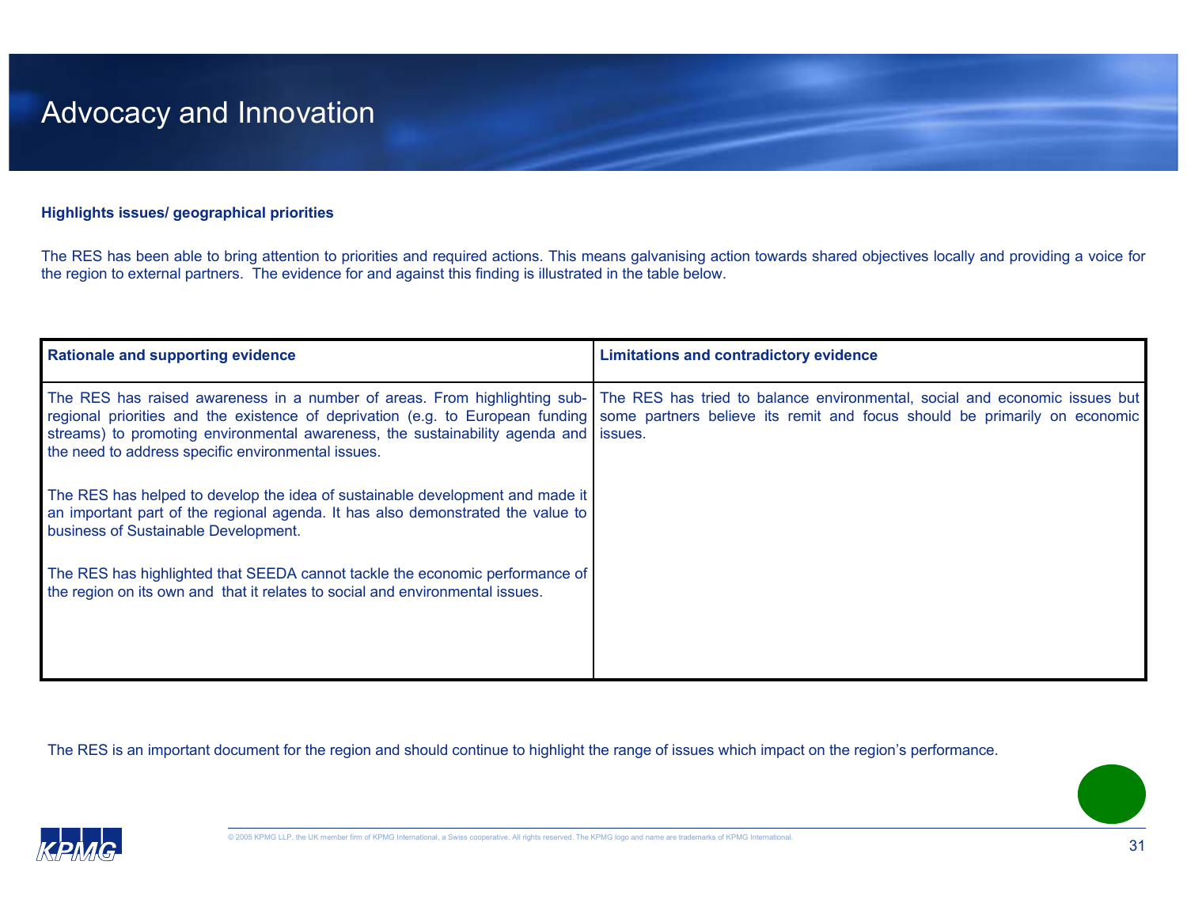# Advocacy and Innovation

**Highlights issues/ geographical priorities**

The RES has been able to bring attention to priorities and required actions. This means galvanising action towards shared objectives locally and providing a voice for the region to external partners. The evidence for and against this finding is illustrated in the table below.

| Rationale and supporting evidence | Limitations and contradictory evidence |
| --- | --- |
| The RES has raised awareness in a number of areas. From highlighting sub-regional priorities and the existence of deprivation (e.g. to European funding streams) to promoting environmental awareness, the sustainability agenda and the need to address specific environmental issues.<br><br>The RES has helped to develop the idea of sustainable development and made it an important part of the regional agenda. It has also demonstrated the value to business of Sustainable Development.<br><br>The RES has highlighted that SEEDA cannot tackle the economic performance of the region on its own and that it relates to social and environmental issues. | The RES has tried to balance environmental, social and economic issues but some partners believe its remit and focus should be primarily on economic issues. |

The RES is an important document for the region and should continue to highlight the range of issues which impact on the region's performance.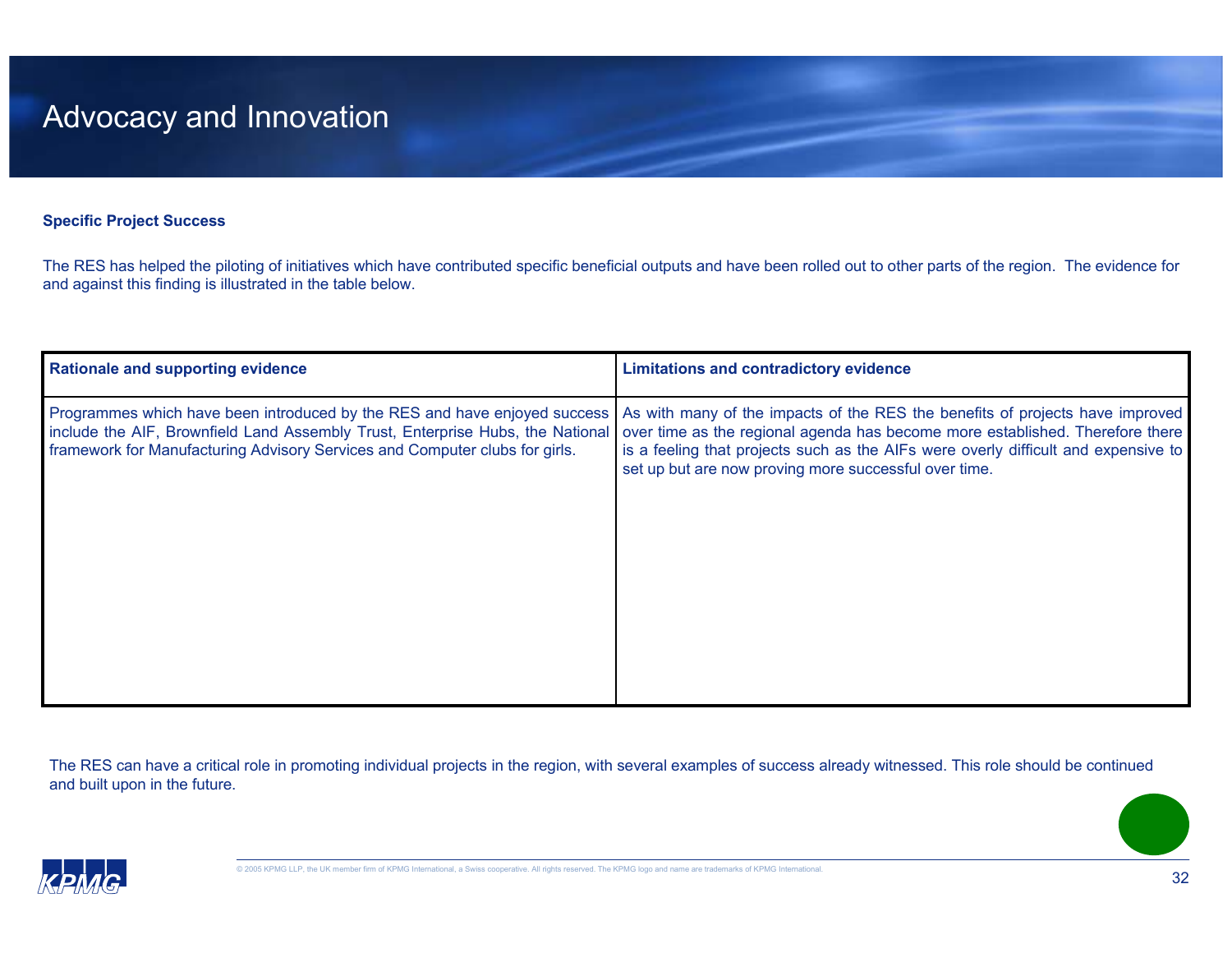# Advocacy and Innovation

**Specific Project Success**

The RES has helped the piloting of initiatives which have contributed specific beneficial outputs and have been rolled out to other parts of the region. The evidence for and against this finding is illustrated in the table below.

| Rationale and supporting evidence | Limitations and contradictory evidence |
|---|---|
| Programmes which have been introduced by the RES and have enjoyed success include the AIF, Brownfield Land Assembly Trust, Enterprise Hubs, the National framework for Manufacturing Advisory Services and Computer clubs for girls. | As with many of the impacts of the RES the benefits of projects have improved over time as the regional agenda has become more established. Therefore there is a feeling that projects such as the AIFs were overly difficult and expensive to set up but are now proving more successful over time. |

The RES can have a critical role in promoting individual projects in the region, with several examples of success already witnessed. This role should be continued and built upon in the future.

© 2005 KPMG LLP, the UK member firm of KPMG International, a Swiss cooperative. All rights reserved. The KPMG logo and name are trademarks of KPMG International.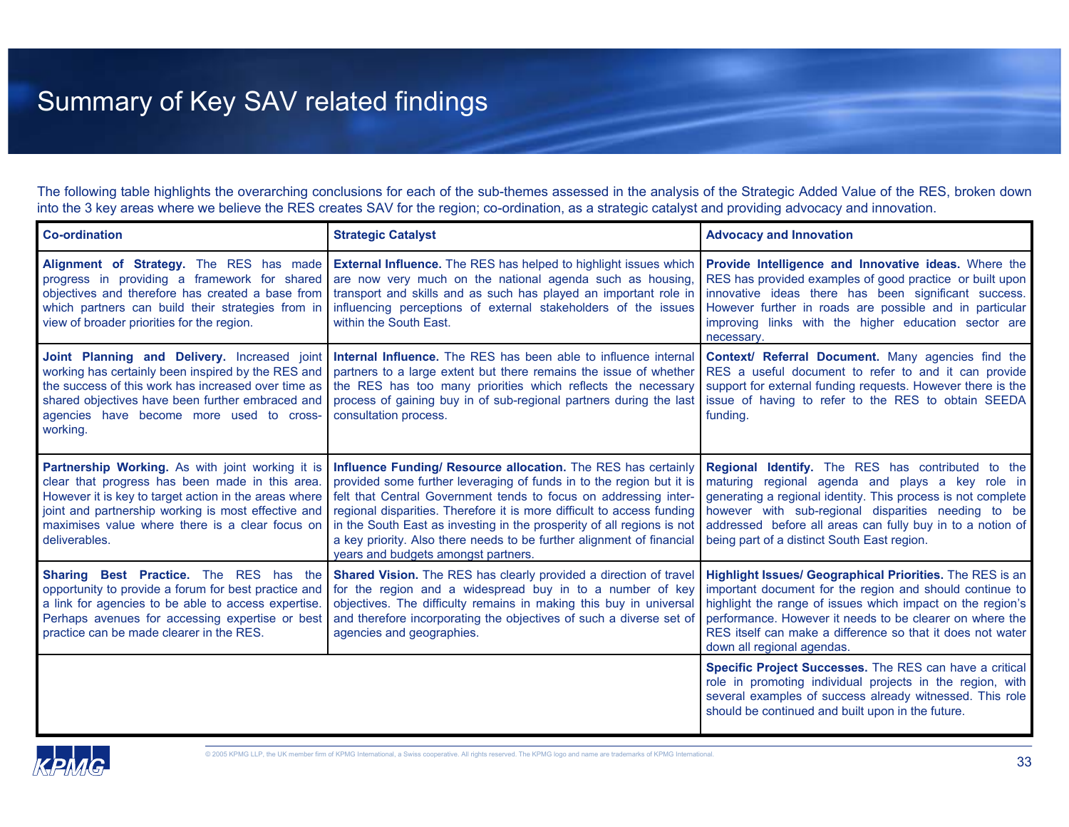# Summary of Key SAV related findings

The following table highlights the overarching conclusions for each of the sub-themes assessed in the analysis of the Strategic Added Value of the RES, broken down into the 3 key areas where we believe the RES creates SAV for the region; co-ordination, as a strategic catalyst and providing advocacy and innovation.

| Co-ordination | Strategic Catalyst | Advocacy and Innovation |
|---|---|---|
| **Alignment of Strategy.** The RES has made progress in providing a framework for shared objectives and therefore has created a base from which partners can build their strategies from in view of broader priorities for the region. | **External Influence.** The RES has helped to highlight issues which are now very much on the national agenda such as housing, transport and skills and as such has played an important role in influencing perceptions of external stakeholders of the issues within the South East. | **Provide Intelligence and Innovative ideas.** Where the RES has provided examples of good practice or built upon innovative ideas there has been significant success. However further in roads are possible and in particular improving links with the higher education sector are necessary. |
| **Joint Planning and Delivery.** Increased joint working has certainly been inspired by the RES and the success of this work has increased over time as shared objectives have been further embraced and agencies have become more used to cross-working. | **Internal Influence.** The RES has been able to influence internal partners to a large extent but there remains the issue of whether the RES has too many priorities which reflects the necessary process of gaining buy in of sub-regional partners during the last consultation process. | **Context/ Referral Document.** Many agencies find the RES a useful document to refer to and it can provide support for external funding requests. However there is the issue of having to refer to the RES to obtain SEEDA funding. |
| **Partnership Working.** As with joint working it is clear that progress has been made in this area. However it is key to target action in the areas where joint and partnership working is most effective and maximises value where there is a clear focus on deliverables. | **Influence Funding/ Resource allocation.** The RES has certainly provided some further leveraging of funds in to the region but it is felt that Central Government tends to focus on addressing inter-regional disparities. Therefore it is more difficult to access funding in the South East as investing in the prosperity of all regions is not a key priority. Also there needs to be further alignment of financial years and budgets amongst partners. | **Regional Identify.** The RES has contributed to the maturing regional agenda and plays a key role in generating a regional identity. This process is not complete however with sub-regional disparities needing to be addressed before all areas can fully buy in to a notion of being part of a distinct South East region. |
| **Sharing Best Practice.** The RES has the opportunity to provide a forum for best practice and a link for agencies to be able to access expertise. Perhaps avenues for accessing expertise or best practice can be made clearer in the RES. | **Shared Vision.** The RES has clearly provided a direction of travel for the region and a widespread buy in to a number of key objectives. The difficulty remains in making this buy in universal and therefore incorporating the objectives of such a diverse set of agencies and geographies. | **Highlight Issues/ Geographical Priorities.** The RES is an important document for the region and should continue to highlight the range of issues which impact on the region's performance. However it needs to be clearer on where the RES itself can make a difference so that it does not water down all regional agendas. |
| | | **Specific Project Successes.** The RES can have a critical role in promoting individual projects in the region, with several examples of success already witnessed. This role should be continued and built upon in the future. |

© 2005 KPMG LLP, the UK member firm of KPMG International, a Swiss cooperative. All rights reserved. The KPMG logo and name are trademarks of KPMG International.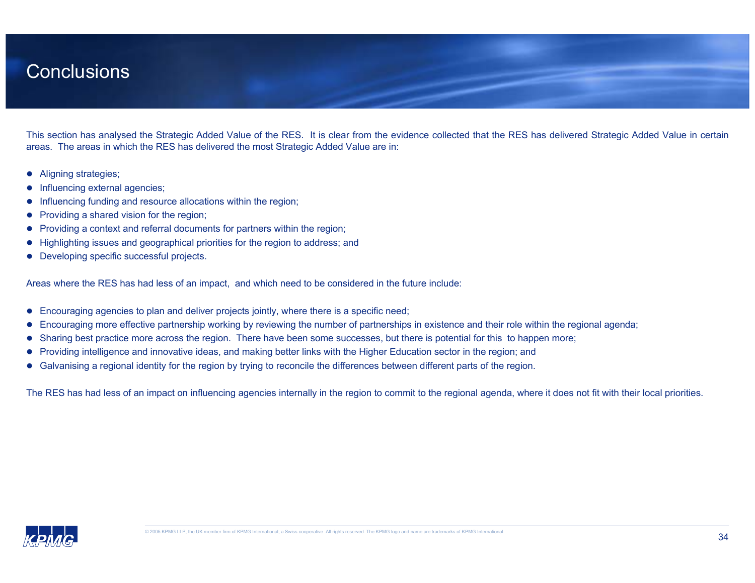# Conclusions

This section has analysed the Strategic Added Value of the RES. It is clear from the evidence collected that the RES has delivered Strategic Added Value in certain areas. The areas in which the RES has delivered the most Strategic Added Value are in:

- Aligning strategies;
- Influencing external agencies;
- Influencing funding and resource allocations within the region;
- Providing a shared vision for the region;
- Providing a context and referral documents for partners within the region;
- Highlighting issues and geographical priorities for the region to address; and
- Developing specific successful projects.

Areas where the RES has had less of an impact, and which need to be considered in the future include:

- Encouraging agencies to plan and deliver projects jointly, where there is a specific need;
- Encouraging more effective partnership working by reviewing the number of partnerships in existence and their role within the regional agenda;
- Sharing best practice more across the region. There have been some successes, but there is potential for this to happen more;
- Providing intelligence and innovative ideas, and making better links with the Higher Education sector in the region; and
- Galvanising a regional identity for the region by trying to reconcile the differences between different parts of the region.

The RES has had less of an impact on influencing agencies internally in the region to commit to the regional agenda, where it does not fit with their local priorities.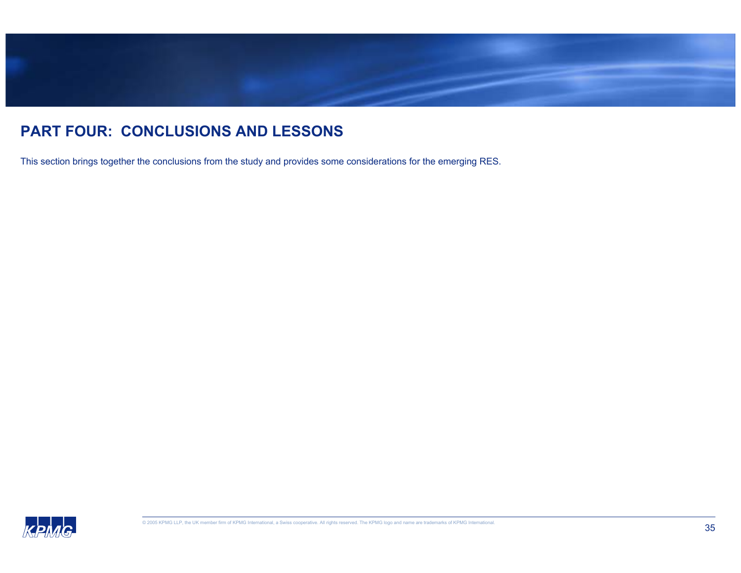# PART FOUR: CONCLUSIONS AND LESSONS

This section brings together the conclusions from the study and provides some considerations for the emerging RES.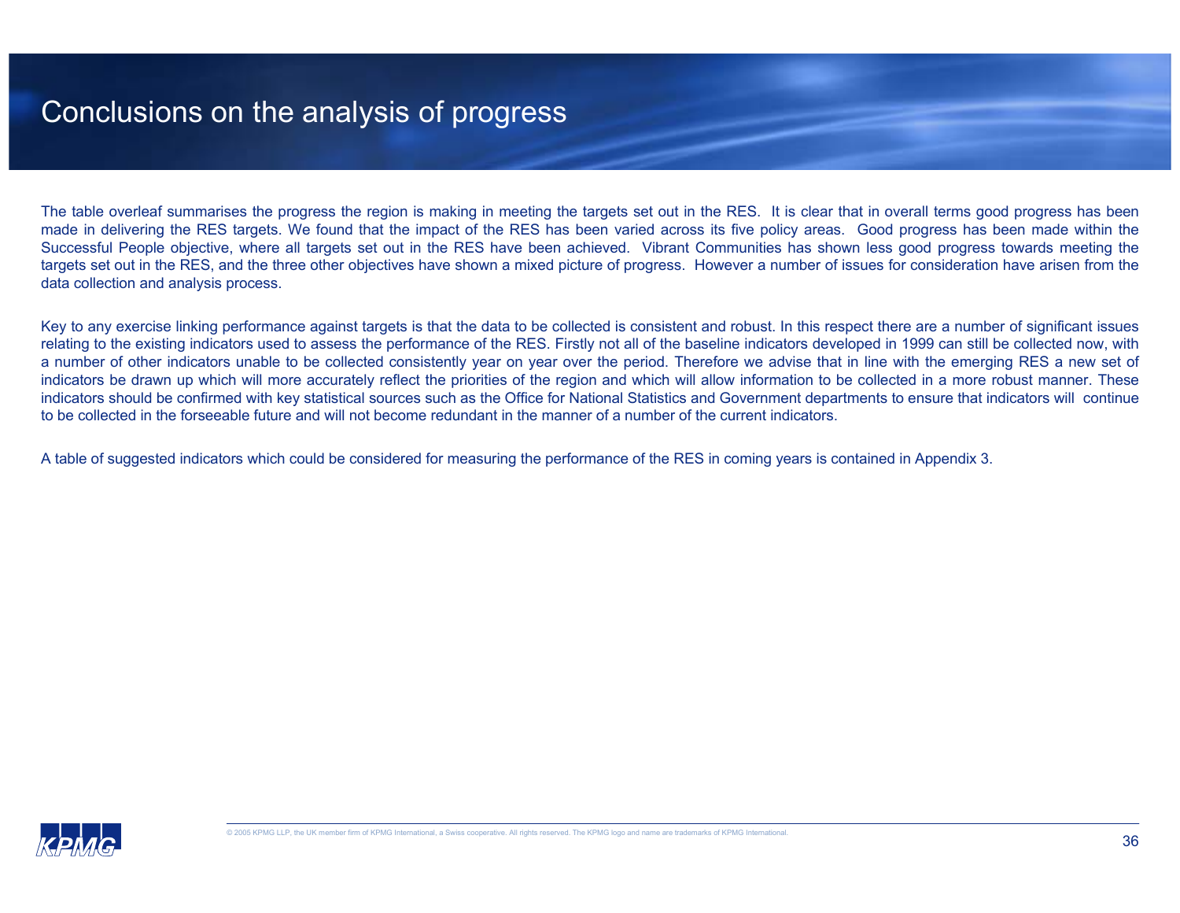# Conclusions on the analysis of progress

The table overleaf summarises the progress the region is making in meeting the targets set out in the RES. It is clear that in overall terms good progress has been made in delivering the RES targets. We found that the impact of the RES has been varied across its five policy areas. Good progress has been made within the Successful People objective, where all targets set out in the RES have been achieved. Vibrant Communities has shown less good progress towards meeting the targets set out in the RES, and the three other objectives have shown a mixed picture of progress. However a number of issues for consideration have arisen from the data collection and analysis process.

Key to any exercise linking performance against targets is that the data to be collected is consistent and robust. In this respect there are a number of significant issues relating to the existing indicators used to assess the performance of the RES. Firstly not all of the baseline indicators developed in 1999 can still be collected now, with a number of other indicators unable to be collected consistently year on year over the period. Therefore we advise that in line with the emerging RES a new set of indicators be drawn up which will more accurately reflect the priorities of the region and which will allow information to be collected in a more robust manner. These indicators should be confirmed with key statistical sources such as the Office for National Statistics and Government departments to ensure that indicators will continue to be collected in the forseeable future and will not become redundant in the manner of a number of the current indicators.

A table of suggested indicators which could be considered for measuring the performance of the RES in coming years is contained in Appendix 3.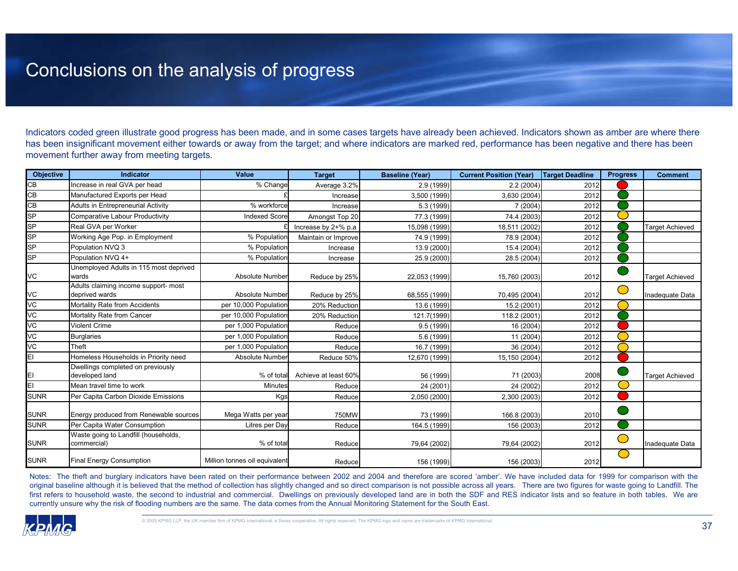# Conclusions on the analysis of progress

Indicators coded green illustrate good progress has been made, and in some cases targets have already been achieved. Indicators shown as amber are where there has been insignificant movement either towards or away from the target; and where indicators are marked red, performance has been negative and there has been movement further away from meeting targets.

| Objective | Indicator | Value | Target | Baseline (Year) | Current Position (Year) | Target Deadline | Progress | Comment |
|---|---|---|---|---|---|---|---|---|
| CB | Increase in real GVA per head | % Change | Average 3.2% | 2.9 (1999) | 2.2 (2004) | 2012 | Red | |
| CB | Manufactured Exports per Head | £ | Increase | 3,500 (1999) | 3,630 (2004) | 2012 | Green | |
| CB | Adults in Entrepreneurial Activity | % workforce | Increase | 5.3 (1999) | 7 (2004) | 2012 | Green | |
| SP | Comparative Labour Productivity | Indexed Score | Amongst Top 20 | 77.3 (1999) | 74.4 (2003) | 2012 | Amber | |
| SP | Real GVA per Worker | £ | Increase by 2+% p.a | 15,098 (1999) | 18,511 (2002) | 2012 | Green | Target Achieved |
| SP | Working Age Pop. in Employment | % Population | Maintain or Improve | 74.9 (1999) | 78.9 (2004) | 2012 | Green | |
| SP | Population NVQ 3 | % Population | Increase | 13.9 (2000) | 15.4 (2004) | 2012 | Green | |
| SP | Population NVQ 4+ | % Population | Increase | 25.9 (2000) | 28.5 (2004) | 2012 | Green | |
| VC | Unemployed Adults in 115 most deprived wards | Absolute Number | Reduce by 25% | 22,053 (1999) | 15,760 (2003) | 2012 | Green | Target Achieved |
| VC | Adults claiming income support- most deprived wards | Absolute Number | Reduce by 25% | 68,555 (1999) | 70,495 (2004) | 2012 | Amber | Inadequate Data |
| VC | Mortality Rate from Accidents | per 10,000 Population | 20% Reduction | 13.6 (1999) | 15.2 (2001) | 2012 | Amber | |
| VC | Mortality Rate from Cancer | per 10,000 Population | 20% Reduction | 121.7(1999) | 118.2 (2001) | 2012 | Green | |
| VC | Violent Crime | per 1,000 Population | Reduce | 9.5 (1999) | 16 (2004) | 2012 | Red | |
| VC | Burglaries | per 1,000 Population | Reduce | 5.6 (1999) | 11 (2004) | 2012 | Amber | |
| VC | Theft | per 1,000 Population | Reduce | 16.7 (1999) | 36 (2004) | 2012 | Amber | |
| EI | Homeless Households in Priority need | Absolute Number | Reduce 50% | 12,670 (1999) | 15,150 (2004) | 2012 | Red | |
| EI | Dwellings completed on previously developed land | % of total | Achieve at least 60% | 56 (1999) | 71 (2003) | 2008 | Green | Target Achieved |
| EI | Mean travel time to work | Minutes | Reduce | 24 (2001) | 24 (2002) | 2012 | Amber | |
| SUNR | Per Capita Carbon Dioxide Emissions | Kgs | Reduce | 2,050 (2000) | 2,300 (2003) | 2012 | Red | |
| SUNR | Energy produced from Renewable sources | Mega Watts per year | 750MW | 73 (1999) | 166.8 (2003) | 2010 | Green | |
| SUNR | Per Capita Water Consumption | Litres per Day | Reduce | 164.5 (1999) | 156 (2003) | 2012 | Green | |
| SUNR | Waste going to Landfill (households, commercial) | % of total | Reduce | 79,64 (2002) | 79,64 (2002) | 2012 | Amber | Inadequate Data |
| SUNR | Final Energy Consumption | Million tonnes oil equivalent | Reduce | 156 (1999) | 156 (2003) | 2012 | Amber | |

Notes: The theft and burglary indicators have been rated on their performance between 2002 and 2004 and therefore are scored 'amber'. We have included data for 1999 for comparison with the original baseline although it is believed that the method of collection has slightly changed and so direct comparison is not possible across all years. There are two figures for waste going to Landfill. The first refers to household waste, the second to industrial and commercial. Dwellings on previously developed land are in both the SDF and RES indicator lists and so feature in both tables. We are currently unsure why the risk of flooding numbers are the same. The data comes from the Annual Monitoring Statement for the South East.

© 2005 KPMG LLP, the UK member firm of KPMG International, a Swiss cooperative. All rights reserved. The KPMG logo and name are trademarks of KPMG International.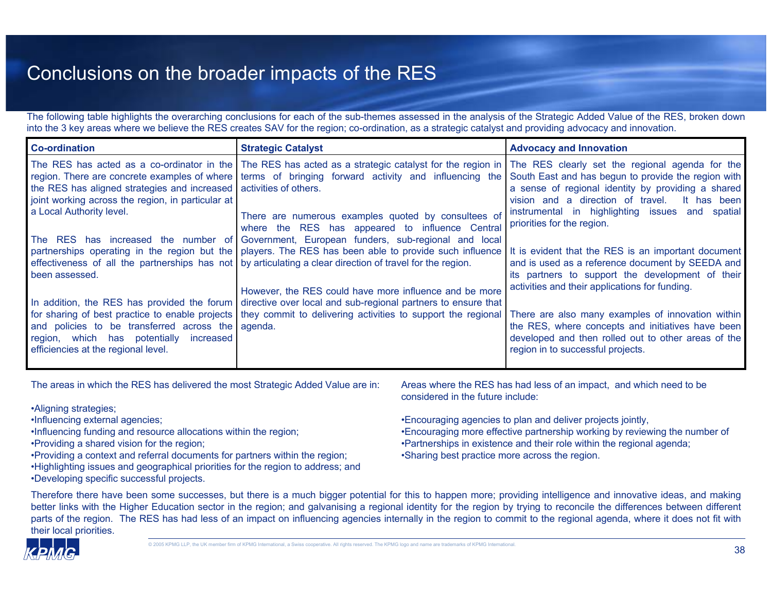# Conclusions on the broader impacts of the RES

The following table highlights the overarching conclusions for each of the sub-themes assessed in the analysis of the Strategic Added Value of the RES, broken down into the 3 key areas where we believe the RES creates SAV for the region; co-ordination, as a strategic catalyst and providing advocacy and innovation.

| **Co-ordination** | **Strategic Catalyst** | **Advocacy and Innovation** |
|---|---|---|
| The RES has acted as a co-ordinator in the region. There are concrete examples of where the RES has aligned strategies and increased joint working across the region, in particular at a Local Authority level.<br><br>The RES has increased the number of partnerships operating in the region but the effectiveness of all the partnerships has not been assessed.<br><br>In addition, the RES has provided the forum for sharing of best practice to enable projects and policies to be transferred across the region, which has potentially increased efficiencies at the regional level. | The RES has acted as a strategic catalyst for the region in terms of bringing forward activity and influencing the activities of others.<br><br>There are numerous examples quoted by consultees of where the RES has appeared to influence Central Government, European funders, sub-regional and local players. The RES has been able to provide such influence by articulating a clear direction of travel for the region.<br><br>However, the RES could have more influence and be more directive over local and sub-regional partners to ensure that they commit to delivering activities to support the regional agenda. | The RES clearly set the regional agenda for the South East and has begun to provide the region with a sense of regional identity by providing a shared vision and a direction of travel. It has been instrumental in highlighting issues and spatial priorities for the region.<br><br>It is evident that the RES is an important document and is used as a reference document by SEEDA and its partners to support the development of their activities and their applications for funding.<br><br>There are also many examples of innovation within the RES, where concepts and initiatives have been developed and then rolled out to other areas of the region in to successful projects. |

The areas in which the RES has delivered the most Strategic Added Value are in:

- Aligning strategies;
- Influencing external agencies;
- Influencing funding and resource allocations within the region;
- Providing a shared vision for the region;
- Providing a context and referral documents for partners within the region;
- Highlighting issues and geographical priorities for the region to address; and
- Developing specific successful projects.

Areas where the RES has had less of an impact, and which need to be considered in the future include:

- Encouraging agencies to plan and deliver projects jointly,
- Encouraging more effective partnership working by reviewing the number of
- Partnerships in existence and their role within the regional agenda;
- Sharing best practice more across the region.

Therefore there have been some successes, but there is a much bigger potential for this to happen more; providing intelligence and innovative ideas, and making better links with the Higher Education sector in the region; and galvanising a regional identity for the region by trying to reconcile the differences between different parts of the region. The RES has had less of an impact on influencing agencies internally in the region to commit to the regional agenda, where it does not fit with their local priorities.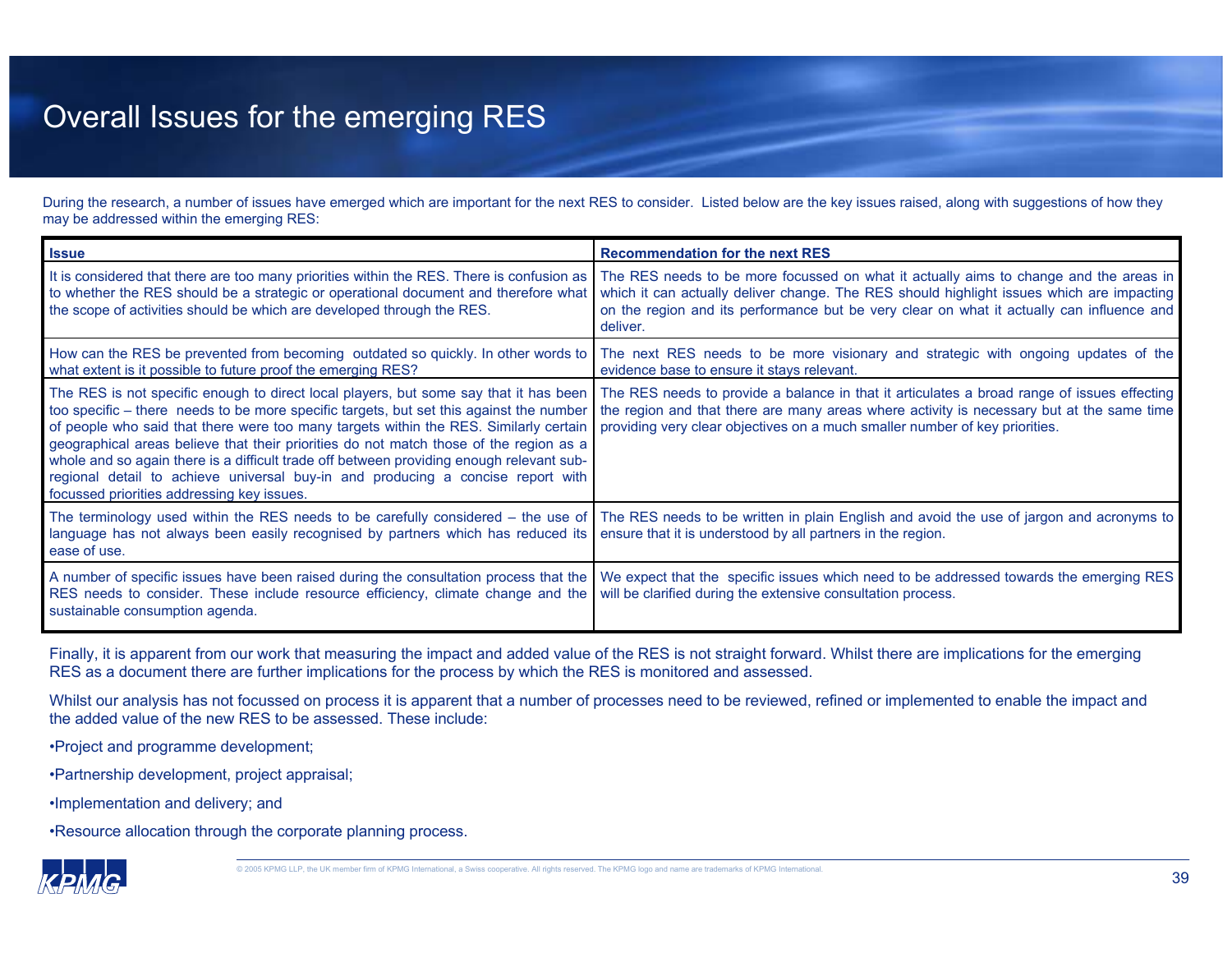# Overall Issues for the emerging RES

During the research, a number of issues have emerged which are important for the next RES to consider. Listed below are the key issues raised, along with suggestions of how they may be addressed within the emerging RES:

| Issue | Recommendation for the next RES |
|---|---|
| It is considered that there are too many priorities within the RES. There is confusion as to whether the RES should be a strategic or operational document and therefore what the scope of activities should be which are developed through the RES. | The RES needs to be more focussed on what it actually aims to change and the areas in which it can actually deliver change. The RES should highlight issues which are impacting on the region and its performance but be very clear on what it actually can influence and deliver. |
| How can the RES be prevented from becoming outdated so quickly. In other words to what extent is it possible to future proof the emerging RES? | The next RES needs to be more visionary and strategic with ongoing updates of the evidence base to ensure it stays relevant. |
| The RES is not specific enough to direct local players, but some say that it has been too specific – there needs to be more specific targets, but set this against the number of people who said that there were too many targets within the RES. Similarly certain geographical areas believe that their priorities do not match those of the region as a whole and so again there is a difficult trade off between providing enough relevant sub-regional detail to achieve universal buy-in and producing a concise report with focussed priorities addressing key issues. | The RES needs to provide a balance in that it articulates a broad range of issues effecting the region and that there are many areas where activity is necessary but at the same time providing very clear objectives on a much smaller number of key priorities. |
| The terminology used within the RES needs to be carefully considered – the use of language has not always been easily recognised by partners which has reduced its ease of use. | The RES needs to be written in plain English and avoid the use of jargon and acronyms to ensure that it is understood by all partners in the region. |
| A number of specific issues have been raised during the consultation process that the RES needs to consider. These include resource efficiency, climate change and the sustainable consumption agenda. | We expect that the specific issues which need to be addressed towards the emerging RES will be clarified during the extensive consultation process. |

Finally, it is apparent from our work that measuring the impact and added value of the RES is not straight forward. Whilst there are implications for the emerging RES as a document there are further implications for the process by which the RES is monitored and assessed.

Whilst our analysis has not focussed on process it is apparent that a number of processes need to be reviewed, refined or implemented to enable the impact and the added value of the new RES to be assessed. These include:

- Project and programme development;
- Partnership development, project appraisal;
- Implementation and delivery; and
- Resource allocation through the corporate planning process.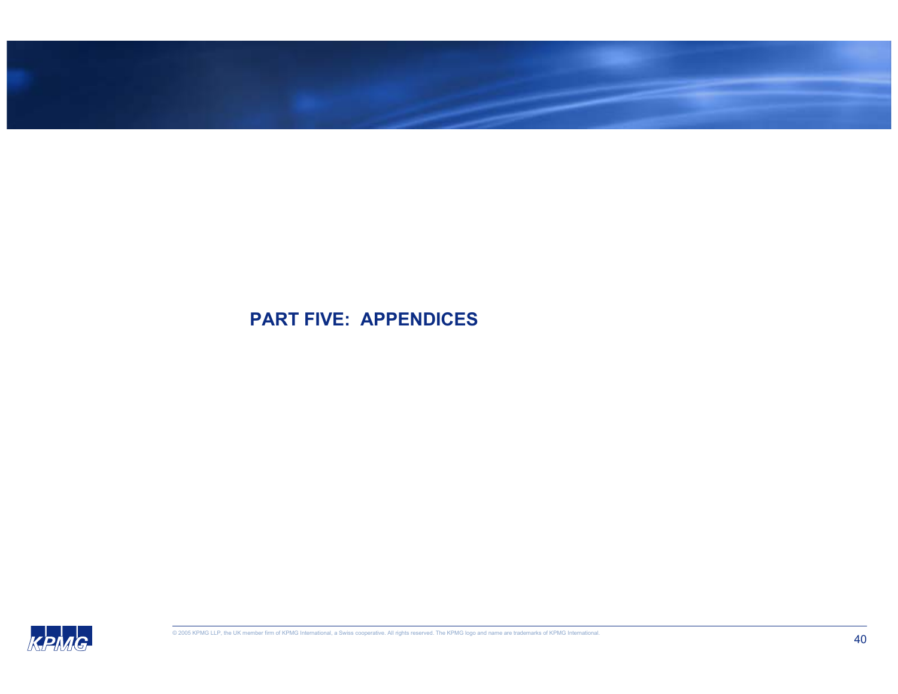# PART FIVE: APPENDICES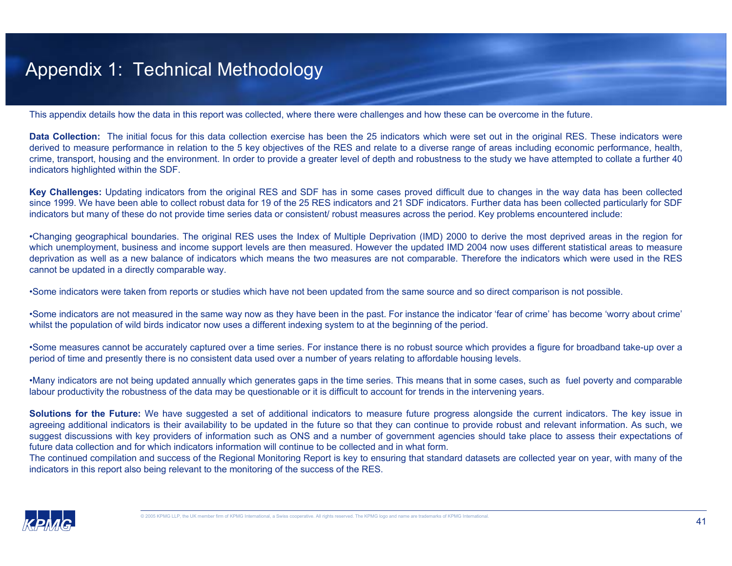# Appendix 1: Technical Methodology

This appendix details how the data in this report was collected, where there were challenges and how these can be overcome in the future.

**Data Collection:** The initial focus for this data collection exercise has been the 25 indicators which were set out in the original RES. These indicators were derived to measure performance in relation to the 5 key objectives of the RES and relate to a diverse range of areas including economic performance, health, crime, transport, housing and the environment. In order to provide a greater level of depth and robustness to the study we have attempted to collate a further 40 indicators highlighted within the SDF.

**Key Challenges:** Updating indicators from the original RES and SDF has in some cases proved difficult due to changes in the way data has been collected since 1999. We have been able to collect robust data for 19 of the 25 RES indicators and 21 SDF indicators. Further data has been collected particularly for SDF indicators but many of these do not provide time series data or consistent/ robust measures across the period. Key problems encountered include:

•Changing geographical boundaries. The original RES uses the Index of Multiple Deprivation (IMD) 2000 to derive the most deprived areas in the region for which unemployment, business and income support levels are then measured. However the updated IMD 2004 now uses different statistical areas to measure deprivation as well as a new balance of indicators which means the two measures are not comparable. Therefore the indicators which were used in the RES cannot be updated in a directly comparable way.

•Some indicators were taken from reports or studies which have not been updated from the same source and so direct comparison is not possible.

•Some indicators are not measured in the same way now as they have been in the past. For instance the indicator 'fear of crime' has become 'worry about crime' whilst the population of wild birds indicator now uses a different indexing system to at the beginning of the period.

•Some measures cannot be accurately captured over a time series. For instance there is no robust source which provides a figure for broadband take-up over a period of time and presently there is no consistent data used over a number of years relating to affordable housing levels.

•Many indicators are not being updated annually which generates gaps in the time series. This means that in some cases, such as fuel poverty and comparable labour productivity the robustness of the data may be questionable or it is difficult to account for trends in the intervening years.

**Solutions for the Future:** We have suggested a set of additional indicators to measure future progress alongside the current indicators. The key issue in agreeing additional indicators is their availability to be updated in the future so that they can continue to provide robust and relevant information. As such, we suggest discussions with key providers of information such as ONS and a number of government agencies should take place to assess their expectations of future data collection and for which indicators information will continue to be collected and in what form.
The continued compilation and success of the Regional Monitoring Report is key to ensuring that standard datasets are collected year on year, with many of the indicators in this report also being relevant to the monitoring of the success of the RES.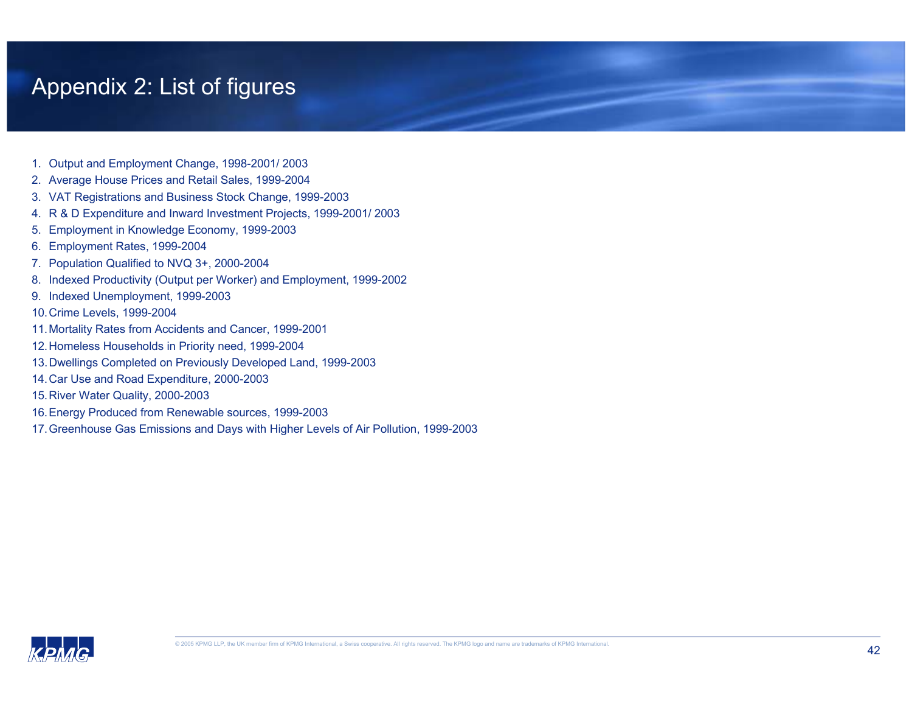# Appendix 2: List of figures

1. Output and Employment Change, 1998-2001/ 2003
2. Average House Prices and Retail Sales, 1999-2004
3. VAT Registrations and Business Stock Change, 1999-2003
4. R & D Expenditure and Inward Investment Projects, 1999-2001/ 2003
5. Employment in Knowledge Economy, 1999-2003
6. Employment Rates, 1999-2004
7. Population Qualified to NVQ 3+, 2000-2004
8. Indexed Productivity (Output per Worker) and Employment, 1999-2002
9. Indexed Unemployment, 1999-2003
10. Crime Levels, 1999-2004
11. Mortality Rates from Accidents and Cancer, 1999-2001
12. Homeless Households in Priority need, 1999-2004
13. Dwellings Completed on Previously Developed Land, 1999-2003
14. Car Use and Road Expenditure, 2000-2003
15. River Water Quality, 2000-2003
16. Energy Produced from Renewable sources, 1999-2003
17. Greenhouse Gas Emissions and Days with Higher Levels of Air Pollution, 1999-2003

© 2005 KPMG LLP, the UK member firm of KPMG International, a Swiss cooperative. All rights reserved. The KPMG logo and name are trademarks of KPMG International.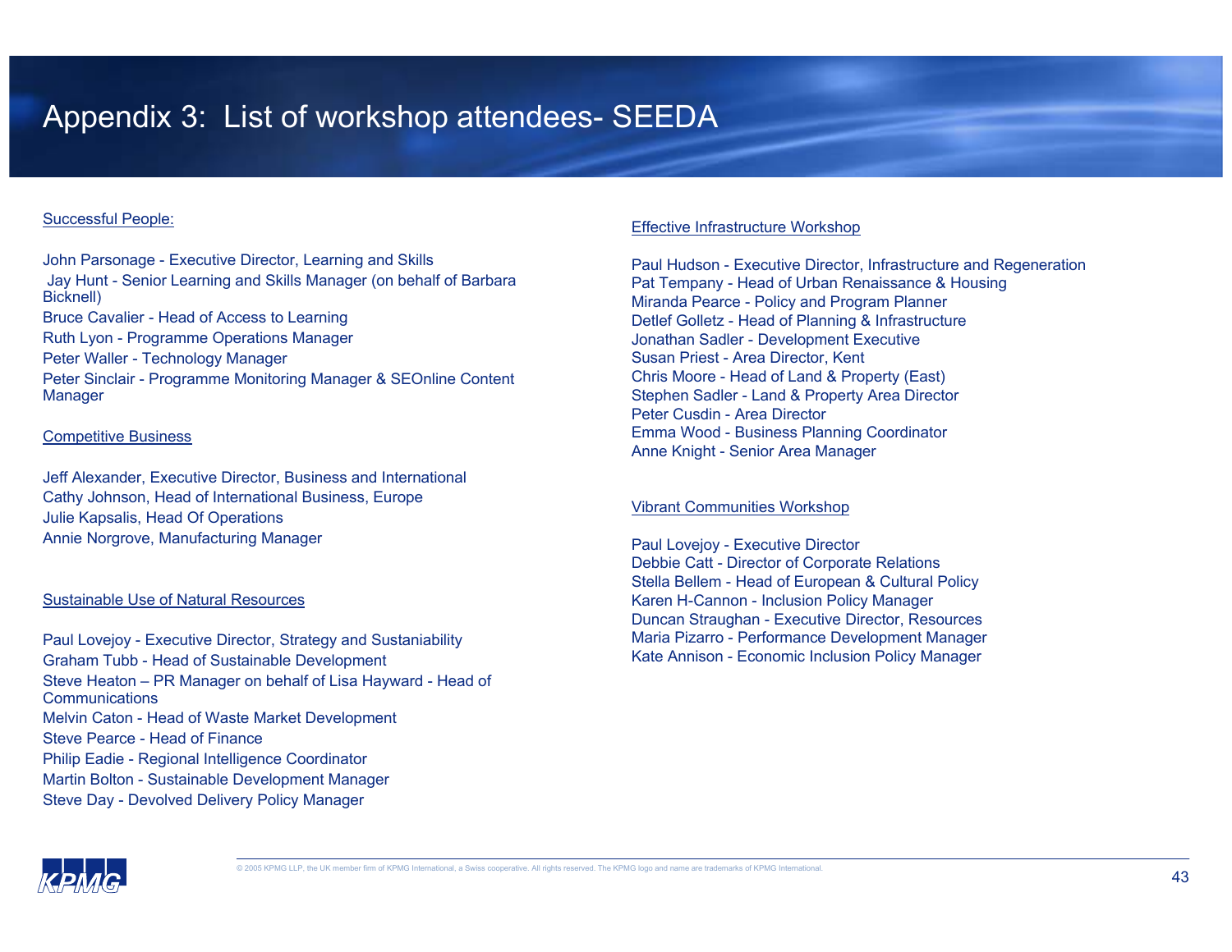# Appendix 3: List of workshop attendees- SEEDA

## Successful People:

John Parsonage - Executive Director, Learning and Skills
Jay Hunt - Senior Learning and Skills Manager (on behalf of Barbara Bicknell)
Bruce Cavalier - Head of Access to Learning
Ruth Lyon - Programme Operations Manager
Peter Waller - Technology Manager
Peter Sinclair - Programme Monitoring Manager & SEOnline Content Manager

## Competitive Business

Jeff Alexander, Executive Director, Business and International
Cathy Johnson, Head of International Business, Europe
Julie Kapsalis, Head Of Operations
Annie Norgrove, Manufacturing Manager

## Sustainable Use of Natural Resources

Paul Lovejoy - Executive Director, Strategy and Sustaniability
Graham Tubb - Head of Sustainable Development
Steve Heaton – PR Manager on behalf of Lisa Hayward - Head of Communications
Melvin Caton - Head of Waste Market Development
Steve Pearce - Head of Finance
Philip Eadie - Regional Intelligence Coordinator
Martin Bolton - Sustainable Development Manager
Steve Day - Devolved Delivery Policy Manager

## Effective Infrastructure Workshop

Paul Hudson - Executive Director, Infrastructure and Regeneration
Pat Tempany - Head of Urban Renaissance & Housing
Miranda Pearce - Policy and Program Planner
Detlef Golletz - Head of Planning & Infrastructure
Jonathan Sadler - Development Executive
Susan Priest - Area Director, Kent
Chris Moore - Head of Land & Property (East)
Stephen Sadler - Land & Property Area Director
Peter Cusdin - Area Director
Emma Wood - Business Planning Coordinator
Anne Knight - Senior Area Manager

## Vibrant Communities Workshop

Paul Lovejoy - Executive Director
Debbie Catt - Director of Corporate Relations
Stella Bellem - Head of European & Cultural Policy
Karen H-Cannon - Inclusion Policy Manager
Duncan Straughan - Executive Director, Resources
Maria Pizarro - Performance Development Manager
Kate Annison - Economic Inclusion Policy Manager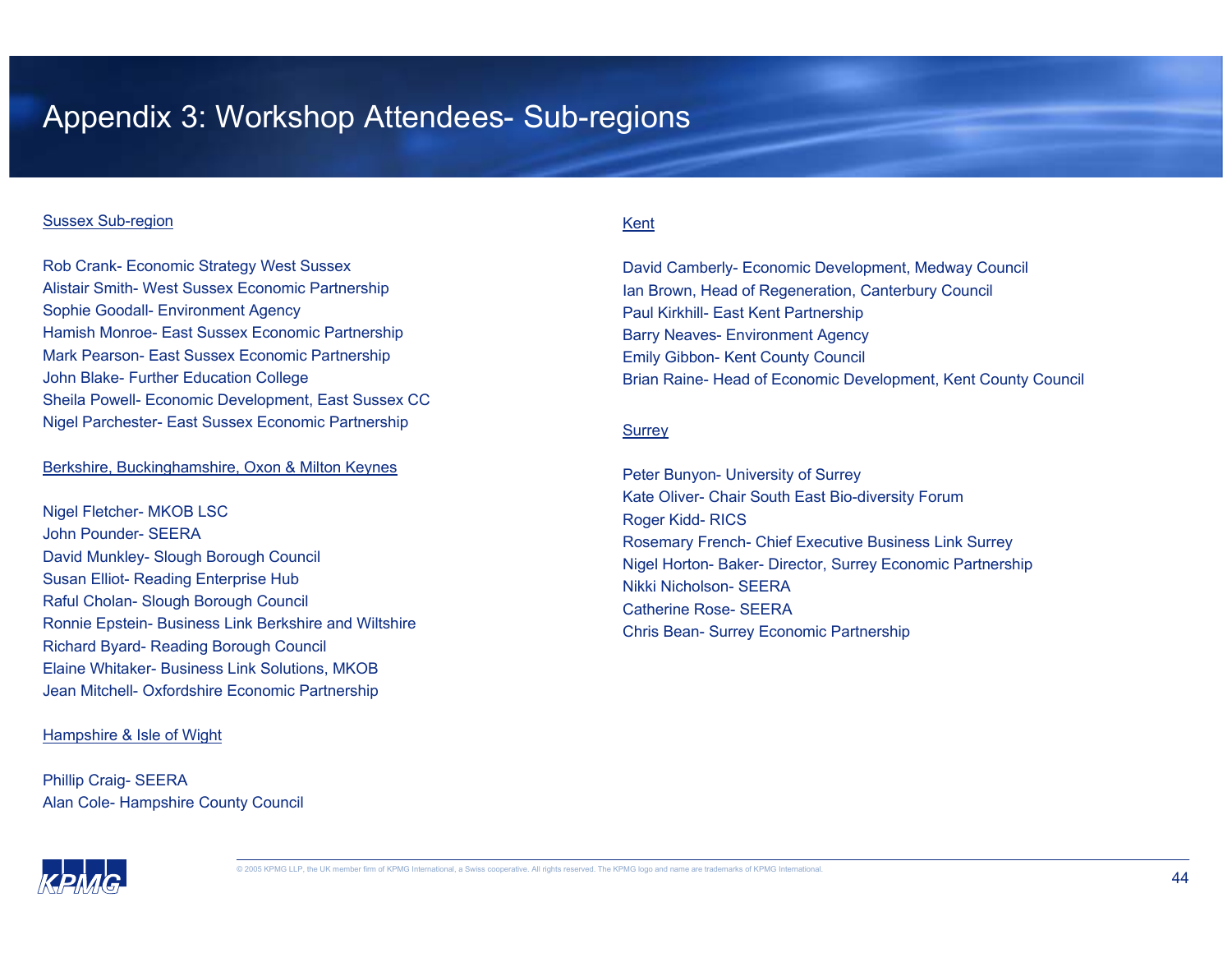# Appendix 3: Workshop Attendees- Sub-regions

Sussex Sub-region

Rob Crank- Economic Strategy West Sussex
Alistair Smith- West Sussex Economic Partnership
Sophie Goodall- Environment Agency
Hamish Monroe- East Sussex Economic Partnership
Mark Pearson- East Sussex Economic Partnership
John Blake- Further Education College
Sheila Powell- Economic Development, East Sussex CC
Nigel Parchester- East Sussex Economic Partnership

Berkshire, Buckinghamshire, Oxon & Milton Keynes

Nigel Fletcher- MKOB LSC
John Pounder- SEERA
David Munkley- Slough Borough Council
Susan Elliot- Reading Enterprise Hub
Raful Cholan- Slough Borough Council
Ronnie Epstein- Business Link Berkshire and Wiltshire
Richard Byard- Reading Borough Council
Elaine Whitaker- Business Link Solutions, MKOB
Jean Mitchell- Oxfordshire Economic Partnership

Hampshire & Isle of Wight

Phillip Craig- SEERA
Alan Cole- Hampshire County Council

Kent

David Camberly- Economic Development, Medway Council
Ian Brown, Head of Regeneration, Canterbury Council
Paul Kirkhill- East Kent Partnership
Barry Neaves- Environment Agency
Emily Gibbon- Kent County Council
Brian Raine- Head of Economic Development, Kent County Council

Surrey

Peter Bunyon- University of Surrey
Kate Oliver- Chair South East Bio-diversity Forum
Roger Kidd- RICS
Rosemary French- Chief Executive Business Link Surrey
Nigel Horton- Baker- Director, Surrey Economic Partnership
Nikki Nicholson- SEERA
Catherine Rose- SEERA
Chris Bean- Surrey Economic Partnership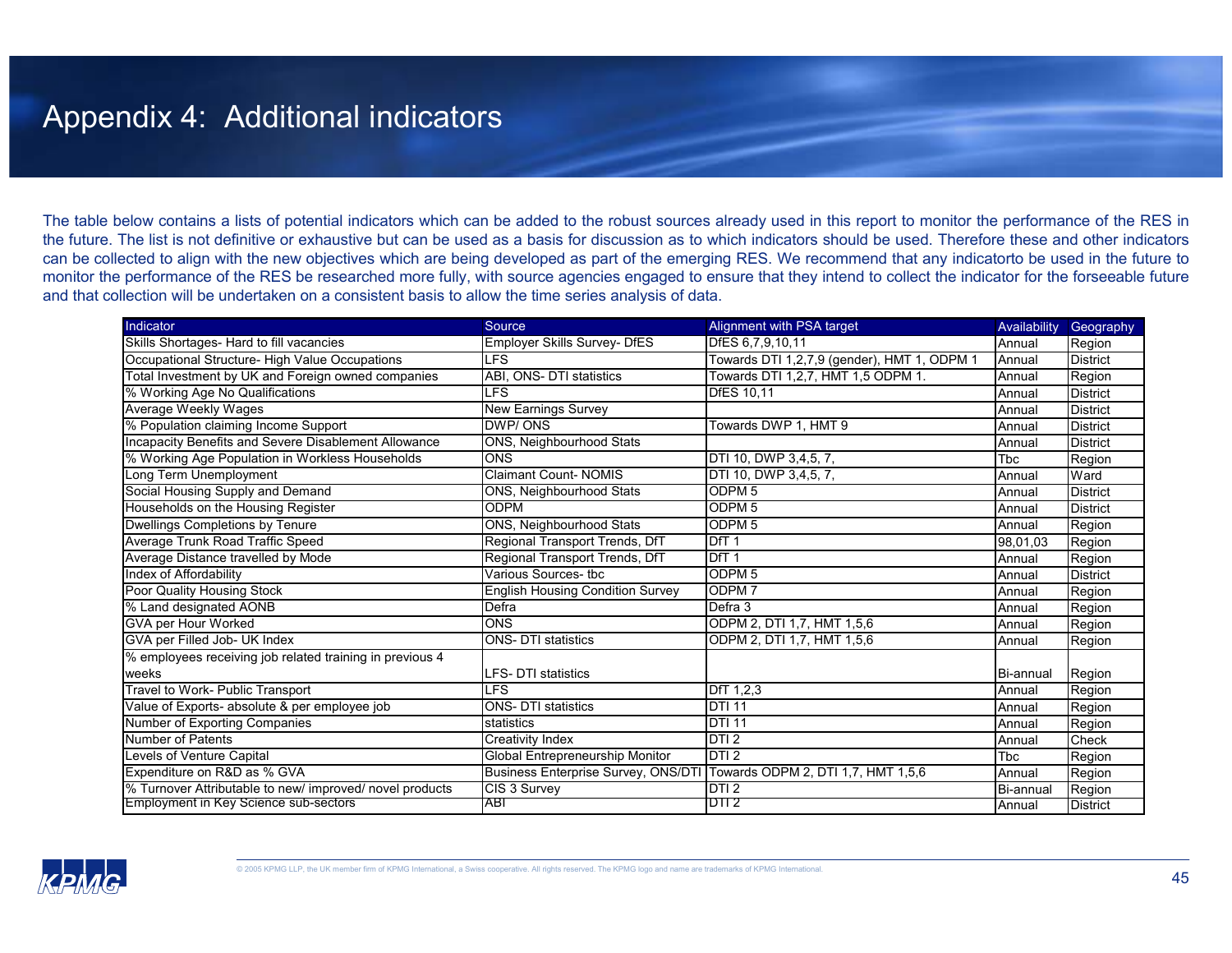# Appendix 4: Additional indicators

The table below contains a lists of potential indicators which can be added to the robust sources already used in this report to monitor the performance of the RES in the future. The list is not definitive or exhaustive but can be used as a basis for discussion as to which indicators should be used. Therefore these and other indicators can be collected to align with the new objectives which are being developed as part of the emerging RES. We recommend that any indicatorto be used in the future to monitor the performance of the RES be researched more fully, with source agencies engaged to ensure that they intend to collect the indicator for the forseeable future and that collection will be undertaken on a consistent basis to allow the time series analysis of data.

| Indicator | Source | Alignment with PSA target | Availability | Geography |
|---|---|---|---|---|
| Skills Shortages- Hard to fill vacancies | Employer Skills Survey- DfES | DfES 6,7,9,10,11 | Annual | Region |
| Occupational Structure- High Value Occupations | LFS | Towards DTI 1,2,7,9 (gender), HMT 1, ODPM 1 | Annual | District |
| Total Investment by UK and Foreign owned companies | ABI, ONS- DTI statistics | Towards DTI 1,2,7, HMT 1,5 ODPM 1. | Annual | Region |
| % Working Age No Qualifications | LFS | DfES 10,11 | Annual | District |
| Average Weekly Wages | New Earnings Survey | | Annual | District |
| % Population claiming Income Support | DWP/ ONS | Towards DWP 1, HMT 9 | Annual | District |
| Incapacity Benefits and Severe Disablement Allowance | ONS, Neighbourhood Stats | | Annual | District |
| % Working Age Population in Workless Households | ONS | DTI 10, DWP 3,4,5, 7, | Tbc | Region |
| Long Term Unemployment | Claimant Count- NOMIS | DTI 10, DWP 3,4,5, 7, | Annual | Ward |
| Social Housing Supply and Demand | ONS, Neighbourhood Stats | ODPM 5 | Annual | District |
| Households on the Housing Register | ODPM | ODPM 5 | Annual | District |
| Dwellings Completions by Tenure | ONS, Neighbourhood Stats | ODPM 5 | Annual | Region |
| Average Trunk Road Traffic Speed | Regional Transport Trends, DfT | DfT 1 | 98,01,03 | Region |
| Average Distance travelled by Mode | Regional Transport Trends, DfT | DfT 1 | Annual | Region |
| Index of Affordability | Various Sources- tbc | ODPM 5 | Annual | District |
| Poor Quality Housing Stock | English Housing Condition Survey | ODPM 7 | Annual | Region |
| % Land designated AONB | Defra | Defra 3 | Annual | Region |
| GVA per Hour Worked | ONS | ODPM 2, DTI 1,7, HMT 1,5,6 | Annual | Region |
| GVA per Filled Job- UK Index | ONS- DTI statistics | ODPM 2, DTI 1,7, HMT 1,5,6 | Annual | Region |
| % employees receiving job related training in previous 4 weeks | LFS- DTI statistics | | Bi-annual | Region |
| Travel to Work- Public Transport | LFS | DfT 1,2,3 | Annual | Region |
| Value of Exports- absolute & per employee job | ONS- DTI statistics | DTI 11 | Annual | Region |
| Number of Exporting Companies | statistics | DTI 11 | Annual | Region |
| Number of Patents | Creativity Index | DTI 2 | Annual | Check |
| Levels of Venture Capital | Global Entrepreneurship Monitor | DTI 2 | Tbc | Region |
| Expenditure on R&D as % GVA | Business Enterprise Survey, ONS/DTI | Towards ODPM 2, DTI 1,7, HMT 1,5,6 | Annual | Region |
| % Turnover Attributable to new/ improved/ novel products | CIS 3 Survey | DTI 2 | Bi-annual | Region |
| Employment in Key Science sub-sectors | ABI | DTI 2 | Annual | District |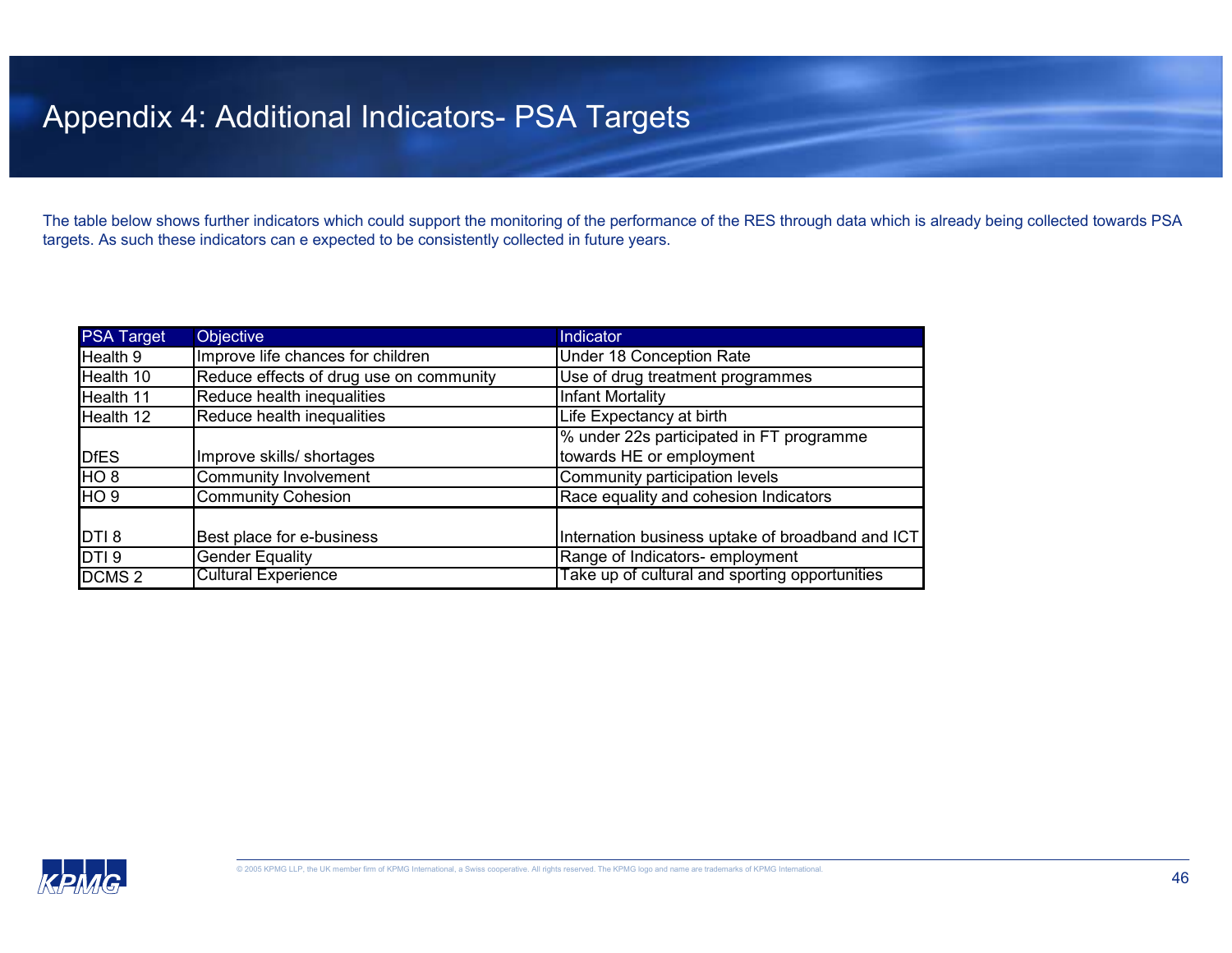# Appendix 4: Additional Indicators- PSA Targets

The table below shows further indicators which could support the monitoring of the performance of the RES through data which is already being collected towards PSA targets. As such these indicators can e expected to be consistently collected in future years.

| PSA Target | Objective | Indicator |
|---|---|---|
| Health 9 | Improve life chances for children | Under 18 Conception Rate |
| Health 10 | Reduce effects of drug use on community | Use of drug treatment programmes |
| Health 11 | Reduce health inequalities | Infant Mortality |
| Health 12 | Reduce health inequalities | Life Expectancy at birth |
| DfES | Improve skills/ shortages | % under 22s participated in FT programme towards HE or employment |
| HO 8 | Community Involvement | Community participation levels |
| HO 9 | Community Cohesion | Race equality and cohesion Indicators |
| DTI 8 | Best place for e-business | Internation business uptake of broadband and ICT |
| DTI 9 | Gender Equality | Range of Indicators- employment |
| DCMS 2 | Cultural Experience | Take up of cultural and sporting opportunities |

© 2005 KPMG LLP, the UK member firm of KPMG International, a Swiss cooperative. All rights reserved. The KPMG logo and name are trademarks of KPMG International.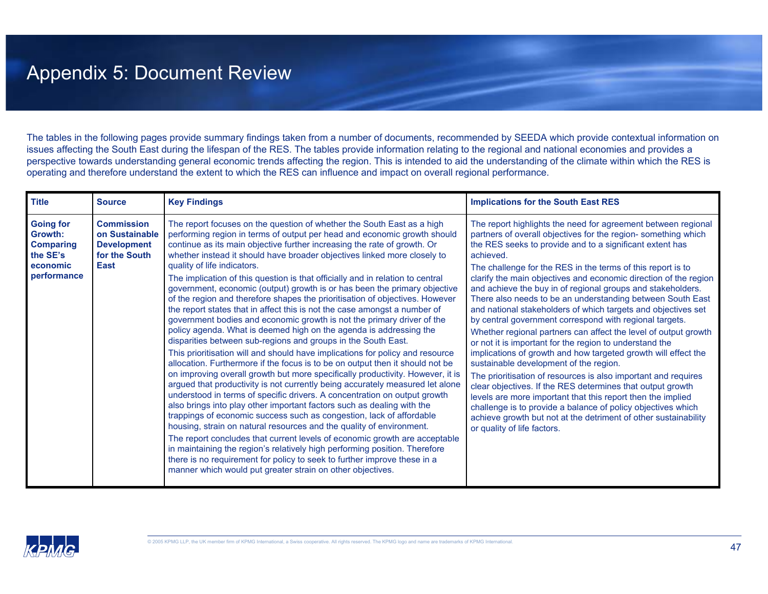# Appendix 5: Document Review

The tables in the following pages provide summary findings taken from a number of documents, recommended by SEEDA which provide contextual information on issues affecting the South East during the lifespan of the RES. The tables provide information relating to the regional and national economies and provides a perspective towards understanding general economic trends affecting the region. This is intended to aid the understanding of the climate within which the RES is operating and therefore understand the extent to which the RES can influence and impact on overall regional performance.

| Title | Source | Key Findings | Implications for the South East RES |
|---|---|---|---|
| **Going for Growth: Comparing the SE's economic performance** | **Commission on Sustainable Development for the South East** | The report focuses on the question of whether the South East as a high performing region in terms of output per head and economic growth should continue as its main objective further increasing the rate of growth. Or whether instead it should have broader objectives linked more closely to quality of life indicators.<br><br>The implication of this question is that officially and in relation to central government, economic (output) growth is or has been the primary objective of the region and therefore shapes the prioritisation of objectives. However the report states that in affect this is not the case amongst a number of government bodies and economic growth is not the primary driver of the policy agenda. What is deemed high on the agenda is addressing the disparities between sub-regions and groups in the South East.<br><br>This prioritisation will and should have implications for policy and resource allocation. Furthermore if the focus is to be on output then it should not be on improving overall growth but more specifically productivity. However, it is argued that productivity is not currently being accurately measured let alone understood in terms of specific drivers. A concentration on output growth also brings into play other important factors such as dealing with the trappings of economic success such as congestion, lack of affordable housing, strain on natural resources and the quality of environment.<br><br>The report concludes that current levels of economic growth are acceptable in maintaining the region's relatively high performing position. Therefore there is no requirement for policy to seek to further improve these in a manner which would put greater strain on other objectives. | The report highlights the need for agreement between regional partners of overall objectives for the region- something which the RES seeks to provide and to a significant extent has achieved.<br><br>The challenge for the RES in the terms of this report is to clarify the main objectives and economic direction of the region and achieve the buy in of regional groups and stakeholders. There also needs to be an understanding between South East and national stakeholders of which targets and objectives set by central government correspond with regional targets.<br><br>Whether regional partners can affect the level of output growth or not it is important for the region to understand the implications of growth and how targeted growth will effect the sustainable development of the region.<br><br>The prioritisation of resources is also important and requires clear objectives. If the RES determines that output growth levels are more important that this report then the implied challenge is to provide a balance of policy objectives which achieve growth but not at the detriment of other sustainability or quality of life factors. |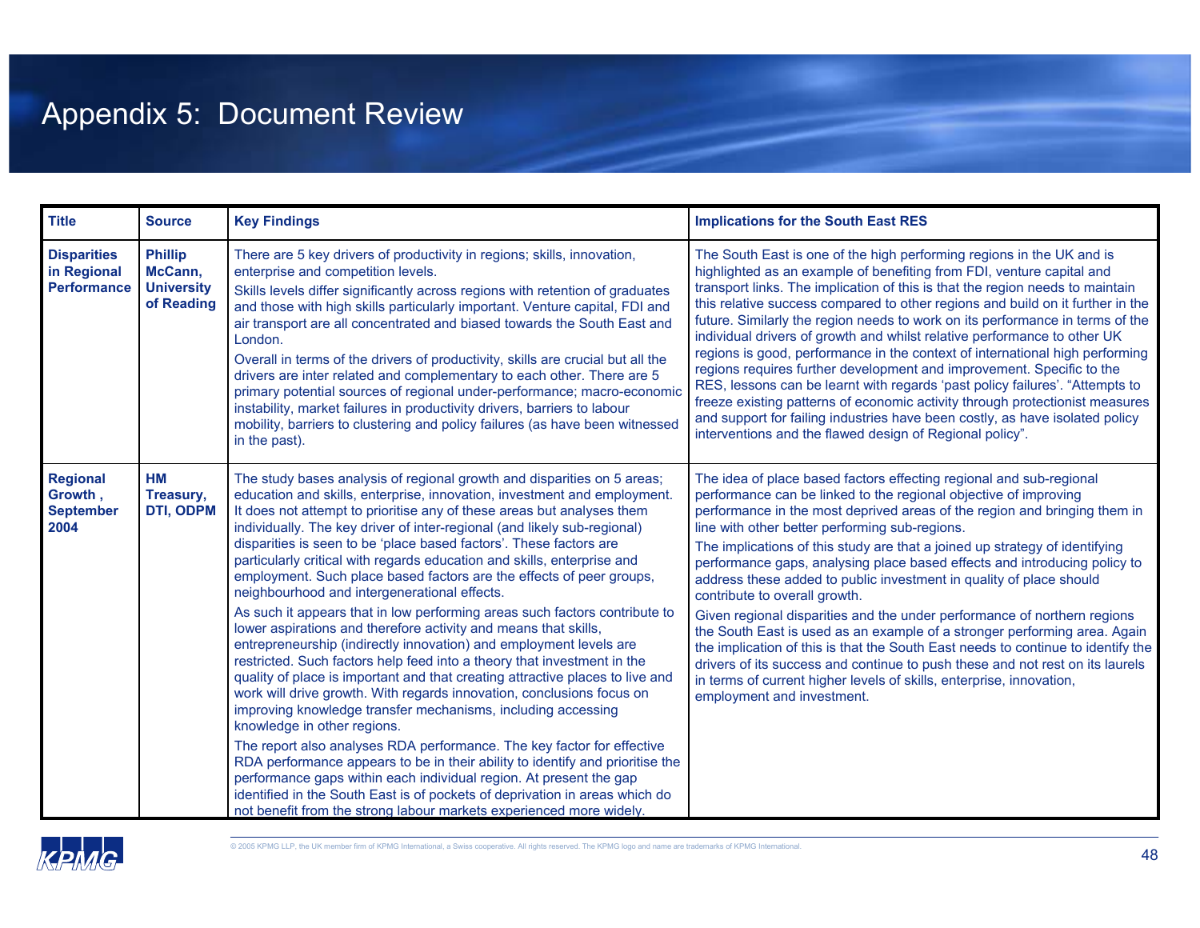# Appendix 5: Document Review

| Title | Source | Key Findings | Implications for the South East RES |
|---|---|---|---|
| **Disparities in Regional Performance** | **Phillip McCann, University of Reading** | There are 5 key drivers of productivity in regions; skills, innovation, enterprise and competition levels.<br>Skills levels differ significantly across regions with retention of graduates and those with high skills particularly important. Venture capital, FDI and air transport are all concentrated and biased towards the South East and London.<br>Overall in terms of the drivers of productivity, skills are crucial but all the drivers are inter related and complementary to each other. There are 5 primary potential sources of regional under-performance; macro-economic instability, market failures in productivity drivers, barriers to labour mobility, barriers to clustering and policy failures (as have been witnessed in the past). | The South East is one of the high performing regions in the UK and is highlighted as an example of benefiting from FDI, venture capital and transport links. The implication of this is that the region needs to maintain this relative success compared to other regions and build on it further in the future. Similarly the region needs to work on its performance in terms of the individual drivers of growth and whilst relative performance to other UK regions is good, performance in the context of international high performing regions requires further development and improvement. Specific to the RES, lessons can be learnt with regards 'past policy failures'. "Attempts to freeze existing patterns of economic activity through protectionist measures and support for failing industries have been costly, as have isolated policy interventions and the flawed design of Regional policy". |
| **Regional Growth , September 2004** | **HM Treasury, DTI, ODPM** | The study bases analysis of regional growth and disparities on 5 areas; education and skills, enterprise, innovation, investment and employment. It does not attempt to prioritise any of these areas but analyses them individually. The key driver of inter-regional (and likely sub-regional) disparities is seen to be 'place based factors'. These factors are particularly critical with regards education and skills, enterprise and employment. Such place based factors are the effects of peer groups, neighbourhood and intergenerational effects.<br>As such it appears that in low performing areas such factors contribute to lower aspirations and therefore activity and means that skills, entrepreneurship (indirectly innovation) and employment levels are restricted. Such factors help feed into a theory that investment in the quality of place is important and that creating attractive places to live and work will drive growth. With regards innovation, conclusions focus on improving knowledge transfer mechanisms, including accessing knowledge in other regions.<br>The report also analyses RDA performance. The key factor for effective RDA performance appears to be in their ability to identify and prioritise the performance gaps within each individual region. At present the gap identified in the South East is of pockets of deprivation in areas which do not benefit from the strong labour markets experienced more widely. | The idea of place based factors effecting regional and sub-regional performance can be linked to the regional objective of improving performance in the most deprived areas of the region and bringing them in line with other better performing sub-regions.<br>The implications of this study are that a joined up strategy of identifying performance gaps, analysing place based effects and introducing policy to address these added to public investment in quality of place should contribute to overall growth.<br>Given regional disparities and the under performance of northern regions the South East is used as an example of a stronger performing area. Again the implication of this is that the South East needs to continue to identify the drivers of its success and continue to push these and not rest on its laurels in terms of current higher levels of skills, enterprise, innovation, employment and investment. |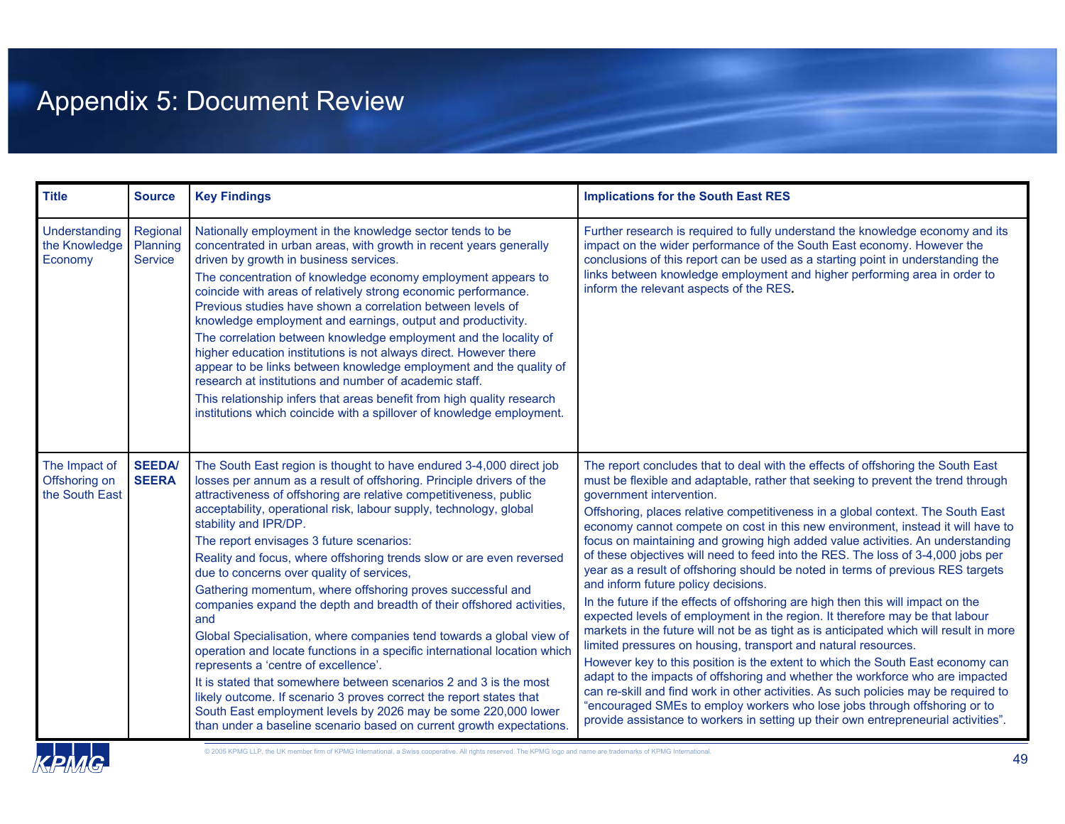# Appendix 5: Document Review

| Title | Source | Key Findings | Implications for the South East RES |
|---|---|---|---|
| Understanding the Knowledge Economy | Regional Planning Service | Nationally employment in the knowledge sector tends to be concentrated in urban areas, with growth in recent years generally driven by growth in business services.<br>The concentration of knowledge economy employment appears to coincide with areas of relatively strong economic performance. Previous studies have shown a correlation between levels of knowledge employment and earnings, output and productivity.<br>The correlation between knowledge employment and the locality of higher education institutions is not always direct. However there appear to be links between knowledge employment and the quality of research at institutions and number of academic staff.<br>This relationship infers that areas benefit from high quality research institutions which coincide with a spillover of knowledge employment. | Further research is required to fully understand the knowledge economy and its impact on the wider performance of the South East economy. However the conclusions of this report can be used as a starting point in understanding the links between knowledge employment and higher performing area in order to inform the relevant aspects of the RES**.** |
| The Impact of Offshoring on the South East | **SEEDA/ SEERA** | The South East region is thought to have endured 3-4,000 direct job losses per annum as a result of offshoring. Principle drivers of the attractiveness of offshoring are relative competitiveness, public acceptability, operational risk, labour supply, technology, global stability and IPR/DP.<br>The report envisages 3 future scenarios:<br>Reality and focus, where offshoring trends slow or are even reversed due to concerns over quality of services,<br>Gathering momentum, where offshoring proves successful and companies expand the depth and breadth of their offshored activities, and<br>Global Specialisation, where companies tend towards a global view of operation and locate functions in a specific international location which represents a 'centre of excellence'.<br>It is stated that somewhere between scenarios 2 and 3 is the most likely outcome. If scenario 3 proves correct the report states that South East employment levels by 2026 may be some 220,000 lower than under a baseline scenario based on current growth expectations. | The report concludes that to deal with the effects of offshoring the South East must be flexible and adaptable, rather that seeking to prevent the trend through government intervention.<br>Offshoring, places relative competitiveness in a global context. The South East economy cannot compete on cost in this new environment, instead it will have to focus on maintaining and growing high added value activities. An understanding of these objectives will need to feed into the RES. The loss of 3-4,000 jobs per year as a result of offshoring should be noted in terms of previous RES targets and inform future policy decisions.<br>In the future if the effects of offshoring are high then this will impact on the expected levels of employment in the region. It therefore may be that labour markets in the future will not be as tight as is anticipated which will result in more limited pressures on housing, transport and natural resources.<br>However key to this position is the extent to which the South East economy can adapt to the impacts of offshoring and whether the workforce who are impacted can re-skill and find work in other activities. As such policies may be required to "encouraged SMEs to employ workers who lose jobs through offshoring or to provide assistance to workers in setting up their own entrepreneurial activities". |

© 2005 KPMG LLP, the UK member firm of KPMG International, a Swiss cooperative. All rights reserved. The KPMG logo and name are trademarks of KPMG International.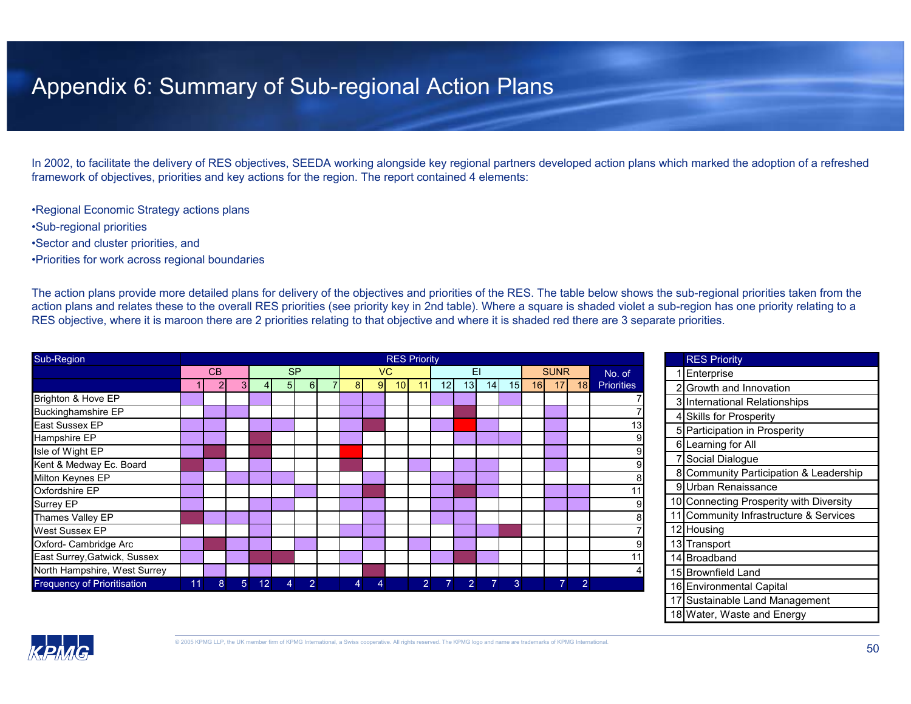# Appendix 6: Summary of Sub-regional Action Plans

In 2002, to facilitate the delivery of RES objectives, SEEDA working alongside key regional partners developed action plans which marked the adoption of a refreshed framework of objectives, priorities and key actions for the region. The report contained 4 elements:

- Regional Economic Strategy actions plans
- Sub-regional priorities
- Sector and cluster priorities, and
- Priorities for work across regional boundaries

The action plans provide more detailed plans for delivery of the objectives and priorities of the RES. The table below shows the sub-regional priorities taken from the action plans and relates these to the overall RES priorities (see priority key in 2nd table). Where a square is shaded violet a sub-region has one priority relating to a RES objective, where it is maroon there are 2 priorities relating to that objective and where it is shaded red there are 3 separate priorities.

(In the table below, shaded cells are marked V = violet, M = maroon, R = red.)

| Sub-Region | RES Priority | | | | | | | | | | | | | | | | | | |
|---|---|---|---|---|---|---|---|---|---|---|---|---|---|---|---|---|---|---|---|
| | CB | | | SP | | | | VC | | | | EI | | | | SUNR | | | No. of Priorities |
| | 1 | 2 | 3 | 4 | 5 | 6 | 7 | 8 | 9 | 10 | 11 | 12 | 13 | 14 | 15 | 16 | 17 | 18 | |
| Brighton & Hove EP | V | | | V | | | | V | V | | | V | V | | V | | | | 7 |
| Buckinghamshire EP | | V | V | | | | | V | V | | | | M | | | | V | | 7 |
| East Sussex EP | V | V | | V | V | | | V | M | | | V | R | V | | | V | | 13 |
| Hampshire EP | V | V | | M | | | | V | | | | | V | V | V | | V | | 9 |
| Isle of Wight EP | V | M | | M | | | | R | | | | | | | | | V | | 9 |
| Kent & Medway Ec. Board | M | V | | V | | | | M | | | V | | V | V | | | V | | 9 |
| Milton Keynes EP | V | | V | V | V | | | | V | | | V | V | V | | | | | 8 |
| Oxfordshire EP | V | | | | | V | | V | M | | | V | M | V | | | V | V | 11 |
| Surrey EP | V | | | V | V | | | V | V | | | V | V | | | | V | V | 9 |
| Thames Valley EP | M | V | V | V | | | | | V | | | V | V | | | | | | 8 |
| West Sussex EP | | | | V | | | | V | V | | | | V | V | M | | | | 7 |
| Oxford- Cambridge Arc | V | M | V | V | | V | | | V | | V | | V | | | | | | 9 |
| East Surrey,Gatwick, Sussex | V | | V | M | M | | | V | | | | V | M | V | | | | | 11 |
| North Hampshire, West Surrey | | V | | V | | | | | M | | | | | | | | | | 4 |
| Frequency of Prioritisation | 11 | 8 | 5 | 12 | 4 | 2 | | 4 | 4 | | 2 | 7 | 2 | 7 | 3 | | 7 | 2 | |

| | RES Priority |
|---|---|
| 1 | Enterprise |
| 2 | Growth and Innovation |
| 3 | International Relationships |
| 4 | Skills for Prosperity |
| 5 | Participation in Prosperity |
| 6 | Learning for All |
| 7 | Social Dialogue |
| 8 | Community Participation & Leadership |
| 9 | Urban Renaissance |
| 10 | Connecting Prosperity with Diversity |
| 11 | Community Infrastructure & Services |
| 12 | Housing |
| 13 | Transport |
| 14 | Broadband |
| 15 | Brownfield Land |
| 16 | Environmental Capital |
| 17 | Sustainable Land Management |
| 18 | Water, Waste and Energy |

© 2005 KPMG LLP, the UK member firm of KPMG International, a Swiss cooperative. All rights reserved. The KPMG logo and name are trademarks of KPMG International.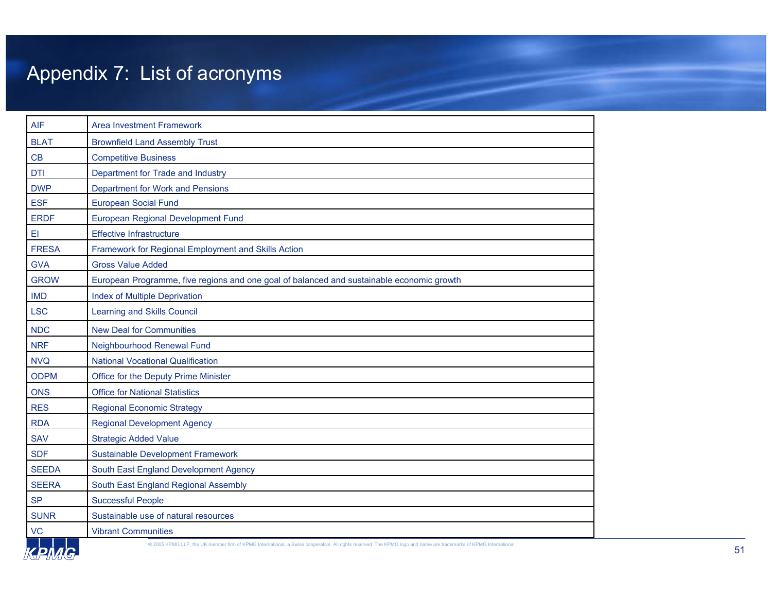# Appendix 7: List of acronyms

| | |
|---|---|
| AIF | Area Investment Framework |
| BLAT | Brownfield Land Assembly Trust |
| CB | Competitive Business |
| DTI | Department for Trade and Industry |
| DWP | Department for Work and Pensions |
| ESF | European Social Fund |
| ERDF | European Regional Development Fund |
| EI | Effective Infrastructure |
| FRESA | Framework for Regional Employment and Skills Action |
| GVA | Gross Value Added |
| GROW | European Programme, five regions and one goal of balanced and sustainable economic growth |
| IMD | Index of Multiple Deprivation |
| LSC | Learning and Skills Council |
| NDC | New Deal for Communities |
| NRF | Neighbourhood Renewal Fund |
| NVQ | National Vocational Qualification |
| ODPM | Office for the Deputy Prime Minister |
| ONS | Office for National Statistics |
| RES | Regional Economic Strategy |
| RDA | Regional Development Agency |
| SAV | Strategic Added Value |
| SDF | Sustainable Development Framework |
| SEEDA | South East England Development Agency |
| SEERA | South East England Regional Assembly |
| SP | Successful People |
| SUNR | Sustainable use of natural resources |
| VC | Vibrant Communities |

© 2005 KPMG LLP, the UK member firm of KPMG International, a Swiss cooperative. All rights reserved. The KPMG logo and name are trademarks of KPMG International.